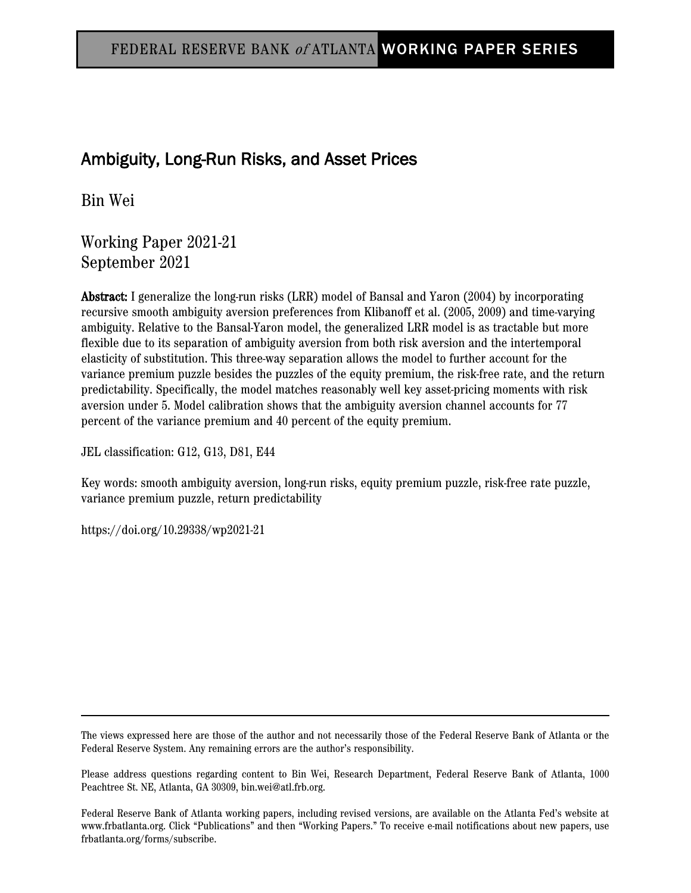FEDERAL RESERVE BANK *of* ATLANTA WORKING PAPER SERIES

# Ambiguity, Long-Run Risks, and Asset Prices

Bin Wei

Working Paper 2021-21
September 2021

**Abstract:** I generalize the long-run risks (LRR) model of Bansal and Yaron (2004) by incorporating recursive smooth ambiguity aversion preferences from Klibanoff et al. (2005, 2009) and time-varying ambiguity. Relative to the Bansal-Yaron model, the generalized LRR model is as tractable but more flexible due to its separation of ambiguity aversion from both risk aversion and the intertemporal elasticity of substitution. This three-way separation allows the model to further account for the variance premium puzzle besides the puzzles of the equity premium, the risk-free rate, and the return predictability. Specifically, the model matches reasonably well key asset-pricing moments with risk aversion under 5. Model calibration shows that the ambiguity aversion channel accounts for 77 percent of the variance premium and 40 percent of the equity premium.

JEL classification: G12, G13, D81, E44

Key words: smooth ambiguity aversion, long-run risks, equity premium puzzle, risk-free rate puzzle, variance premium puzzle, return predictability

https://doi.org/10.29338/wp2021-21

---

The views expressed here are those of the author and not necessarily those of the Federal Reserve Bank of Atlanta or the Federal Reserve System. Any remaining errors are the author's responsibility.

Please address questions regarding content to Bin Wei, Research Department, Federal Reserve Bank of Atlanta, 1000 Peachtree St. NE, Atlanta, GA 30309, bin.wei@atl.frb.org.

Federal Reserve Bank of Atlanta working papers, including revised versions, are available on the Atlanta Fed's website at www.frbatlanta.org. Click "Publications" and then "Working Papers." To receive e-mail notifications about new papers, use frbatlanta.org/forms/subscribe.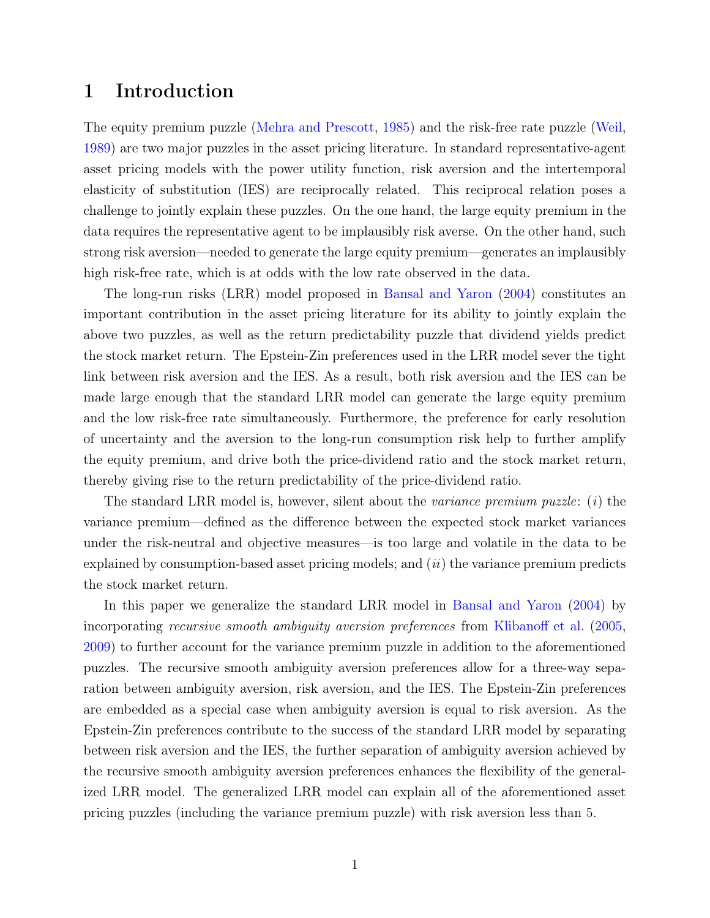# 1 Introduction

The equity premium puzzle (Mehra and Prescott, 1985) and the risk-free rate puzzle (Weil, 1989) are two major puzzles in the asset pricing literature. In standard representative-agent asset pricing models with the power utility function, risk aversion and the intertemporal elasticity of substitution (IES) are reciprocally related. This reciprocal relation poses a challenge to jointly explain these puzzles. On the one hand, the large equity premium in the data requires the representative agent to be implausibly risk averse. On the other hand, such strong risk aversion—needed to generate the large equity premium—generates an implausibly high risk-free rate, which is at odds with the low rate observed in the data.

The long-run risks (LRR) model proposed in Bansal and Yaron (2004) constitutes an important contribution in the asset pricing literature for its ability to jointly explain the above two puzzles, as well as the return predictability puzzle that dividend yields predict the stock market return. The Epstein-Zin preferences used in the LRR model sever the tight link between risk aversion and the IES. As a result, both risk aversion and the IES can be made large enough that the standard LRR model can generate the large equity premium and the low risk-free rate simultaneously. Furthermore, the preference for early resolution of uncertainty and the aversion to the long-run consumption risk help to further amplify the equity premium, and drive both the price-dividend ratio and the stock market return, thereby giving rise to the return predictability of the price-dividend ratio.

The standard LRR model is, however, silent about the *variance premium puzzle*: (*i*) the variance premium—defined as the difference between the expected stock market variances under the risk-neutral and objective measures—is too large and volatile in the data to be explained by consumption-based asset pricing models; and (*ii*) the variance premium predicts the stock market return.

In this paper we generalize the standard LRR model in Bansal and Yaron (2004) by incorporating *recursive smooth ambiguity aversion preferences* from Klibanoff et al. (2005, 2009) to further account for the variance premium puzzle in addition to the aforementioned puzzles. The recursive smooth ambiguity aversion preferences allow for a three-way separation between ambiguity aversion, risk aversion, and the IES. The Epstein-Zin preferences are embedded as a special case when ambiguity aversion is equal to risk aversion. As the Epstein-Zin preferences contribute to the success of the standard LRR model by separating between risk aversion and the IES, the further separation of ambiguity aversion achieved by the recursive smooth ambiguity aversion preferences enhances the flexibility of the generalized LRR model. The generalized LRR model can explain all of the aforementioned asset pricing puzzles (including the variance premium puzzle) with risk aversion less than 5.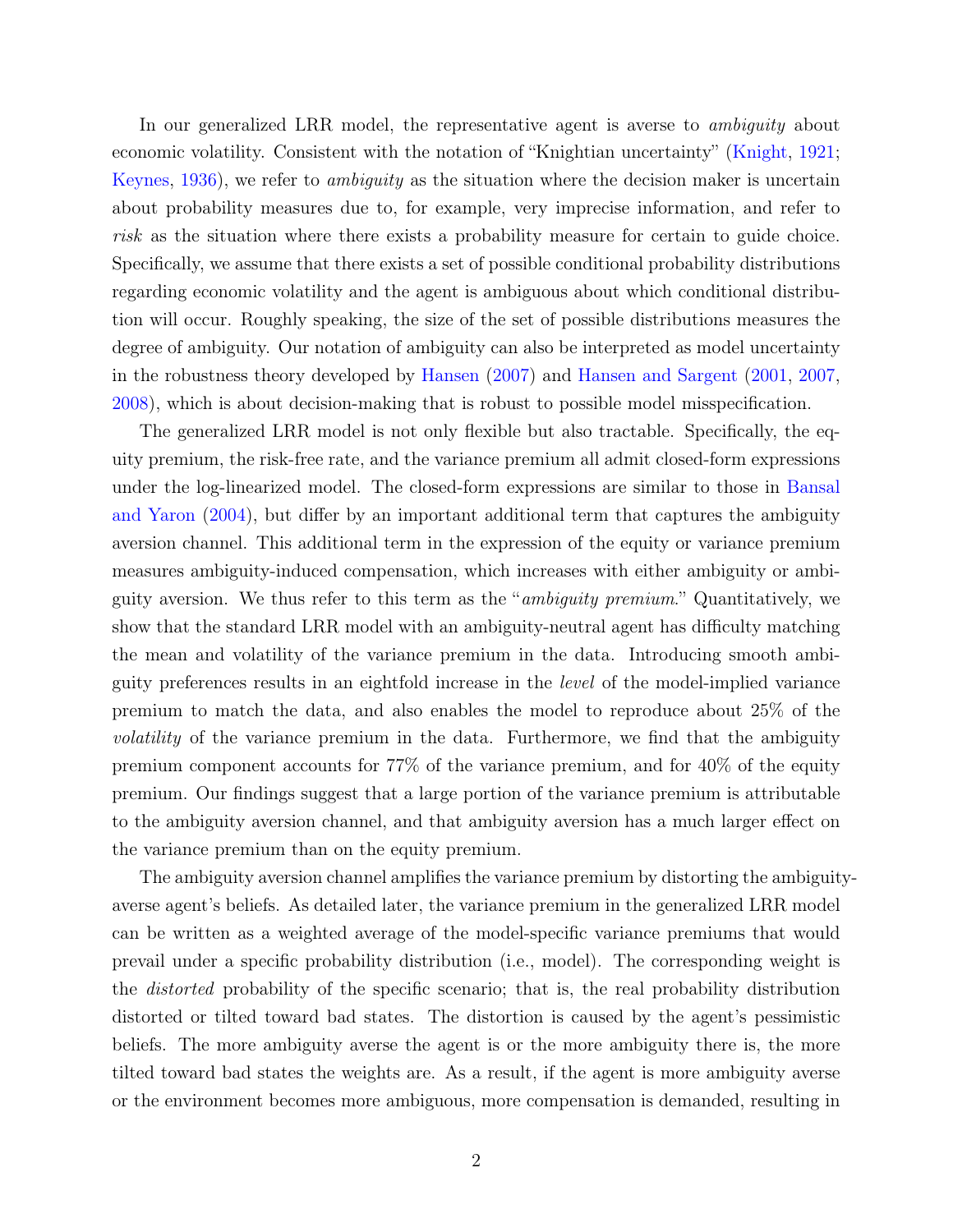In our generalized LRR model, the representative agent is averse to *ambiguity* about economic volatility. Consistent with the notation of "Knightian uncertainty" (Knight, 1921; Keynes, 1936), we refer to *ambiguity* as the situation where the decision maker is uncertain about probability measures due to, for example, very imprecise information, and refer to *risk* as the situation where there exists a probability measure for certain to guide choice. Specifically, we assume that there exists a set of possible conditional probability distributions regarding economic volatility and the agent is ambiguous about which conditional distribution will occur. Roughly speaking, the size of the set of possible distributions measures the degree of ambiguity. Our notation of ambiguity can also be interpreted as model uncertainty in the robustness theory developed by Hansen (2007) and Hansen and Sargent (2001, 2007, 2008), which is about decision-making that is robust to possible model misspecification.

The generalized LRR model is not only flexible but also tractable. Specifically, the equity premium, the risk-free rate, and the variance premium all admit closed-form expressions under the log-linearized model. The closed-form expressions are similar to those in Bansal and Yaron (2004), but differ by an important additional term that captures the ambiguity aversion channel. This additional term in the expression of the equity or variance premium measures ambiguity-induced compensation, which increases with either ambiguity or ambiguity aversion. We thus refer to this term as the "*ambiguity premium*." Quantitatively, we show that the standard LRR model with an ambiguity-neutral agent has difficulty matching the mean and volatility of the variance premium in the data. Introducing smooth ambiguity preferences results in an eightfold increase in the *level* of the model-implied variance premium to match the data, and also enables the model to reproduce about 25% of the *volatility* of the variance premium in the data. Furthermore, we find that the ambiguity premium component accounts for 77% of the variance premium, and for 40% of the equity premium. Our findings suggest that a large portion of the variance premium is attributable to the ambiguity aversion channel, and that ambiguity aversion has a much larger effect on the variance premium than on the equity premium.

The ambiguity aversion channel amplifies the variance premium by distorting the ambiguity-averse agent's beliefs. As detailed later, the variance premium in the generalized LRR model can be written as a weighted average of the model-specific variance premiums that would prevail under a specific probability distribution (i.e., model). The corresponding weight is the *distorted* probability of the specific scenario; that is, the real probability distribution distorted or tilted toward bad states. The distortion is caused by the agent's pessimistic beliefs. The more ambiguity averse the agent is or the more ambiguity there is, the more tilted toward bad states the weights are. As a result, if the agent is more ambiguity averse or the environment becomes more ambiguous, more compensation is demanded, resulting in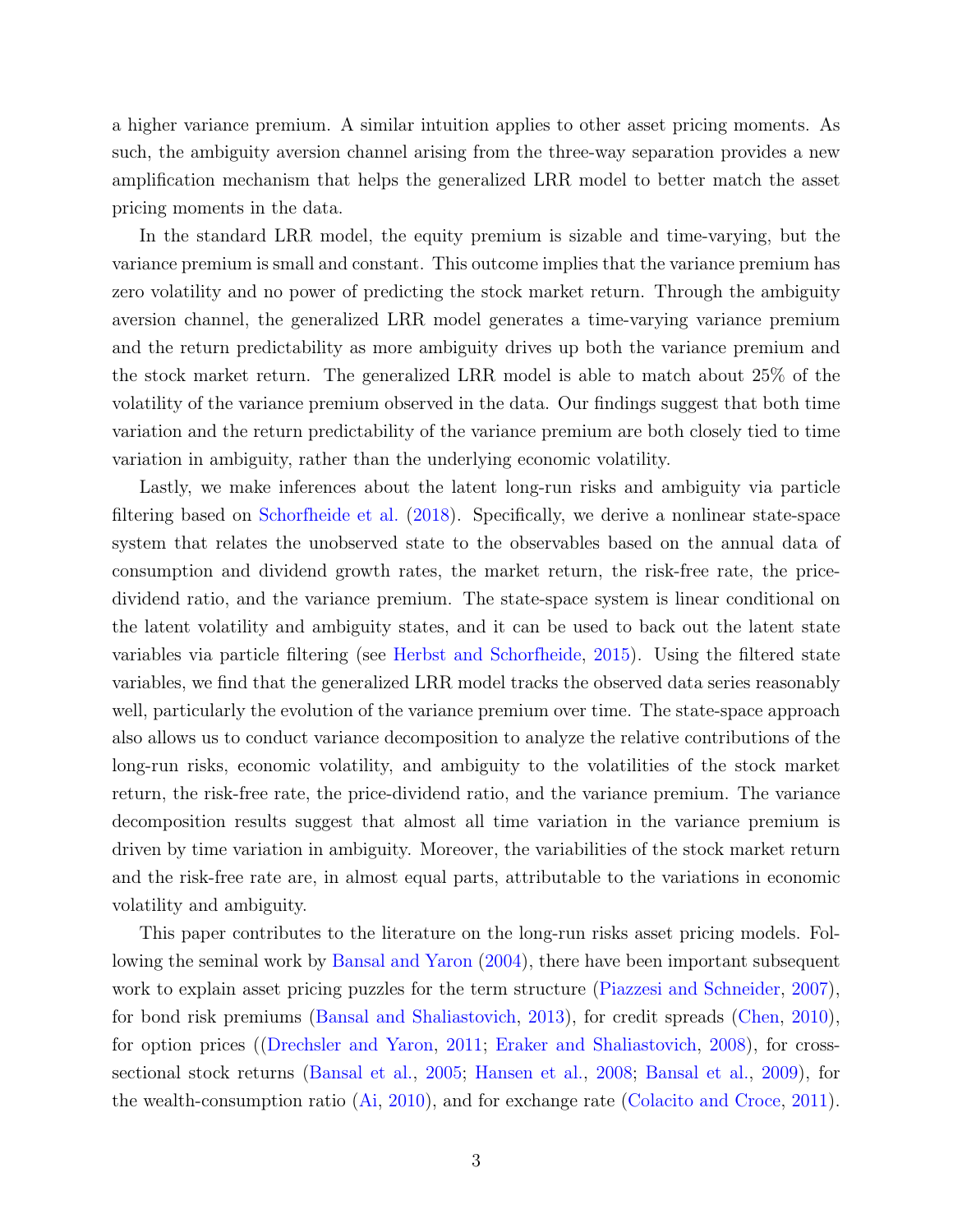a higher variance premium. A similar intuition applies to other asset pricing moments. As such, the ambiguity aversion channel arising from the three-way separation provides a new amplification mechanism that helps the generalized LRR model to better match the asset pricing moments in the data.

In the standard LRR model, the equity premium is sizable and time-varying, but the variance premium is small and constant. This outcome implies that the variance premium has zero volatility and no power of predicting the stock market return. Through the ambiguity aversion channel, the generalized LRR model generates a time-varying variance premium and the return predictability as more ambiguity drives up both the variance premium and the stock market return. The generalized LRR model is able to match about 25% of the volatility of the variance premium observed in the data. Our findings suggest that both time variation and the return predictability of the variance premium are both closely tied to time variation in ambiguity, rather than the underlying economic volatility.

Lastly, we make inferences about the latent long-run risks and ambiguity via particle filtering based on Schorfheide et al. (2018). Specifically, we derive a nonlinear state-space system that relates the unobserved state to the observables based on the annual data of consumption and dividend growth rates, the market return, the risk-free rate, the price-dividend ratio, and the variance premium. The state-space system is linear conditional on the latent volatility and ambiguity states, and it can be used to back out the latent state variables via particle filtering (see Herbst and Schorfheide, 2015). Using the filtered state variables, we find that the generalized LRR model tracks the observed data series reasonably well, particularly the evolution of the variance premium over time. The state-space approach also allows us to conduct variance decomposition to analyze the relative contributions of the long-run risks, economic volatility, and ambiguity to the volatilities of the stock market return, the risk-free rate, the price-dividend ratio, and the variance premium. The variance decomposition results suggest that almost all time variation in the variance premium is driven by time variation in ambiguity. Moreover, the variabilities of the stock market return and the risk-free rate are, in almost equal parts, attributable to the variations in economic volatility and ambiguity.

This paper contributes to the literature on the long-run risks asset pricing models. Following the seminal work by Bansal and Yaron (2004), there have been important subsequent work to explain asset pricing puzzles for the term structure (Piazzesi and Schneider, 2007), for bond risk premiums (Bansal and Shaliastovich, 2013), for credit spreads (Chen, 2010), for option prices ((Drechsler and Yaron, 2011; Eraker and Shaliastovich, 2008), for cross-sectional stock returns (Bansal et al., 2005; Hansen et al., 2008; Bansal et al., 2009), for the wealth-consumption ratio (Ai, 2010), and for exchange rate (Colacito and Croce, 2011).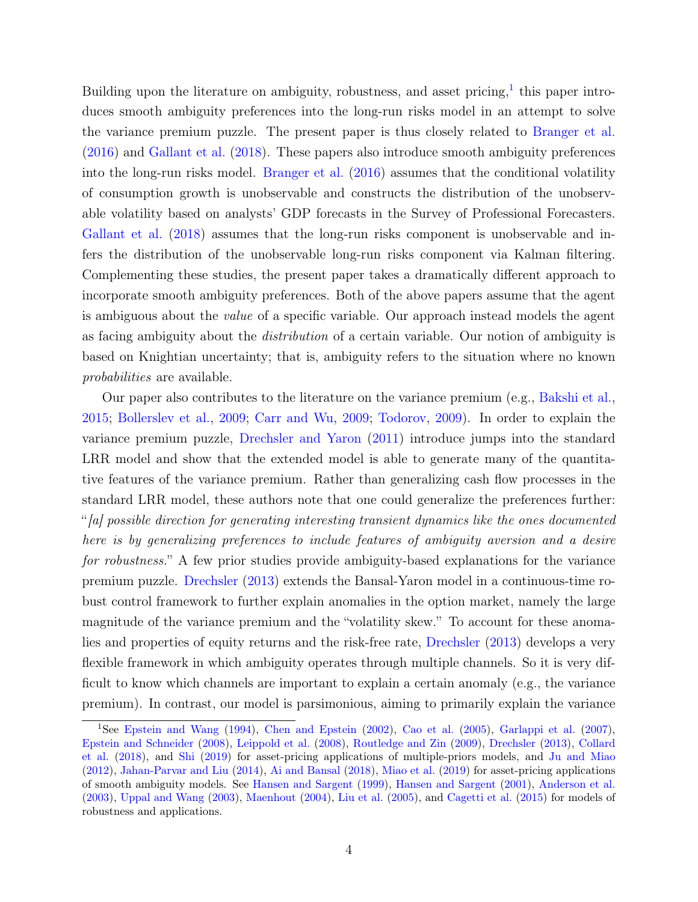Building upon the literature on ambiguity, robustness, and asset pricing,[1] this paper introduces smooth ambiguity preferences into the long-run risks model in an attempt to solve the variance premium puzzle. The present paper is thus closely related to Branger et al. (2016) and Gallant et al. (2018). These papers also introduce smooth ambiguity preferences into the long-run risks model. Branger et al. (2016) assumes that the conditional volatility of consumption growth is unobservable and constructs the distribution of the unobservable volatility based on analysts' GDP forecasts in the Survey of Professional Forecasters. Gallant et al. (2018) assumes that the long-run risks component is unobservable and infers the distribution of the unobservable long-run risks component via Kalman filtering. Complementing these studies, the present paper takes a dramatically different approach to incorporate smooth ambiguity preferences. Both of the above papers assume that the agent is ambiguous about the *value* of a specific variable. Our approach instead models the agent as facing ambiguity about the *distribution* of a certain variable. Our notion of ambiguity is based on Knightian uncertainty; that is, ambiguity refers to the situation where no known *probabilities* are available.

Our paper also contributes to the literature on the variance premium (e.g., Bakshi et al., 2015; Bollerslev et al., 2009; Carr and Wu, 2009; Todorov, 2009). In order to explain the variance premium puzzle, Drechsler and Yaron (2011) introduce jumps into the standard LRR model and show that the extended model is able to generate many of the quantitative features of the variance premium. Rather than generalizing cash flow processes in the standard LRR model, these authors note that one could generalize the preferences further: "*[a] possible direction for generating interesting transient dynamics like the ones documented here is by generalizing preferences to include features of ambiguity aversion and a desire for robustness.*" A few prior studies provide ambiguity-based explanations for the variance premium puzzle. Drechsler (2013) extends the Bansal-Yaron model in a continuous-time robust control framework to further explain anomalies in the option market, namely the large magnitude of the variance premium and the "volatility skew." To account for these anomalies and properties of equity returns and the risk-free rate, Drechsler (2013) develops a very flexible framework in which ambiguity operates through multiple channels. So it is very difficult to know which channels are important to explain a certain anomaly (e.g., the variance premium). In contrast, our model is parsimonious, aiming to primarily explain the variance

[1] See Epstein and Wang (1994), Chen and Epstein (2002), Cao et al. (2005), Garlappi et al. (2007), Epstein and Schneider (2008), Leippold et al. (2008), Routledge and Zin (2009), Drechsler (2013), Collard et al. (2018), and Shi (2019) for asset-pricing applications of multiple-priors models, and Ju and Miao (2012), Jahan-Parvar and Liu (2014), Ai and Bansal (2018), Miao et al. (2019) for asset-pricing applications of smooth ambiguity models. See Hansen and Sargent (1999), Hansen and Sargent (2001), Anderson et al. (2003), Uppal and Wang (2003), Maenhout (2004), Liu et al. (2005), and Cagetti et al. (2015) for models of robustness and applications.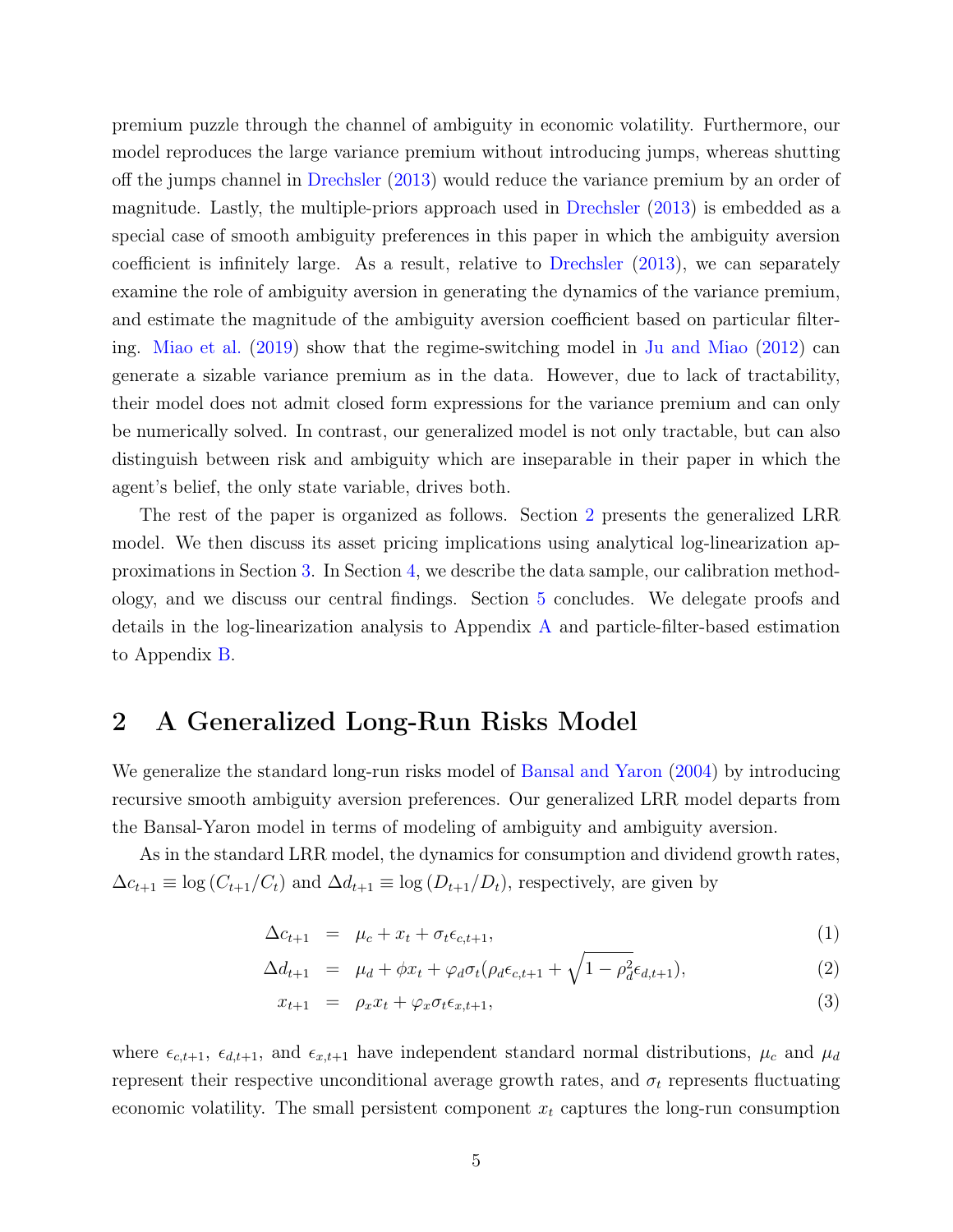premium puzzle through the channel of ambiguity in economic volatility. Furthermore, our model reproduces the large variance premium without introducing jumps, whereas shutting off the jumps channel in Drechsler (2013) would reduce the variance premium by an order of magnitude. Lastly, the multiple-priors approach used in Drechsler (2013) is embedded as a special case of smooth ambiguity preferences in this paper in which the ambiguity aversion coefficient is infinitely large. As a result, relative to Drechsler (2013), we can separately examine the role of ambiguity aversion in generating the dynamics of the variance premium, and estimate the magnitude of the ambiguity aversion coefficient based on particular filtering. Miao et al. (2019) show that the regime-switching model in Ju and Miao (2012) can generate a sizable variance premium as in the data. However, due to lack of tractability, their model does not admit closed form expressions for the variance premium and can only be numerically solved. In contrast, our generalized model is not only tractable, but can also distinguish between risk and ambiguity which are inseparable in their paper in which the agent's belief, the only state variable, drives both.

The rest of the paper is organized as follows. Section 2 presents the generalized LRR model. We then discuss its asset pricing implications using analytical log-linearization approximations in Section 3. In Section 4, we describe the data sample, our calibration methodology, and we discuss our central findings. Section 5 concludes. We delegate proofs and details in the log-linearization analysis to Appendix A and particle-filter-based estimation to Appendix B.

## 2 A Generalized Long-Run Risks Model

We generalize the standard long-run risks model of Bansal and Yaron (2004) by introducing recursive smooth ambiguity aversion preferences. Our generalized LRR model departs from the Bansal-Yaron model in terms of modeling of ambiguity and ambiguity aversion.

As in the standard LRR model, the dynamics for consumption and dividend growth rates, $\Delta c_{t+1} \equiv \log(C_{t+1}/C_t)$ and $\Delta d_{t+1} \equiv \log(D_{t+1}/D_t)$, respectively, are given by

$$\Delta c_{t+1} = \mu_c + x_t + \sigma_t \epsilon_{c,t+1}, \tag{1}$$

$$\Delta d_{t+1} = \mu_d + \phi x_t + \varphi_d \sigma_t (\rho_d \epsilon_{c,t+1} + \sqrt{1-\rho_d^2}\epsilon_{d,t+1}), \tag{2}$$

$$x_{t+1} = \rho_x x_t + \varphi_x \sigma_t \epsilon_{x,t+1}, \tag{3}$$

where $\epsilon_{c,t+1}$, $\epsilon_{d,t+1}$, and $\epsilon_{x,t+1}$ have independent standard normal distributions, $\mu_c$ and $\mu_d$ represent their respective unconditional average growth rates, and $\sigma_t$ represents fluctuating economic volatility. The small persistent component $x_t$ captures the long-run consumption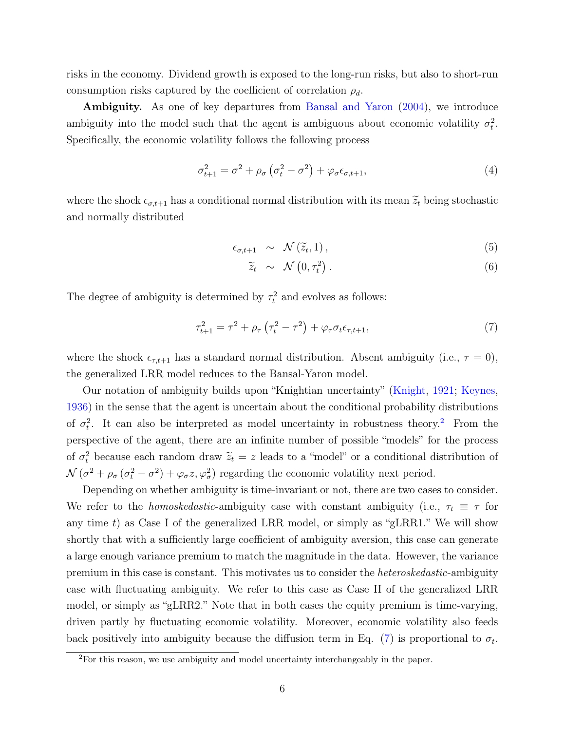risks in the economy. Dividend growth is exposed to the long-run risks, but also to short-run consumption risks captured by the coefficient of correlation $\rho_d$.

**Ambiguity.** As one of key departures from Bansal and Yaron (2004), we introduce ambiguity into the model such that the agent is ambiguous about economic volatility $\sigma_t^2$. Specifically, the economic volatility follows the following process

$$\sigma_{t+1}^2 = \sigma^2 + \rho_\sigma \left(\sigma_t^2 - \sigma^2\right) + \varphi_\sigma \epsilon_{\sigma,t+1}, \tag{4}$$

where the shock $\epsilon_{\sigma,t+1}$ has a conditional normal distribution with its mean $\widetilde{z}_t$ being stochastic and normally distributed

$$\epsilon_{\sigma,t+1} \sim \mathcal{N}\left(\widetilde{z}_t, 1\right), \tag{5}$$

$$\widetilde{z}_t \sim \mathcal{N}\left(0, \tau_t^2\right). \tag{6}$$

The degree of ambiguity is determined by $\tau_t^2$ and evolves as follows:

$$\tau_{t+1}^2 = \tau^2 + \rho_\tau \left(\tau_t^2 - \tau^2\right) + \varphi_\tau \sigma_t \epsilon_{\tau,t+1}, \tag{7}$$

where the shock $\epsilon_{\tau,t+1}$ has a standard normal distribution. Absent ambiguity (i.e., $\tau = 0$), the generalized LRR model reduces to the Bansal-Yaron model.

Our notation of ambiguity builds upon "Knightian uncertainty" (Knight, 1921; Keynes, 1936) in the sense that the agent is uncertain about the conditional probability distributions of $\sigma_t^2$. It can also be interpreted as model uncertainty in robustness theory.[2] From the perspective of the agent, there are an infinite number of possible "models" for the process of $\sigma_t^2$ because each random draw $\widetilde{z}_t = z$ leads to a "model" or a conditional distribution of $\mathcal{N}\left(\sigma^2 + \rho_\sigma\left(\sigma_t^2 - \sigma^2\right) + \varphi_\sigma z, \varphi_\sigma^2\right)$ regarding the economic volatility next period.

Depending on whether ambiguity is time-invariant or not, there are two cases to consider. We refer to the *homoskedastic*-ambiguity case with constant ambiguity (i.e., $\tau_t \equiv \tau$ for any time $t$) as Case I of the generalized LRR model, or simply as "gLRR1." We will show shortly that with a sufficiently large coefficient of ambiguity aversion, this case can generate a large enough variance premium to match the magnitude in the data. However, the variance premium in this case is constant. This motivates us to consider the *heteroskedastic*-ambiguity case with fluctuating ambiguity. We refer to this case as Case II of the generalized LRR model, or simply as "gLRR2." Note that in both cases the equity premium is time-varying, driven partly by fluctuating economic volatility. Moreover, economic volatility also feeds back positively into ambiguity because the diffusion term in Eq. (7) is proportional to $\sigma_t$.

[2] For this reason, we use ambiguity and model uncertainty interchangeably in the paper.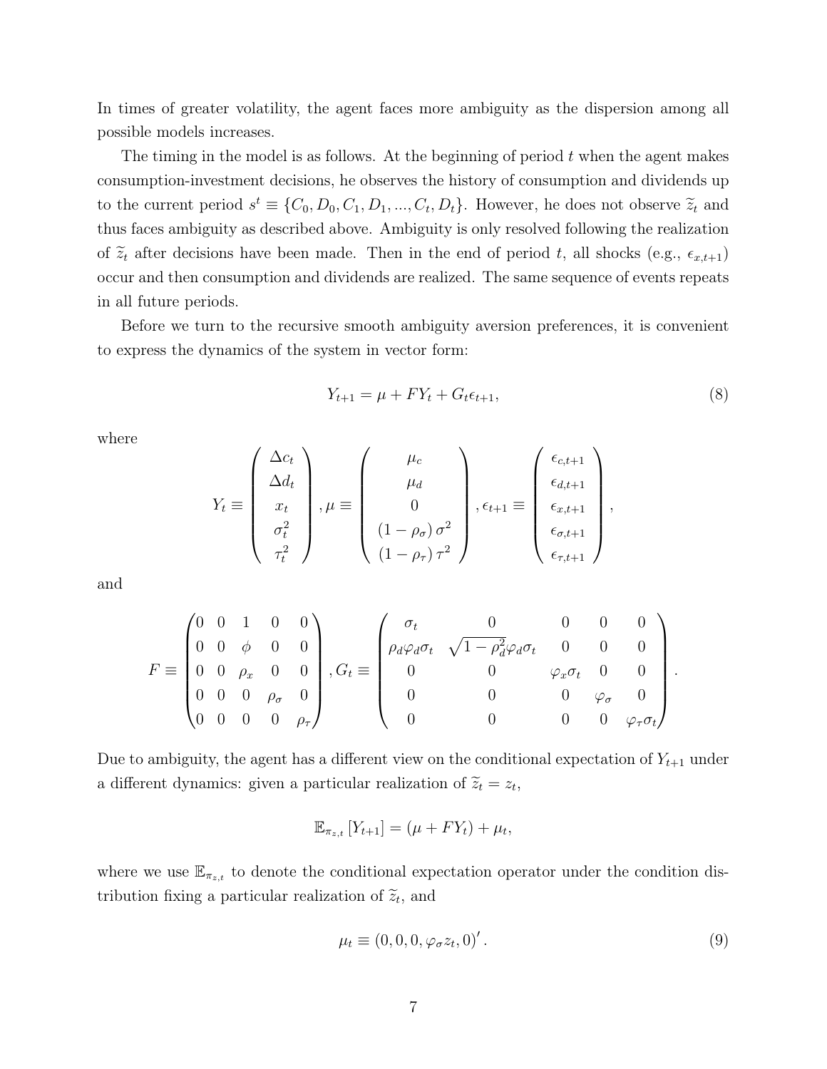In times of greater volatility, the agent faces more ambiguity as the dispersion among all possible models increases.

The timing in the model is as follows. At the beginning of period $t$ when the agent makes consumption-investment decisions, he observes the history of consumption and dividends up to the current period $s^t \equiv \{C_0, D_0, C_1, D_1, ..., C_t, D_t\}$. However, he does not observe $\widetilde{z}_t$ and thus faces ambiguity as described above. Ambiguity is only resolved following the realization of $\widetilde{z}_t$ after decisions have been made. Then in the end of period $t$, all shocks (e.g., $\epsilon_{x,t+1}$) occur and then consumption and dividends are realized. The same sequence of events repeats in all future periods.

Before we turn to the recursive smooth ambiguity aversion preferences, it is convenient to express the dynamics of the system in vector form:

$$Y_{t+1} = \mu + FY_t + G_t \epsilon_{t+1}, \tag{8}$$

where

$$Y_t \equiv \begin{pmatrix} \Delta c_t \\ \Delta d_t \\ x_t \\ \sigma_t^2 \\ \tau_t^2 \end{pmatrix}, \mu \equiv \begin{pmatrix} \mu_c \\ \mu_d \\ 0 \\ (1-\rho_\sigma)\,\sigma^2 \\ (1-\rho_\tau)\,\tau^2 \end{pmatrix}, \epsilon_{t+1} \equiv \begin{pmatrix} \epsilon_{c,t+1} \\ \epsilon_{d,t+1} \\ \epsilon_{x,t+1} \\ \epsilon_{\sigma,t+1} \\ \epsilon_{\tau,t+1} \end{pmatrix},$$

and

$$F \equiv \begin{pmatrix} 0 & 0 & 1 & 0 & 0 \\ 0 & 0 & \phi & 0 & 0 \\ 0 & 0 & \rho_x & 0 & 0 \\ 0 & 0 & 0 & \rho_\sigma & 0 \\ 0 & 0 & 0 & 0 & \rho_\tau \end{pmatrix}, G_t \equiv \begin{pmatrix} \sigma_t & 0 & 0 & 0 & 0 \\ \rho_d \varphi_d \sigma_t & \sqrt{1-\rho_d^2}\varphi_d \sigma_t & 0 & 0 & 0 \\ 0 & 0 & \varphi_x \sigma_t & 0 & 0 \\ 0 & 0 & 0 & \varphi_\sigma & 0 \\ 0 & 0 & 0 & 0 & \varphi_\tau \sigma_t \end{pmatrix}.$$

Due to ambiguity, the agent has a different view on the conditional expectation of $Y_{t+1}$ under a different dynamics: given a particular realization of $\widetilde{z}_t = z_t$,

$$\mathbb{E}_{\pi_{z,t}}[Y_{t+1}] = (\mu + FY_t) + \mu_t,$$

where we use $\mathbb{E}_{\pi_{z,t}}$ to denote the conditional expectation operator under the condition distribution fixing a particular realization of $\widetilde{z}_t$, and

$$\mu_t \equiv (0, 0, 0, \varphi_\sigma z_t, 0)'. \tag{9}$$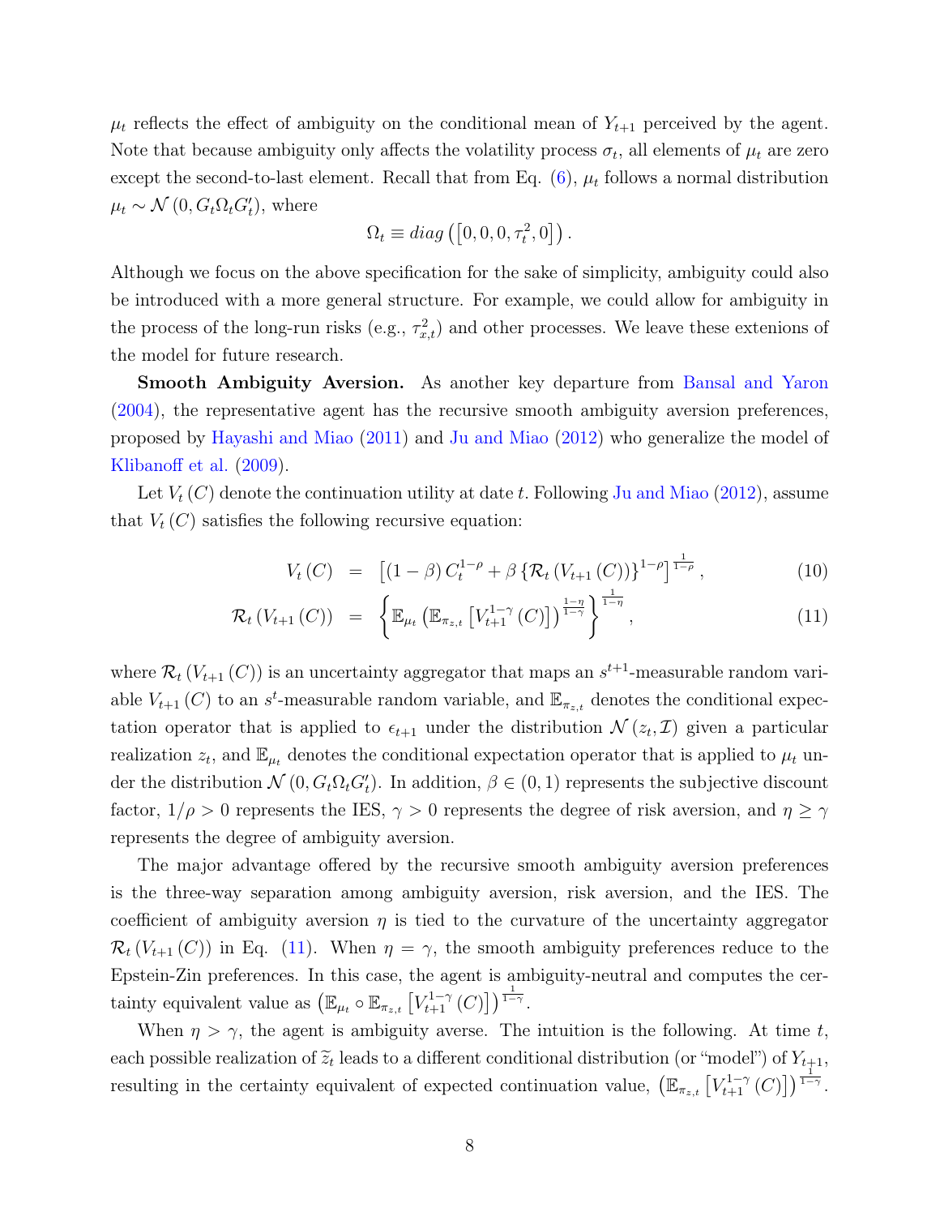$\mu_t$ reflects the effect of ambiguity on the conditional mean of $Y_{t+1}$ perceived by the agent. Note that because ambiguity only affects the volatility process $\sigma_t$, all elements of $\mu_t$ are zero except the second-to-last element. Recall that from Eq. (6), $\mu_t$ follows a normal distribution $\mu_t \sim \mathcal{N}(0, G_t \Omega_t G_t')$, where

$$\Omega_t \equiv diag\left(\left[0, 0, 0, \tau_t^2, 0\right]\right).$$

Although we focus on the above specification for the sake of simplicity, ambiguity could also be introduced with a more general structure. For example, we could allow for ambiguity in the process of the long-run risks (e.g., $\tau_{x,t}^2$) and other processes. We leave these extenions of the model for future research.

**Smooth Ambiguity Aversion.** As another key departure from Bansal and Yaron (2004), the representative agent has the recursive smooth ambiguity aversion preferences, proposed by Hayashi and Miao (2011) and Ju and Miao (2012) who generalize the model of Klibanoff et al. (2009).

Let $V_t(C)$ denote the continuation utility at date $t$. Following Ju and Miao (2012), assume that $V_t(C)$ satisfies the following recursive equation:

$$V_t(C) = \left[(1-\beta) C_t^{1-\rho} + \beta \left\{\mathcal{R}_t(V_{t+1}(C))\right\}^{1-\rho}\right]^{\frac{1}{1-\rho}}, \tag{10}$$

$$\mathcal{R}_t(V_{t+1}(C)) = \left\{\mathbb{E}_{\mu_t}\left(\mathbb{E}_{\pi_{z,t}}\left[V_{t+1}^{1-\gamma}(C)\right]\right)^{\frac{1-\eta}{1-\gamma}}\right\}^{\frac{1}{1-\eta}}, \tag{11}$$

where $\mathcal{R}_t(V_{t+1}(C))$ is an uncertainty aggregator that maps an $s^{t+1}$-measurable random variable $V_{t+1}(C)$ to an $s^t$-measurable random variable, and $\mathbb{E}_{\pi_{z,t}}$ denotes the conditional expectation operator that is applied to $\epsilon_{t+1}$ under the distribution $\mathcal{N}(z_t, \mathcal{I})$ given a particular realization $z_t$, and $\mathbb{E}_{\mu_t}$ denotes the conditional expectation operator that is applied to $\mu_t$ under the distribution $\mathcal{N}(0, G_t \Omega_t G_t')$. In addition, $\beta \in (0,1)$ represents the subjective discount factor, $1/\rho > 0$ represents the IES, $\gamma > 0$ represents the degree of risk aversion, and $\eta \geq \gamma$ represents the degree of ambiguity aversion.

The major advantage offered by the recursive smooth ambiguity aversion preferences is the three-way separation among ambiguity aversion, risk aversion, and the IES. The coefficient of ambiguity aversion $\eta$ is tied to the curvature of the uncertainty aggregator $\mathcal{R}_t(V_{t+1}(C))$ in Eq. (11). When $\eta = \gamma$, the smooth ambiguity preferences reduce to the Epstein-Zin preferences. In this case, the agent is ambiguity-neutral and computes the certainty equivalent value as $\left(\mathbb{E}_{\mu_t} \circ \mathbb{E}_{\pi_{z,t}}\left[V_{t+1}^{1-\gamma}(C)\right]\right)^{\frac{1}{1-\gamma}}$.

When $\eta > \gamma$, the agent is ambiguity averse. The intuition is the following. At time $t$, each possible realization of $\widetilde{z}_t$ leads to a different conditional distribution (or "model") of $Y_{t+1}$, resulting in the certainty equivalent of expected continuation value, $\left(\mathbb{E}_{\pi_{z,t}}\left[V_{t+1}^{1-\gamma}(C)\right]\right)^{\frac{1}{1-\gamma}}$.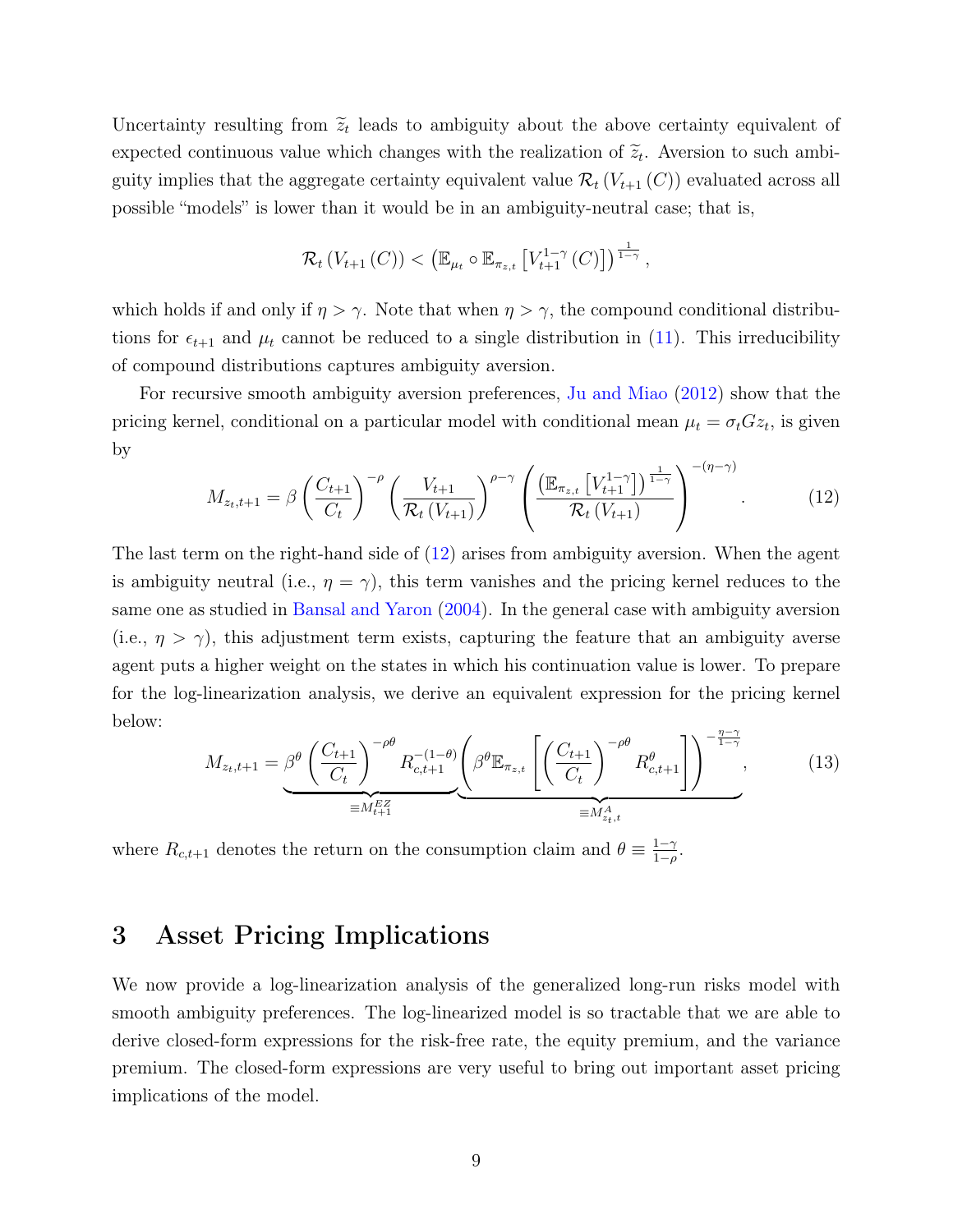Uncertainty resulting from $\widetilde{z}_t$ leads to ambiguity about the above certainty equivalent of expected continuous value which changes with the realization of $\widetilde{z}_t$. Aversion to such ambiguity implies that the aggregate certainty equivalent value $\mathcal{R}_t\left(V_{t+1}\left(C\right)\right)$ evaluated across all possible "models" is lower than it would be in an ambiguity-neutral case; that is,

$$\mathcal{R}_t\left(V_{t+1}\left(C\right)\right) < \left(\mathbb{E}_{\mu_t} \circ \mathbb{E}_{\pi_{z,t}}\left[V_{t+1}^{1-\gamma}\left(C\right)\right]\right)^{\frac{1}{1-\gamma}},$$

which holds if and only if $\eta > \gamma$. Note that when $\eta > \gamma$, the compound conditional distributions for $\epsilon_{t+1}$ and $\mu_t$ cannot be reduced to a single distribution in (11). This irreducibility of compound distributions captures ambiguity aversion.

For recursive smooth ambiguity aversion preferences, Ju and Miao (2012) show that the pricing kernel, conditional on a particular model with conditional mean $\mu_t = \sigma_t G z_t$, is given by

$$M_{z_t,t+1} = \beta\left(\frac{C_{t+1}}{C_t}\right)^{-\rho}\left(\frac{V_{t+1}}{\mathcal{R}_t\left(V_{t+1}\right)}\right)^{\rho-\gamma}\left(\frac{\left(\mathbb{E}_{\pi_{z,t}}\left[V_{t+1}^{1-\gamma}\right]\right)^{\frac{1}{1-\gamma}}}{\mathcal{R}_t\left(V_{t+1}\right)}\right)^{-(\eta-\gamma)}. \tag{12}$$

The last term on the right-hand side of (12) arises from ambiguity aversion. When the agent is ambiguity neutral (i.e., $\eta = \gamma$), this term vanishes and the pricing kernel reduces to the same one as studied in Bansal and Yaron (2004). In the general case with ambiguity aversion (i.e., $\eta > \gamma$), this adjustment term exists, capturing the feature that an ambiguity averse agent puts a higher weight on the states in which his continuation value is lower. To prepare for the log-linearization analysis, we derive an equivalent expression for the pricing kernel below:

$$M_{z_t,t+1} = \underbrace{\beta^{\theta}\left(\frac{C_{t+1}}{C_t}\right)^{-\rho\theta} R_{c,t+1}^{-(1-\theta)}}_{\equiv M_{t+1}^{EZ}}\underbrace{\left(\beta^{\theta}\mathbb{E}_{\pi_{z,t}}\left[\left(\frac{C_{t+1}}{C_t}\right)^{-\rho\theta} R_{c,t+1}^{\theta}\right]\right)^{-\frac{\eta-\gamma}{1-\gamma}}}_{\equiv M_{z_t,t}^{A}}, \tag{13}$$

where $R_{c,t+1}$ denotes the return on the consumption claim and $\theta \equiv \frac{1-\gamma}{1-\rho}$.

# 3 Asset Pricing Implications

We now provide a log-linearization analysis of the generalized long-run risks model with smooth ambiguity preferences. The log-linearized model is so tractable that we are able to derive closed-form expressions for the risk-free rate, the equity premium, and the variance premium. The closed-form expressions are very useful to bring out important asset pricing implications of the model.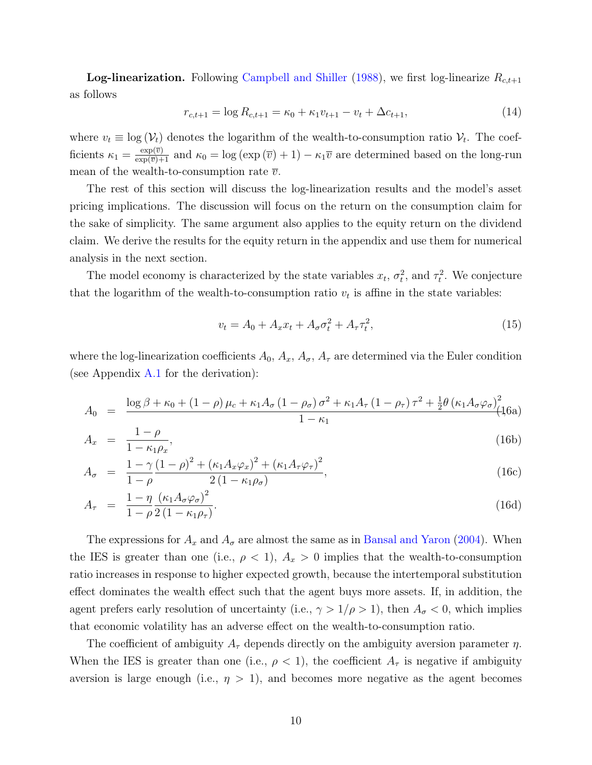**Log-linearization.** Following Campbell and Shiller (1988), we first log-linearize $R_{c,t+1}$ as follows

$$r_{c,t+1} = \log R_{c,t+1} = \kappa_0 + \kappa_1 v_{t+1} - v_t + \Delta c_{t+1}, \tag{14}$$

where $v_t \equiv \log(\mathcal{V}_t)$ denotes the logarithm of the wealth-to-consumption ratio $\mathcal{V}_t$. The coefficients $\kappa_1 = \frac{\exp(\overline{v})}{\exp(\overline{v})+1}$ and $\kappa_0 = \log(\exp(\overline{v}) + 1) - \kappa_1 \overline{v}$ are determined based on the long-run mean of the wealth-to-consumption rate $\overline{v}$.

The rest of this section will discuss the log-linearization results and the model's asset pricing implications. The discussion will focus on the return on the consumption claim for the sake of simplicity. The same argument also applies to the equity return on the dividend claim. We derive the results for the equity return in the appendix and use them for numerical analysis in the next section.

The model economy is characterized by the state variables $x_t$, $\sigma_t^2$, and $\tau_t^2$. We conjecture that the logarithm of the wealth-to-consumption ratio $v_t$ is affine in the state variables:

$$v_t = A_0 + A_x x_t + A_\sigma \sigma_t^2 + A_\tau \tau_t^2, \tag{15}$$

where the log-linearization coefficients $A_0$, $A_x$, $A_\sigma$, $A_\tau$ are determined via the Euler condition (see Appendix A.1 for the derivation):

$$A_0 = \frac{\log \beta + \kappa_0 + (1-\rho)\mu_c + \kappa_1 A_\sigma (1-\rho_\sigma)\sigma^2 + \kappa_1 A_\tau (1-\rho_\tau)\tau^2 + \frac{1}{2}\theta(\kappa_1 A_\sigma \varphi_\sigma)^2}{1-\kappa_1}, \tag{16a}$$

$$A_x = \frac{1-\rho}{1-\kappa_1\rho_x}, \tag{16b}$$

$$A_\sigma = \frac{1-\gamma}{1-\rho}\frac{(1-\rho)^2 + (\kappa_1 A_x \varphi_x)^2 + (\kappa_1 A_\tau \varphi_\tau)^2}{2(1-\kappa_1\rho_\sigma)}, \tag{16c}$$

$$A_\tau = \frac{1-\eta}{1-\rho}\frac{(\kappa_1 A_\sigma \varphi_\sigma)^2}{2(1-\kappa_1\rho_\tau)}. \tag{16d}$$

The expressions for $A_x$ and $A_\sigma$ are almost the same as in Bansal and Yaron (2004). When the IES is greater than one (i.e., $\rho < 1$), $A_x > 0$ implies that the wealth-to-consumption ratio increases in response to higher expected growth, because the intertemporal substitution effect dominates the wealth effect such that the agent buys more assets. If, in addition, the agent prefers early resolution of uncertainty (i.e., $\gamma > 1/\rho > 1$), then $A_\sigma < 0$, which implies that economic volatility has an adverse effect on the wealth-to-consumption ratio.

The coefficient of ambiguity $A_\tau$ depends directly on the ambiguity aversion parameter $\eta$. When the IES is greater than one (i.e., $\rho < 1$), the coefficient $A_\tau$ is negative if ambiguity aversion is large enough (i.e., $\eta > 1$), and becomes more negative as the agent becomes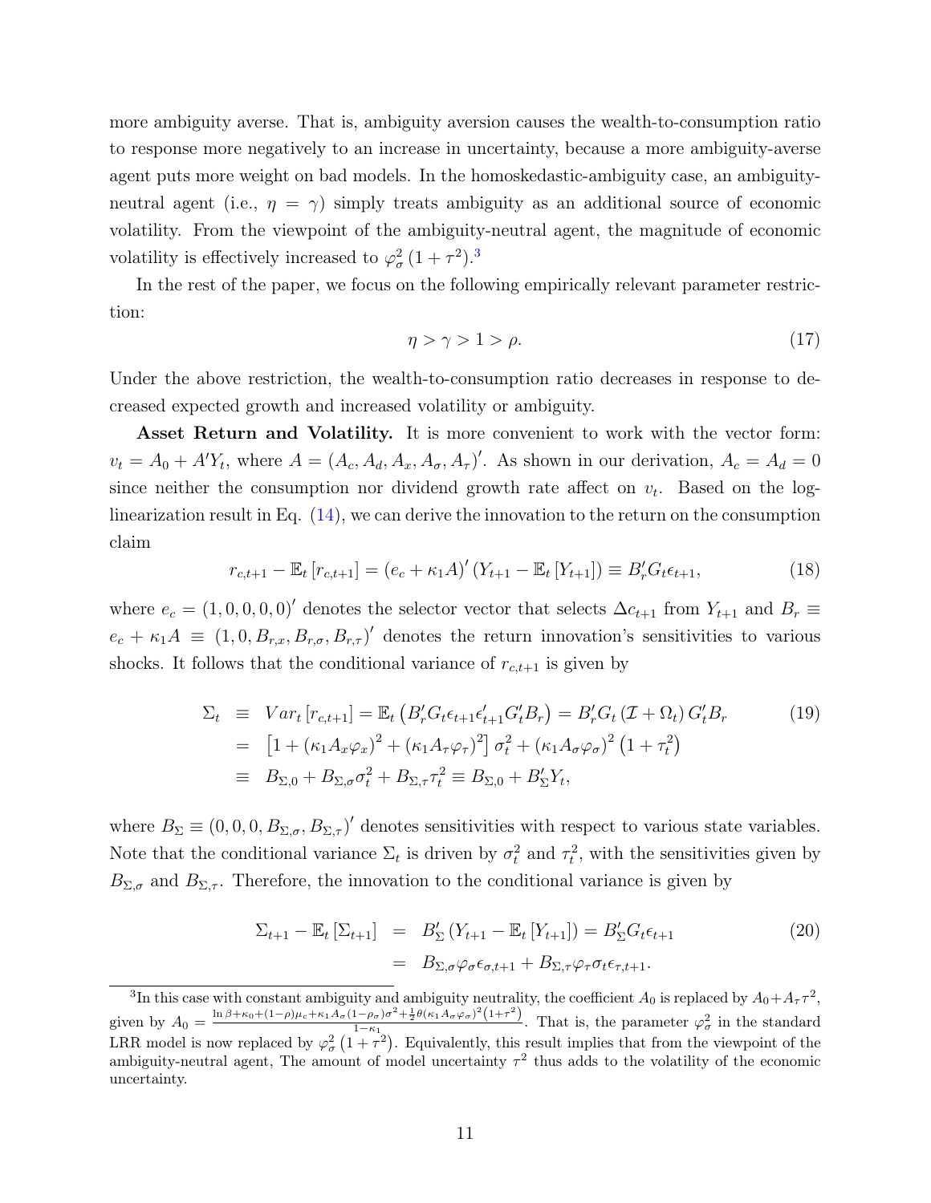more ambiguity averse. That is, ambiguity aversion causes the wealth-to-consumption ratio to response more negatively to an increase in uncertainty, because a more ambiguity-averse agent puts more weight on bad models. In the homoskedastic-ambiguity case, an ambiguity-neutral agent (i.e., $\eta = \gamma$) simply treats ambiguity as an additional source of economic volatility. From the viewpoint of the ambiguity-neutral agent, the magnitude of economic volatility is effectively increased to $\varphi_\sigma^2 (1 + \tau^2)$.[3]

In the rest of the paper, we focus on the following empirically relevant parameter restriction:

$$\eta > \gamma > 1 > \rho. \tag{17}$$

Under the above restriction, the wealth-to-consumption ratio decreases in response to decreased expected growth and increased volatility or ambiguity.

**Asset Return and Volatility.** It is more convenient to work with the vector form: $v_t = A_0 + A'Y_t$, where $A = (A_c, A_d, A_x, A_\sigma, A_\tau)'$. As shown in our derivation, $A_c = A_d = 0$ since neither the consumption nor dividend growth rate affect on $v_t$. Based on the log-linearization result in Eq. (14), we can derive the innovation to the return on the consumption claim

$$r_{c,t+1} - \mathbb{E}_t [r_{c,t+1}] = (e_c + \kappa_1 A)' (Y_{t+1} - \mathbb{E}_t [Y_{t+1}]) \equiv B_r' G_t \epsilon_{t+1}, \tag{18}$$

where $e_c = (1, 0, 0, 0, 0)'$ denotes the selector vector that selects $\Delta c_{t+1}$ from $Y_{t+1}$ and $B_r \equiv e_c + \kappa_1 A \equiv (1, 0, B_{r,x}, B_{r,\sigma}, B_{r,\tau})'$ denotes the return innovation's sensitivities to various shocks. It follows that the conditional variance of $r_{c,t+1}$ is given by

$$\begin{aligned}
\Sigma_t &\equiv Var_t [r_{c,t+1}] = \mathbb{E}_t \left( B_r' G_t \epsilon_{t+1} \epsilon_{t+1}' G_t' B_r \right) = B_r' G_t (\mathcal{I} + \Omega_t) G_t' B_r \\
&= \left[ 1 + (\kappa_1 A_x \varphi_x)^2 + (\kappa_1 A_\tau \varphi_\tau)^2 \right] \sigma_t^2 + (\kappa_1 A_\sigma \varphi_\sigma)^2 \left(1 + \tau_t^2\right) \\
&\equiv B_{\Sigma,0} + B_{\Sigma,\sigma} \sigma_t^2 + B_{\Sigma,\tau} \tau_t^2 \equiv B_{\Sigma,0} + B_\Sigma' Y_t,
\end{aligned} \tag{19}$$

where $B_\Sigma \equiv (0, 0, 0, B_{\Sigma,\sigma}, B_{\Sigma,\tau})'$ denotes sensitivities with respect to various state variables. Note that the conditional variance $\Sigma_t$ is driven by $\sigma_t^2$ and $\tau_t^2$, with the sensitivities given by $B_{\Sigma,\sigma}$ and $B_{\Sigma,\tau}$. Therefore, the innovation to the conditional variance is given by

$$\begin{aligned}
\Sigma_{t+1} - \mathbb{E}_t [\Sigma_{t+1}] &= B_\Sigma' (Y_{t+1} - \mathbb{E}_t [Y_{t+1}]) = B_\Sigma' G_t \epsilon_{t+1} \\
&= B_{\Sigma,\sigma} \varphi_\sigma \epsilon_{\sigma,t+1} + B_{\Sigma,\tau} \varphi_\tau \sigma_t \epsilon_{\tau,t+1}.
\end{aligned} \tag{20}$$

[3] In this case with constant ambiguity and ambiguity neutrality, the coefficient $A_0$ is replaced by $A_0 + A_\tau \tau^2$, given by $A_0 = \frac{\ln \beta + \kappa_0 + (1-\rho)\mu_c + \kappa_1 A_\sigma (1-\rho_\sigma)\sigma^2 + \frac{1}{2}\theta (\kappa_1 A_\sigma \varphi_\sigma)^2 (1+\tau^2)}{1-\kappa_1}$. That is, the parameter $\varphi_\sigma^2$ in the standard LRR model is now replaced by $\varphi_\sigma^2 (1 + \tau^2)$. Equivalently, this result implies that from the viewpoint of the ambiguity-neutral agent, The amount of model uncertainty $\tau^2$ thus adds to the volatility of the economic uncertainty.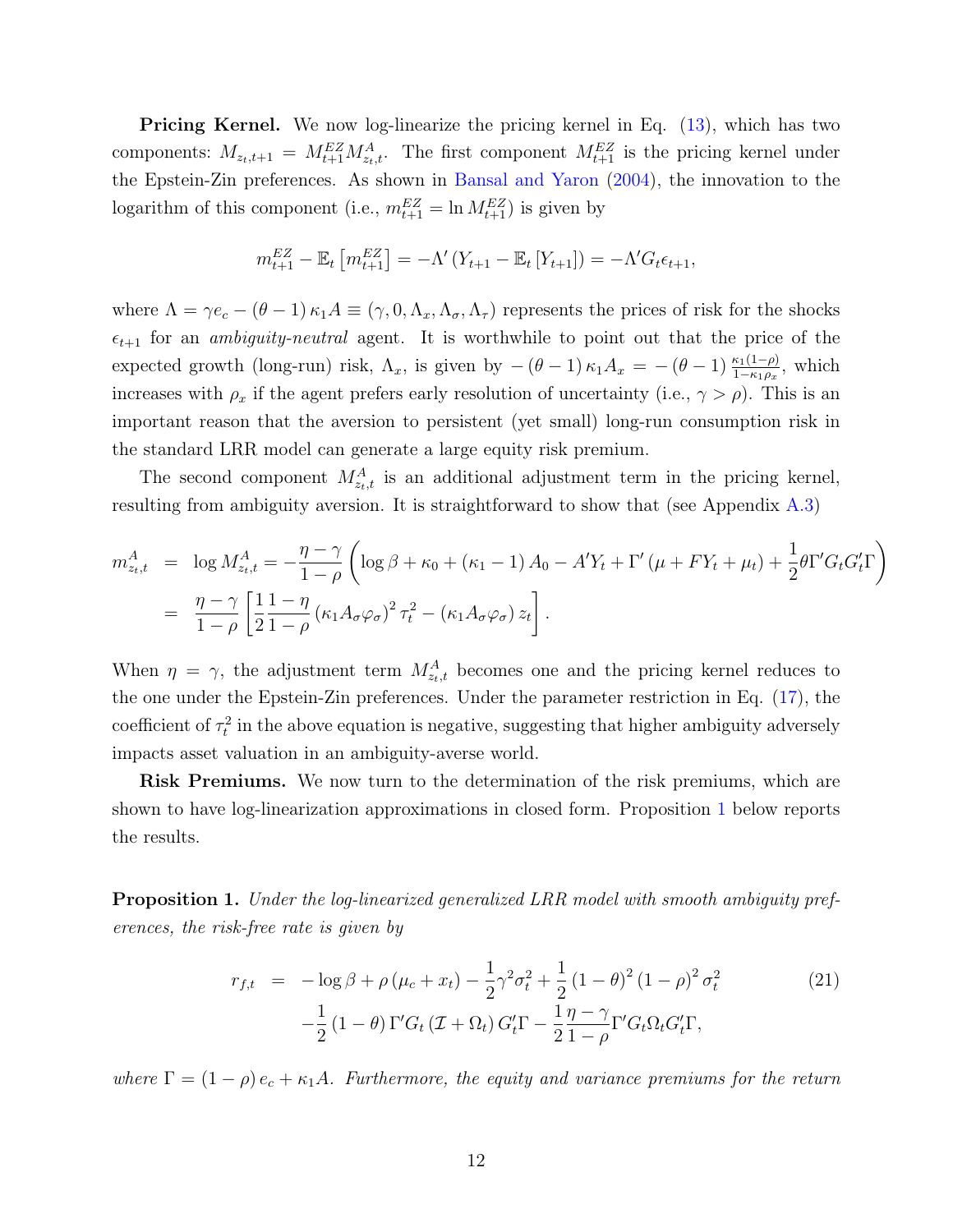**Pricing Kernel.** We now log-linearize the pricing kernel in Eq. (13), which has two components: $M_{z_t,t+1} = M_{t+1}^{EZ} M_{z_t,t}^{A}$. The first component $M_{t+1}^{EZ}$ is the pricing kernel under the Epstein-Zin preferences. As shown in Bansal and Yaron (2004), the innovation to the logarithm of this component (i.e., $m_{t+1}^{EZ} = \ln M_{t+1}^{EZ}$) is given by

$$m_{t+1}^{EZ} - \mathbb{E}_t\left[m_{t+1}^{EZ}\right] = -\Lambda'\left(Y_{t+1} - \mathbb{E}_t\left[Y_{t+1}\right]\right) = -\Lambda' G_t \epsilon_{t+1},$$

where $\Lambda = \gamma e_c - (\theta - 1)\kappa_1 A \equiv (\gamma, 0, \Lambda_x, \Lambda_\sigma, \Lambda_\tau)$ represents the prices of risk for the shocks $\epsilon_{t+1}$ for an *ambiguity-neutral* agent. It is worthwhile to point out that the price of the expected growth (long-run) risk, $\Lambda_x$, is given by $-(\theta-1)\kappa_1 A_x = -(\theta-1)\frac{\kappa_1(1-\rho)}{1-\kappa_1\rho_x}$, which increases with $\rho_x$ if the agent prefers early resolution of uncertainty (i.e., $\gamma > \rho$). This is an important reason that the aversion to persistent (yet small) long-run consumption risk in the standard LRR model can generate a large equity risk premium.

The second component $M_{z_t,t}^{A}$ is an additional adjustment term in the pricing kernel, resulting from ambiguity aversion. It is straightforward to show that (see Appendix A.3)

$$\begin{aligned}
m_{z_t,t}^{A} &= \log M_{z_t,t}^{A} = -\frac{\eta-\gamma}{1-\rho}\left(\log\beta + \kappa_0 + (\kappa_1 - 1)A_0 - A'Y_t + \Gamma'\left(\mu + FY_t + \mu_t\right) + \frac{1}{2}\theta\Gamma' G_t G_t' \Gamma\right) \\
&= \frac{\eta-\gamma}{1-\rho}\left[\frac{1}{2}\frac{1-\eta}{1-\rho}\left(\kappa_1 A_\sigma \varphi_\sigma\right)^2 \tau_t^2 - \left(\kappa_1 A_\sigma \varphi_\sigma\right) z_t\right].
\end{aligned}$$

When $\eta = \gamma$, the adjustment term $M_{z_t,t}^{A}$ becomes one and the pricing kernel reduces to the one under the Epstein-Zin preferences. Under the parameter restriction in Eq. (17), the coefficient of $\tau_t^2$ in the above equation is negative, suggesting that higher ambiguity adversely impacts asset valuation in an ambiguity-averse world.

**Risk Premiums.** We now turn to the determination of the risk premiums, which are shown to have log-linearization approximations in closed form. Proposition 1 below reports the results.

**Proposition 1.** *Under the log-linearized generalized LRR model with smooth ambiguity preferences, the risk-free rate is given by*

$$\begin{aligned}
r_{f,t} &= -\log\beta + \rho\left(\mu_c + x_t\right) - \frac{1}{2}\gamma^2\sigma_t^2 + \frac{1}{2}(1-\theta)^2(1-\rho)^2\sigma_t^2 \\
&\quad -\frac{1}{2}(1-\theta)\Gamma' G_t\left(\mathcal{I} + \Omega_t\right)G_t'\Gamma - \frac{1}{2}\frac{\eta-\gamma}{1-\rho}\Gamma' G_t \Omega_t G_t' \Gamma,
\end{aligned} \tag{21}$$

*where $\Gamma = (1-\rho)e_c + \kappa_1 A$. Furthermore, the equity and variance premiums for the return*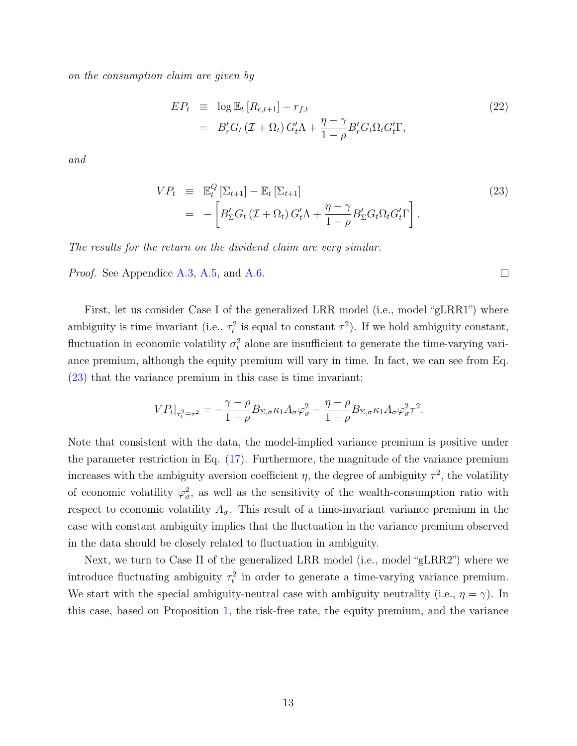*on the consumption claim are given by*

$$
\begin{aligned}
EP_t &\equiv \log \mathbb{E}_t\left[R_{c,t+1}\right] - r_{f,t} \\
&= B_r' G_t \left(\mathcal{I} + \Omega_t\right) G_t' \Lambda + \frac{\eta - \gamma}{1-\rho} B_r' G_t \Omega_t G_t' \Gamma,
\end{aligned} \tag{22}
$$

*and*

$$
\begin{aligned}
VP_t &\equiv \mathbb{E}_t^Q\left[\Sigma_{t+1}\right] - \mathbb{E}_t\left[\Sigma_{t+1}\right] \\
&= -\left[B_\Sigma' G_t \left(\mathcal{I} + \Omega_t\right) G_t' \Lambda + \frac{\eta - \gamma}{1-\rho} B_\Sigma' G_t \Omega_t G_t' \Gamma\right].
\end{aligned} \tag{23}
$$

*The results for the return on the dividend claim are very similar.*

*Proof.* See Appendice A.3, A.5, and A.6. □

First, let us consider Case I of the generalized LRR model (i.e., model "gLRR1") where ambiguity is time invariant (i.e., $\tau_t^2$ is equal to constant $\tau^2$). If we hold ambiguity constant, fluctuation in economic volatility $\sigma_t^2$ alone are insufficient to generate the time-varying variance premium, although the equity premium will vary in time. In fact, we can see from Eq. (23) that the variance premium in this case is time invariant:

$$
VP_t|_{\tau_t^2 \equiv \tau^2} = -\frac{\gamma - \rho}{1-\rho} B_{\Sigma,\sigma} \kappa_1 A_\sigma \varphi_\sigma^2 - \frac{\eta - \rho}{1-\rho} B_{\Sigma,\sigma} \kappa_1 A_\sigma \varphi_\sigma^2 \tau^2.
$$

Note that consistent with the data, the model-implied variance premium is positive under the parameter restriction in Eq. (17). Furthermore, the magnitude of the variance premium increases with the ambiguity aversion coefficient $\eta$, the degree of ambiguity $\tau^2$, the volatility of economic volatility $\varphi_\sigma^2$, as well as the sensitivity of the wealth-consumption ratio with respect to economic volatility $A_\sigma$. This result of a time-invariant variance premium in the case with constant ambiguity implies that the fluctuation in the variance premium observed in the data should be closely related to fluctuation in ambiguity.

Next, we turn to Case II of the generalized LRR model (i.e., model "gLRR2") where we introduce fluctuating ambiguity $\tau_t^2$ in order to generate a time-varying variance premium. We start with the special ambiguity-neutral case with ambiguity neutrality (i.e., $\eta = \gamma$). In this case, based on Proposition 1, the risk-free rate, the equity premium, and the variance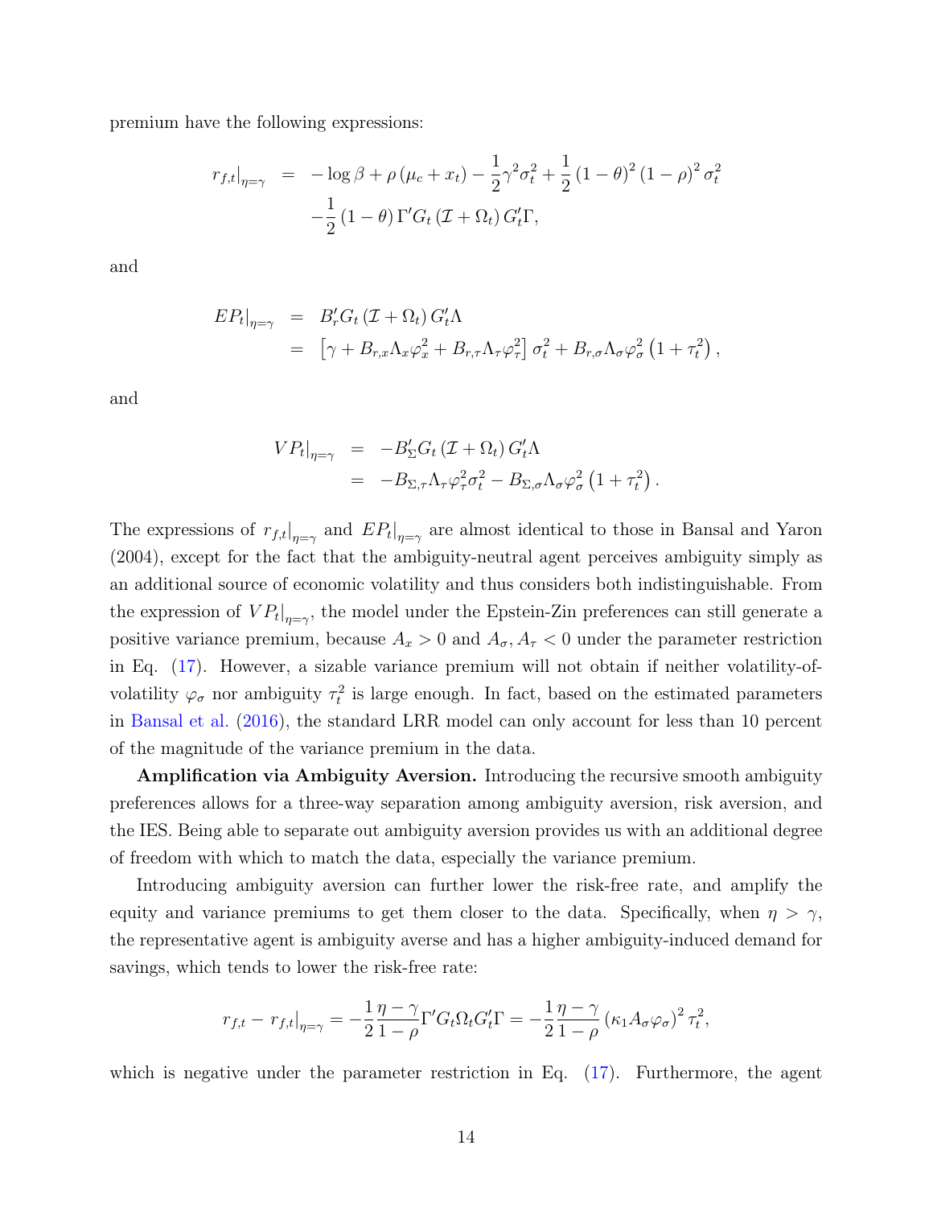premium have the following expressions:

$$
\begin{aligned}
r_{f,t}\big|_{\eta=\gamma} &= -\log\beta + \rho\left(\mu_c + x_t\right) - \frac{1}{2}\gamma^2\sigma_t^2 + \frac{1}{2}\left(1-\theta\right)^2\left(1-\rho\right)^2\sigma_t^2 \\
&\quad -\frac{1}{2}\left(1-\theta\right)\Gamma' G_t\left(\mathcal{I}+\Omega_t\right)G_t'\Gamma,
\end{aligned}
$$

and

$$
\begin{aligned}
EP_t\big|_{\eta=\gamma} &= B_r' G_t\left(\mathcal{I}+\Omega_t\right)G_t'\Lambda \\
&= \left[\gamma + B_{r,x}\Lambda_x\varphi_x^2 + B_{r,\tau}\Lambda_\tau\varphi_\tau^2\right]\sigma_t^2 + B_{r,\sigma}\Lambda_\sigma\varphi_\sigma^2\left(1+\tau_t^2\right),
\end{aligned}
$$

and

$$
\begin{aligned}
VP_t\big|_{\eta=\gamma} &= -B_\Sigma' G_t\left(\mathcal{I}+\Omega_t\right)G_t'\Lambda \\
&= -B_{\Sigma,\tau}\Lambda_\tau\varphi_\tau^2\sigma_t^2 - B_{\Sigma,\sigma}\Lambda_\sigma\varphi_\sigma^2\left(1+\tau_t^2\right).
\end{aligned}
$$

The expressions of $r_{f,t}\big|_{\eta=\gamma}$ and $EP_t\big|_{\eta=\gamma}$ are almost identical to those in Bansal and Yaron (2004), except for the fact that the ambiguity-neutral agent perceives ambiguity simply as an additional source of economic volatility and thus considers both indistinguishable. From the expression of $VP_t\big|_{\eta=\gamma}$, the model under the Epstein-Zin preferences can still generate a positive variance premium, because $A_x > 0$ and $A_\sigma, A_\tau < 0$ under the parameter restriction in Eq. (17). However, a sizable variance premium will not obtain if neither volatility-of-volatility $\varphi_\sigma$ nor ambiguity $\tau_t^2$ is large enough. In fact, based on the estimated parameters in Bansal et al. (2016), the standard LRR model can only account for less than 10 percent of the magnitude of the variance premium in the data.

**Amplification via Ambiguity Aversion.** Introducing the recursive smooth ambiguity preferences allows for a three-way separation among ambiguity aversion, risk aversion, and the IES. Being able to separate out ambiguity aversion provides us with an additional degree of freedom with which to match the data, especially the variance premium.

Introducing ambiguity aversion can further lower the risk-free rate, and amplify the equity and variance premiums to get them closer to the data. Specifically, when $\eta > \gamma$, the representative agent is ambiguity averse and has a higher ambiguity-induced demand for savings, which tends to lower the risk-free rate:

$$
r_{f,t} - r_{f,t}\big|_{\eta=\gamma} = -\frac{1}{2}\frac{\eta-\gamma}{1-\rho}\Gamma' G_t\Omega_t G_t'\Gamma = -\frac{1}{2}\frac{\eta-\gamma}{1-\rho}\left(\kappa_1 A_\sigma\varphi_\sigma\right)^2\tau_t^2,
$$

which is negative under the parameter restriction in Eq. (17). Furthermore, the agent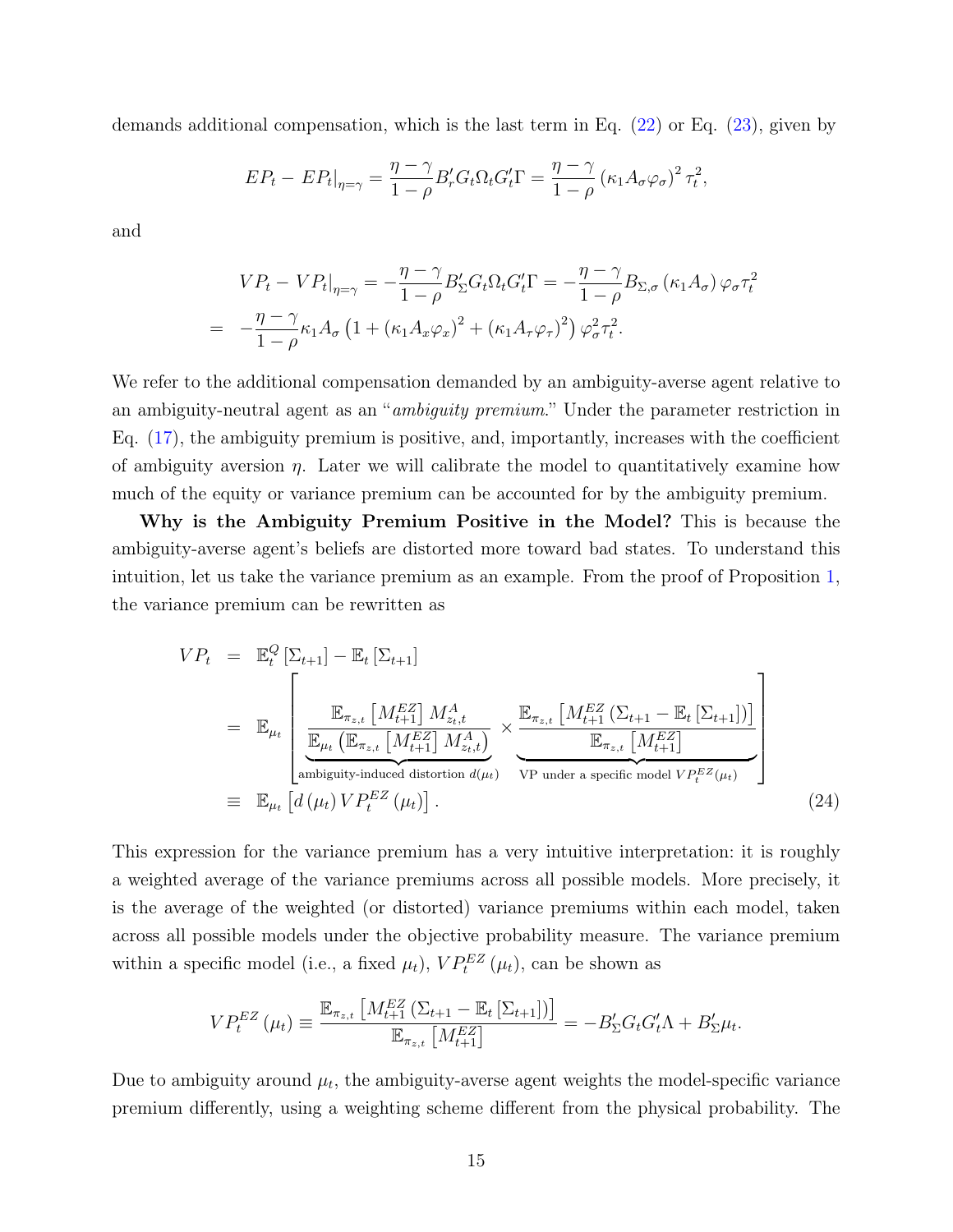demands additional compensation, which is the last term in Eq. (22) or Eq. (23), given by

$$EP_t - EP_t|_{\eta=\gamma} = \frac{\eta-\gamma}{1-\rho} B_r' G_t \Omega_t G_t' \Gamma = \frac{\eta-\gamma}{1-\rho} \left(\kappa_1 A_\sigma \varphi_\sigma\right)^2 \tau_t^2,$$

and

$$\begin{aligned} VP_t - VP_t|_{\eta=\gamma} &= -\frac{\eta-\gamma}{1-\rho} B_\Sigma' G_t \Omega_t G_t' \Gamma = -\frac{\eta-\gamma}{1-\rho} B_{\Sigma,\sigma} \left(\kappa_1 A_\sigma\right) \varphi_\sigma \tau_t^2 \\ = \; & -\frac{\eta-\gamma}{1-\rho} \kappa_1 A_\sigma \left(1 + \left(\kappa_1 A_x \varphi_x\right)^2 + \left(\kappa_1 A_\tau \varphi_\tau\right)^2\right) \varphi_\sigma^2 \tau_t^2. \end{aligned}$$

We refer to the additional compensation demanded by an ambiguity-averse agent relative to an ambiguity-neutral agent as an "*ambiguity premium*." Under the parameter restriction in Eq. (17), the ambiguity premium is positive, and, importantly, increases with the coefficient of ambiguity aversion $\eta$. Later we will calibrate the model to quantitatively examine how much of the equity or variance premium can be accounted for by the ambiguity premium.

**Why is the Ambiguity Premium Positive in the Model?** This is because the ambiguity-averse agent's beliefs are distorted more toward bad states. To understand this intuition, let us take the variance premium as an example. From the proof of Proposition 1, the variance premium can be rewritten as

$$\begin{aligned} VP_t &= \mathbb{E}_t^Q \left[\Sigma_{t+1}\right] - \mathbb{E}_t \left[\Sigma_{t+1}\right] \\ &= \mathbb{E}_{\mu_t} \left[ \underbrace{\frac{\mathbb{E}_{\pi_{z,t}}\left[M_{t+1}^{EZ}\right] M_{z_t,t}^A}{\mathbb{E}_{\mu_t}\left(\mathbb{E}_{\pi_{z,t}}\left[M_{t+1}^{EZ}\right] M_{z_t,t}^A\right)}}_{\text{ambiguity-induced distortion } d(\mu_t)} \times \underbrace{\frac{\mathbb{E}_{\pi_{z,t}}\left[M_{t+1}^{EZ}\left(\Sigma_{t+1} - \mathbb{E}_t\left[\Sigma_{t+1}\right]\right)\right]}{\mathbb{E}_{\pi_{z,t}}\left[M_{t+1}^{EZ}\right]}}_{\text{VP under a specific model } VP_t^{EZ}(\mu_t)} \right] \\ &\equiv \mathbb{E}_{\mu_t}\left[d\left(\mu_t\right) VP_t^{EZ}\left(\mu_t\right)\right]. \end{aligned} \tag{24}$$

This expression for the variance premium has a very intuitive interpretation: it is roughly a weighted average of the variance premiums across all possible models. More precisely, it is the average of the weighted (or distorted) variance premiums within each model, taken across all possible models under the objective probability measure. The variance premium within a specific model (i.e., a fixed $\mu_t$), $VP_t^{EZ}\left(\mu_t\right)$, can be shown as

$$VP_t^{EZ}\left(\mu_t\right) \equiv \frac{\mathbb{E}_{\pi_{z,t}}\left[M_{t+1}^{EZ}\left(\Sigma_{t+1} - \mathbb{E}_t\left[\Sigma_{t+1}\right]\right)\right]}{\mathbb{E}_{\pi_{z,t}}\left[M_{t+1}^{EZ}\right]} = -B_\Sigma' G_t G_t' \Lambda + B_\Sigma' \mu_t.$$

Due to ambiguity around $\mu_t$, the ambiguity-averse agent weights the model-specific variance premium differently, using a weighting scheme different from the physical probability. The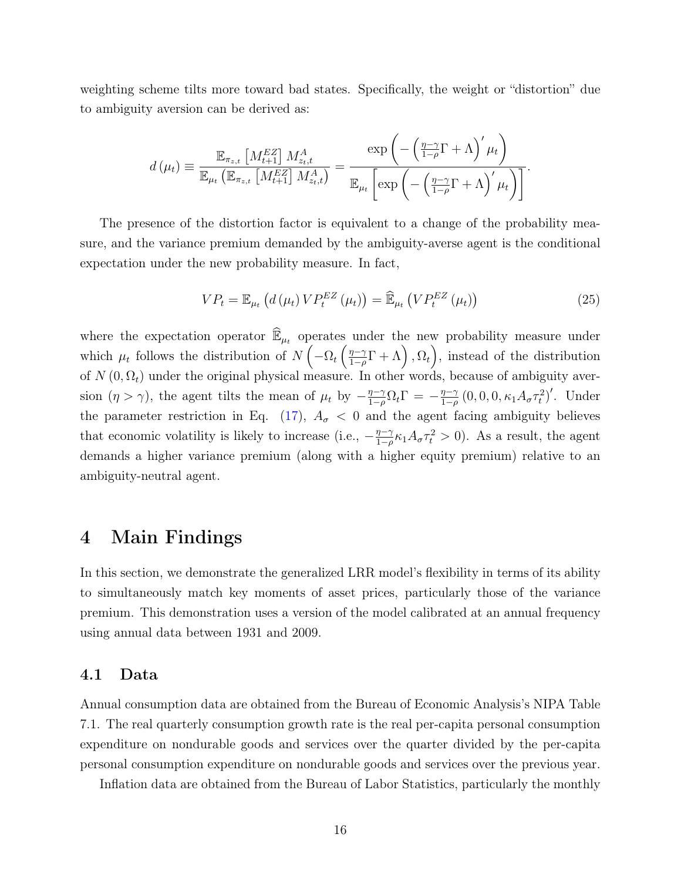weighting scheme tilts more toward bad states. Specifically, the weight or "distortion" due to ambiguity aversion can be derived as:

$$d\left(\mu_t\right) \equiv \frac{\mathbb{E}_{\pi_{z,t}}\left[M_{t+1}^{EZ}\right] M_{z_t,t}^{A}}{\mathbb{E}_{\mu_t}\left(\mathbb{E}_{\pi_{z,t}}\left[M_{t+1}^{EZ}\right] M_{z_t,t}^{A}\right)} = \frac{\exp\left(-\left(\frac{\eta-\gamma}{1-\rho}\Gamma+\Lambda\right)' \mu_t\right)}{\mathbb{E}_{\mu_t}\left[\exp\left(-\left(\frac{\eta-\gamma}{1-\rho}\Gamma+\Lambda\right)' \mu_t\right)\right]}.$$

The presence of the distortion factor is equivalent to a change of the probability measure, and the variance premium demanded by the ambiguity-averse agent is the conditional expectation under the new probability measure. In fact,

$$VP_t = \mathbb{E}_{\mu_t}\left(d\left(\mu_t\right) VP_t^{EZ}\left(\mu_t\right)\right) = \widehat{\mathbb{E}}_{\mu_t}\left(VP_t^{EZ}\left(\mu_t\right)\right) \tag{25}$$

where the expectation operator $\widehat{\mathbb{E}}_{\mu_t}$ operates under the new probability measure under which $\mu_t$ follows the distribution of $N\left(-\Omega_t\left(\frac{\eta-\gamma}{1-\rho}\Gamma+\Lambda\right), \Omega_t\right)$, instead of the distribution of $N\left(0, \Omega_t\right)$ under the original physical measure. In other words, because of ambiguity aversion ($\eta > \gamma$), the agent tilts the mean of $\mu_t$ by $-\frac{\eta-\gamma}{1-\rho}\Omega_t\Gamma = -\frac{\eta-\gamma}{1-\rho}\left(0, 0, 0, \kappa_1 A_\sigma \tau_t^2\right)'$. Under the parameter restriction in Eq. (17), $A_\sigma < 0$ and the agent facing ambiguity believes that economic volatility is likely to increase (i.e., $-\frac{\eta-\gamma}{1-\rho}\kappa_1 A_\sigma \tau_t^2 > 0$). As a result, the agent demands a higher variance premium (along with a higher equity premium) relative to an ambiguity-neutral agent.

# 4 Main Findings

In this section, we demonstrate the generalized LRR model's flexibility in terms of its ability to simultaneously match key moments of asset prices, particularly those of the variance premium. This demonstration uses a version of the model calibrated at an annual frequency using annual data between 1931 and 2009.

## 4.1 Data

Annual consumption data are obtained from the Bureau of Economic Analysis's NIPA Table 7.1. The real quarterly consumption growth rate is the real per-capita personal consumption expenditure on nondurable goods and services over the quarter divided by the per-capita personal consumption expenditure on nondurable goods and services over the previous year.

Inflation data are obtained from the Bureau of Labor Statistics, particularly the monthly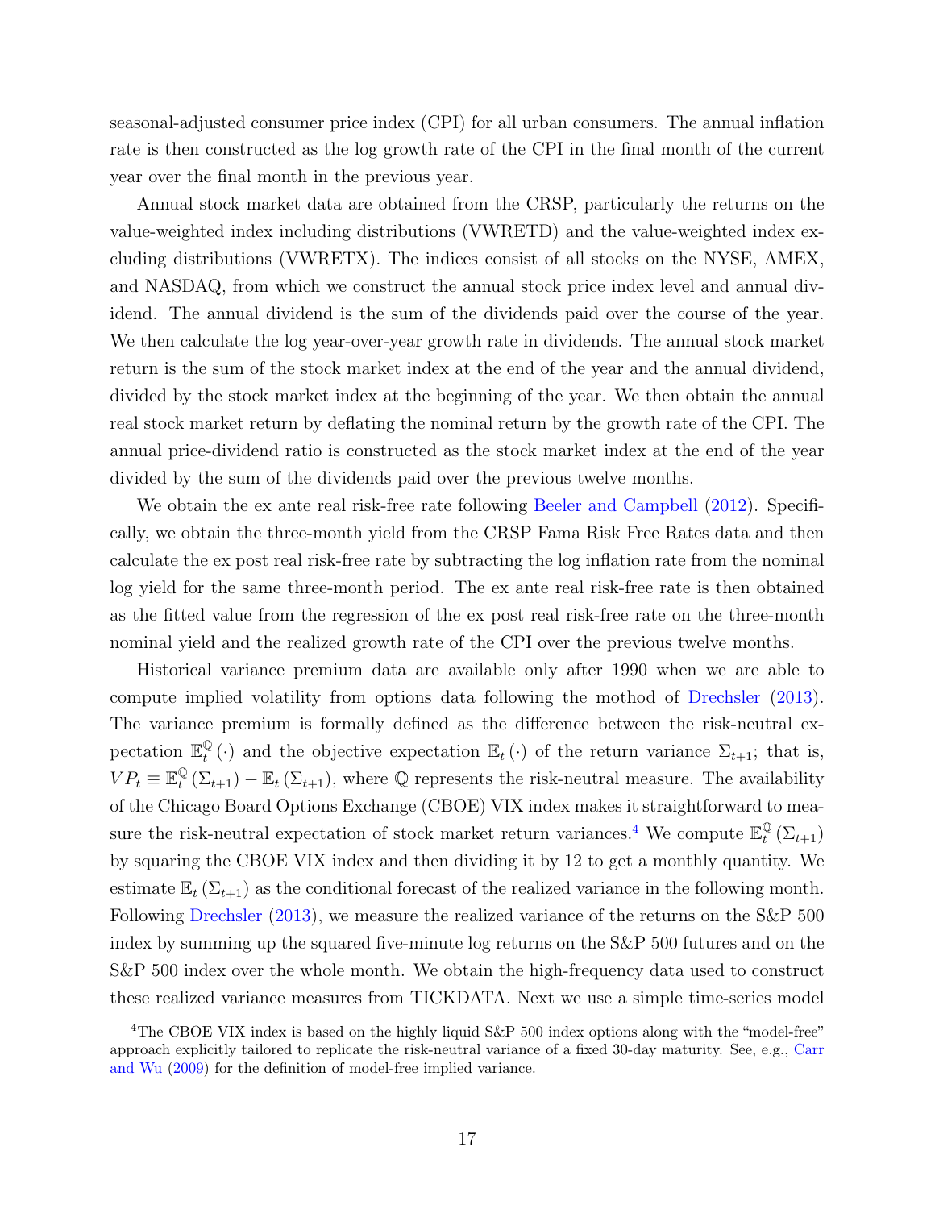seasonal-adjusted consumer price index (CPI) for all urban consumers. The annual inflation rate is then constructed as the log growth rate of the CPI in the final month of the current year over the final month in the previous year.

Annual stock market data are obtained from the CRSP, particularly the returns on the value-weighted index including distributions (VWRETD) and the value-weighted index excluding distributions (VWRETX). The indices consist of all stocks on the NYSE, AMEX, and NASDAQ, from which we construct the annual stock price index level and annual dividend. The annual dividend is the sum of the dividends paid over the course of the year. We then calculate the log year-over-year growth rate in dividends. The annual stock market return is the sum of the stock market index at the end of the year and the annual dividend, divided by the stock market index at the beginning of the year. We then obtain the annual real stock market return by deflating the nominal return by the growth rate of the CPI. The annual price-dividend ratio is constructed as the stock market index at the end of the year divided by the sum of the dividends paid over the previous twelve months.

We obtain the ex ante real risk-free rate following Beeler and Campbell (2012). Specifically, we obtain the three-month yield from the CRSP Fama Risk Free Rates data and then calculate the ex post real risk-free rate by subtracting the log inflation rate from the nominal log yield for the same three-month period. The ex ante real risk-free rate is then obtained as the fitted value from the regression of the ex post real risk-free rate on the three-month nominal yield and the realized growth rate of the CPI over the previous twelve months.

Historical variance premium data are available only after 1990 when we are able to compute implied volatility from options data following the mothod of Drechsler (2013). The variance premium is formally defined as the difference between the risk-neutral expectation $\mathbb{E}_t^{\mathbb{Q}}(\cdot)$ and the objective expectation $\mathbb{E}_t(\cdot)$ of the return variance $\Sigma_{t+1}$; that is, $VP_t \equiv \mathbb{E}_t^{\mathbb{Q}}(\Sigma_{t+1}) - \mathbb{E}_t(\Sigma_{t+1})$, where $\mathbb{Q}$ represents the risk-neutral measure. The availability of the Chicago Board Options Exchange (CBOE) VIX index makes it straightforward to measure the risk-neutral expectation of stock market return variances.[4] We compute $\mathbb{E}_t^{\mathbb{Q}}(\Sigma_{t+1})$ by squaring the CBOE VIX index and then dividing it by 12 to get a monthly quantity. We estimate $\mathbb{E}_t(\Sigma_{t+1})$ as the conditional forecast of the realized variance in the following month. Following Drechsler (2013), we measure the realized variance of the returns on the S&P 500 index by summing up the squared five-minute log returns on the S&P 500 futures and on the S&P 500 index over the whole month. We obtain the high-frequency data used to construct these realized variance measures from TICKDATA. Next we use a simple time-series model

[4] The CBOE VIX index is based on the highly liquid S&P 500 index options along with the "model-free" approach explicitly tailored to replicate the risk-neutral variance of a fixed 30-day maturity. See, e.g., Carr and Wu (2009) for the definition of model-free implied variance.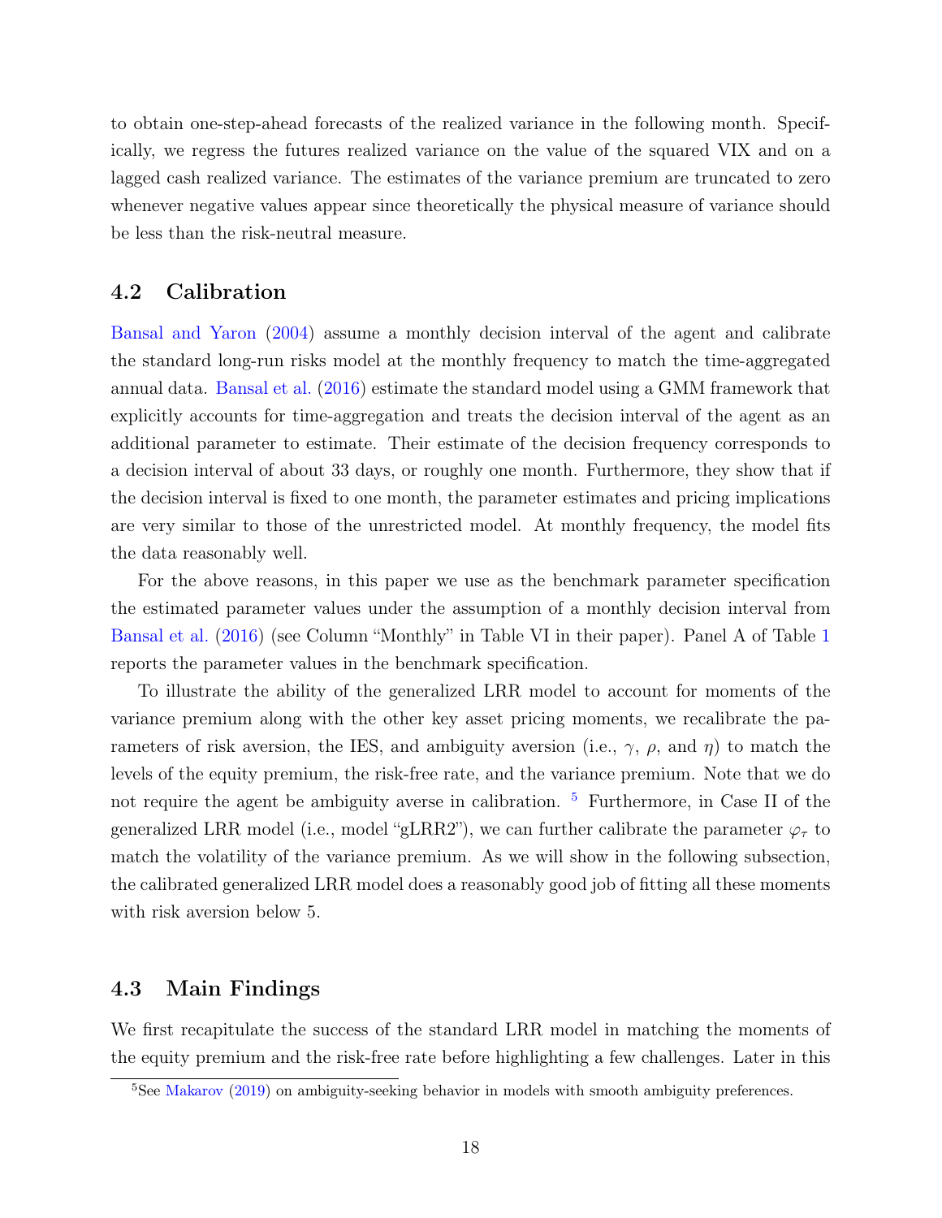to obtain one-step-ahead forecasts of the realized variance in the following month. Specifically, we regress the futures realized variance on the value of the squared VIX and on a lagged cash realized variance. The estimates of the variance premium are truncated to zero whenever negative values appear since theoretically the physical measure of variance should be less than the risk-neutral measure.

## 4.2 Calibration

Bansal and Yaron (2004) assume a monthly decision interval of the agent and calibrate the standard long-run risks model at the monthly frequency to match the time-aggregated annual data. Bansal et al. (2016) estimate the standard model using a GMM framework that explicitly accounts for time-aggregation and treats the decision interval of the agent as an additional parameter to estimate. Their estimate of the decision frequency corresponds to a decision interval of about 33 days, or roughly one month. Furthermore, they show that if the decision interval is fixed to one month, the parameter estimates and pricing implications are very similar to those of the unrestricted model. At monthly frequency, the model fits the data reasonably well.

For the above reasons, in this paper we use as the benchmark parameter specification the estimated parameter values under the assumption of a monthly decision interval from Bansal et al. (2016) (see Column "Monthly" in Table VI in their paper). Panel A of Table 1 reports the parameter values in the benchmark specification.

To illustrate the ability of the generalized LRR model to account for moments of the variance premium along with the other key asset pricing moments, we recalibrate the parameters of risk aversion, the IES, and ambiguity aversion (i.e., $\gamma$, $\rho$, and $\eta$) to match the levels of the equity premium, the risk-free rate, and the variance premium. Note that we do not require the agent be ambiguity averse in calibration. [5] Furthermore, in Case II of the generalized LRR model (i.e., model "gLRR2"), we can further calibrate the parameter $\varphi_\tau$ to match the volatility of the variance premium. As we will show in the following subsection, the calibrated generalized LRR model does a reasonably good job of fitting all these moments with risk aversion below 5.

## 4.3 Main Findings

We first recapitulate the success of the standard LRR model in matching the moments of the equity premium and the risk-free rate before highlighting a few challenges. Later in this

[5] See Makarov (2019) on ambiguity-seeking behavior in models with smooth ambiguity preferences.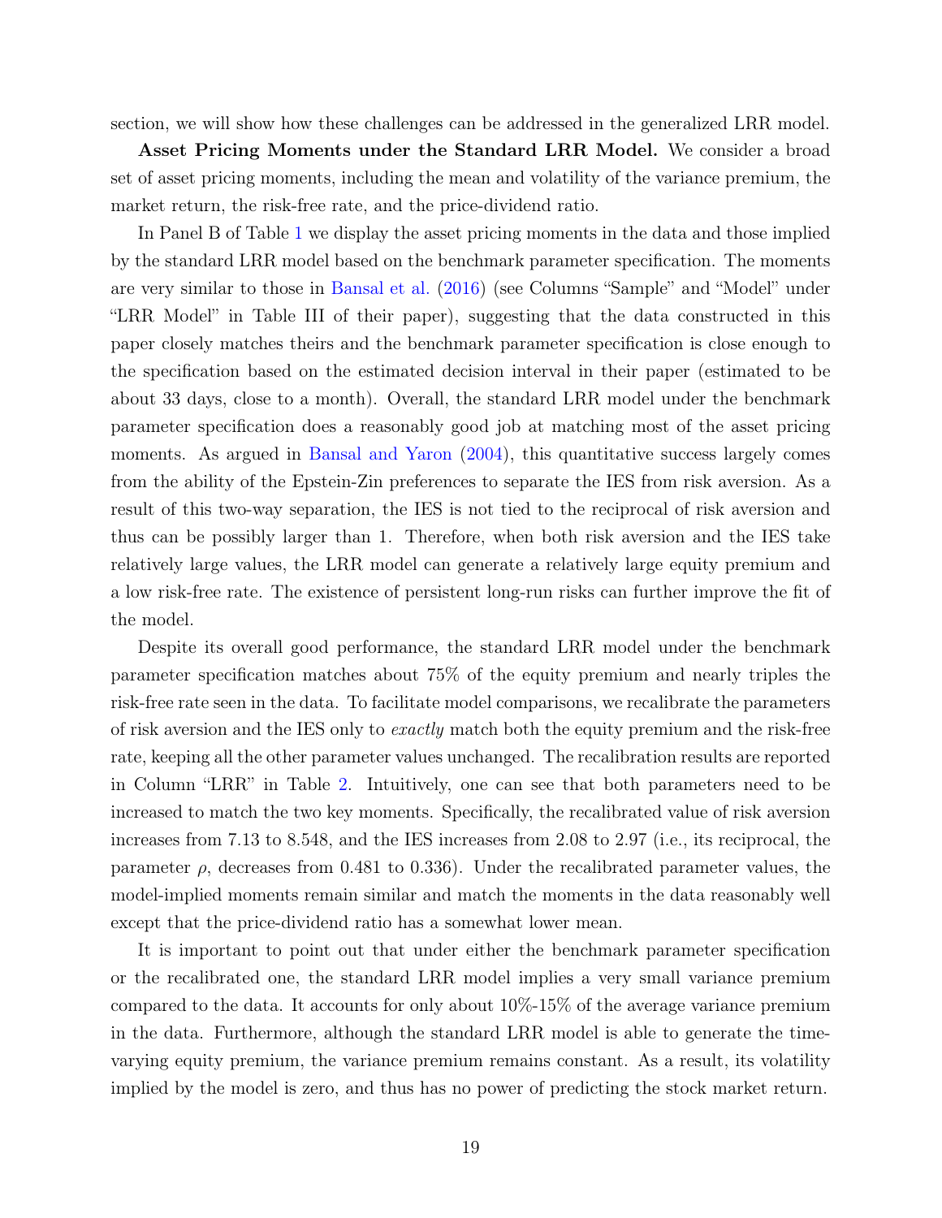section, we will show how these challenges can be addressed in the generalized LRR model.

**Asset Pricing Moments under the Standard LRR Model.** We consider a broad set of asset pricing moments, including the mean and volatility of the variance premium, the market return, the risk-free rate, and the price-dividend ratio.

In Panel B of Table 1 we display the asset pricing moments in the data and those implied by the standard LRR model based on the benchmark parameter specification. The moments are very similar to those in Bansal et al. (2016) (see Columns "Sample" and "Model" under "LRR Model" in Table III of their paper), suggesting that the data constructed in this paper closely matches theirs and the benchmark parameter specification is close enough to the specification based on the estimated decision interval in their paper (estimated to be about 33 days, close to a month). Overall, the standard LRR model under the benchmark parameter specification does a reasonably good job at matching most of the asset pricing moments. As argued in Bansal and Yaron (2004), this quantitative success largely comes from the ability of the Epstein-Zin preferences to separate the IES from risk aversion. As a result of this two-way separation, the IES is not tied to the reciprocal of risk aversion and thus can be possibly larger than 1. Therefore, when both risk aversion and the IES take relatively large values, the LRR model can generate a relatively large equity premium and a low risk-free rate. The existence of persistent long-run risks can further improve the fit of the model.

Despite its overall good performance, the standard LRR model under the benchmark parameter specification matches about 75% of the equity premium and nearly triples the risk-free rate seen in the data. To facilitate model comparisons, we recalibrate the parameters of risk aversion and the IES only to *exactly* match both the equity premium and the risk-free rate, keeping all the other parameter values unchanged. The recalibration results are reported in Column "LRR" in Table 2. Intuitively, one can see that both parameters need to be increased to match the two key moments. Specifically, the recalibrated value of risk aversion increases from 7.13 to 8.548, and the IES increases from 2.08 to 2.97 (i.e., its reciprocal, the parameter $\rho$, decreases from 0.481 to 0.336). Under the recalibrated parameter values, the model-implied moments remain similar and match the moments in the data reasonably well except that the price-dividend ratio has a somewhat lower mean.

It is important to point out that under either the benchmark parameter specification or the recalibrated one, the standard LRR model implies a very small variance premium compared to the data. It accounts for only about 10%-15% of the average variance premium in the data. Furthermore, although the standard LRR model is able to generate the time-varying equity premium, the variance premium remains constant. As a result, its volatility implied by the model is zero, and thus has no power of predicting the stock market return.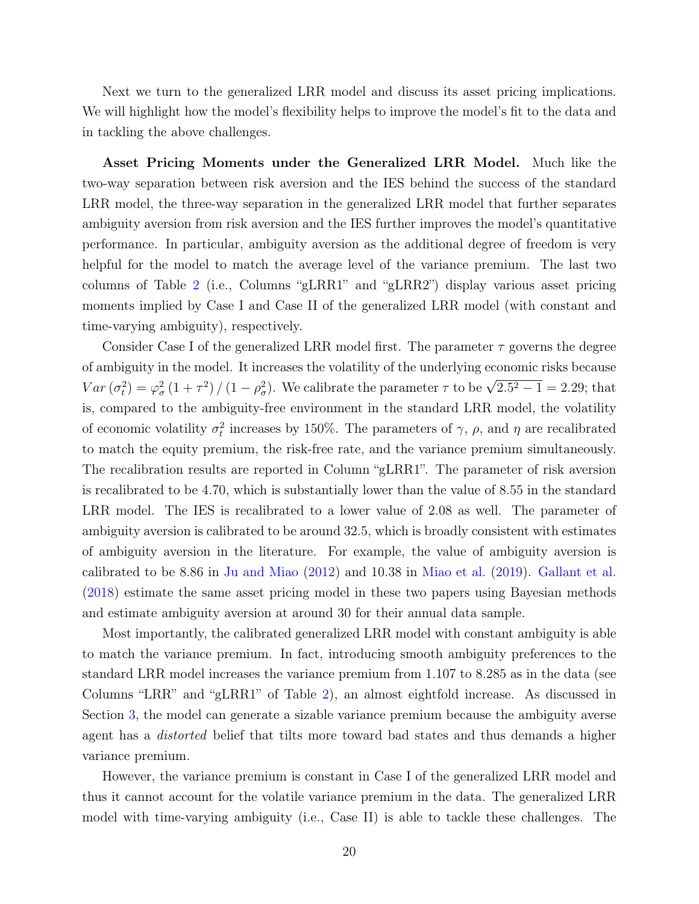Next we turn to the generalized LRR model and discuss its asset pricing implications. We will highlight how the model's flexibility helps to improve the model's fit to the data and in tackling the above challenges.

**Asset Pricing Moments under the Generalized LRR Model.** Much like the two-way separation between risk aversion and the IES behind the success of the standard LRR model, the three-way separation in the generalized LRR model that further separates ambiguity aversion from risk aversion and the IES further improves the model's quantitative performance. In particular, ambiguity aversion as the additional degree of freedom is very helpful for the model to match the average level of the variance premium. The last two columns of Table 2 (i.e., Columns "gLRR1" and "gLRR2") display various asset pricing moments implied by Case I and Case II of the generalized LRR model (with constant and time-varying ambiguity), respectively.

Consider Case I of the generalized LRR model first. The parameter $\tau$ governs the degree of ambiguity in the model. It increases the volatility of the underlying economic risks because $Var\left(\sigma_t^2\right) = \varphi_\sigma^2\left(1+\tau^2\right)/\left(1-\rho_\sigma^2\right)$. We calibrate the parameter $\tau$ to be $\sqrt{2.5^2-1} = 2.29$; that is, compared to the ambiguity-free environment in the standard LRR model, the volatility of economic volatility $\sigma_t^2$ increases by 150%. The parameters of $\gamma$, $\rho$, and $\eta$ are recalibrated to match the equity premium, the risk-free rate, and the variance premium simultaneously. The recalibration results are reported in Column "gLRR1". The parameter of risk aversion is recalibrated to be 4.70, which is substantially lower than the value of 8.55 in the standard LRR model. The IES is recalibrated to a lower value of 2.08 as well. The parameter of ambiguity aversion is calibrated to be around 32.5, which is broadly consistent with estimates of ambiguity aversion in the literature. For example, the value of ambiguity aversion is calibrated to be 8.86 in Ju and Miao (2012) and 10.38 in Miao et al. (2019). Gallant et al. (2018) estimate the same asset pricing model in these two papers using Bayesian methods and estimate ambiguity aversion at around 30 for their annual data sample.

Most importantly, the calibrated generalized LRR model with constant ambiguity is able to match the variance premium. In fact, introducing smooth ambiguity preferences to the standard LRR model increases the variance premium from 1.107 to 8.285 as in the data (see Columns "LRR" and "gLRR1" of Table 2), an almost eightfold increase. As discussed in Section 3, the model can generate a sizable variance premium because the ambiguity averse agent has a *distorted* belief that tilts more toward bad states and thus demands a higher variance premium.

However, the variance premium is constant in Case I of the generalized LRR model and thus it cannot account for the volatile variance premium in the data. The generalized LRR model with time-varying ambiguity (i.e., Case II) is able to tackle these challenges. The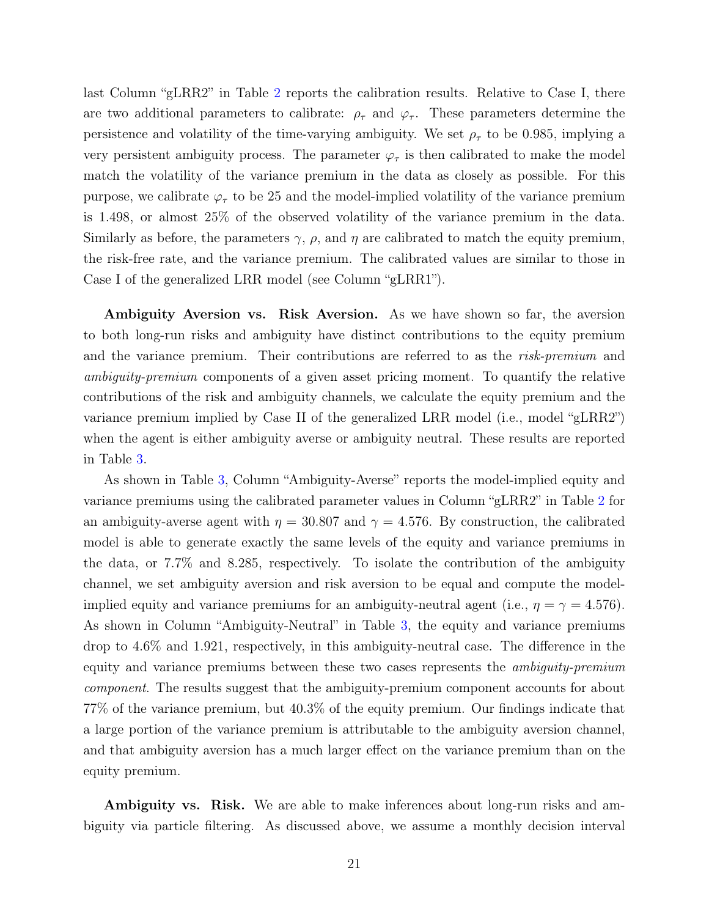last Column "gLRR2" in Table 2 reports the calibration results. Relative to Case I, there are two additional parameters to calibrate: $\rho_\tau$ and $\varphi_\tau$. These parameters determine the persistence and volatility of the time-varying ambiguity. We set $\rho_\tau$ to be 0.985, implying a very persistent ambiguity process. The parameter $\varphi_\tau$ is then calibrated to make the model match the volatility of the variance premium in the data as closely as possible. For this purpose, we calibrate $\varphi_\tau$ to be 25 and the model-implied volatility of the variance premium is 1.498, or almost 25% of the observed volatility of the variance premium in the data. Similarly as before, the parameters $\gamma$, $\rho$, and $\eta$ are calibrated to match the equity premium, the risk-free rate, and the variance premium. The calibrated values are similar to those in Case I of the generalized LRR model (see Column "gLRR1").

**Ambiguity Aversion vs. Risk Aversion.** As we have shown so far, the aversion to both long-run risks and ambiguity have distinct contributions to the equity premium and the variance premium. Their contributions are referred to as the *risk-premium* and *ambiguity-premium* components of a given asset pricing moment. To quantify the relative contributions of the risk and ambiguity channels, we calculate the equity premium and the variance premium implied by Case II of the generalized LRR model (i.e., model "gLRR2") when the agent is either ambiguity averse or ambiguity neutral. These results are reported in Table 3.

As shown in Table 3, Column "Ambiguity-Averse" reports the model-implied equity and variance premiums using the calibrated parameter values in Column "gLRR2" in Table 2 for an ambiguity-averse agent with $\eta = 30.807$ and $\gamma = 4.576$. By construction, the calibrated model is able to generate exactly the same levels of the equity and variance premiums in the data, or 7.7% and 8.285, respectively. To isolate the contribution of the ambiguity channel, we set ambiguity aversion and risk aversion to be equal and compute the model-implied equity and variance premiums for an ambiguity-neutral agent (i.e., $\eta = \gamma = 4.576$). As shown in Column "Ambiguity-Neutral" in Table 3, the equity and variance premiums drop to 4.6% and 1.921, respectively, in this ambiguity-neutral case. The difference in the equity and variance premiums between these two cases represents the *ambiguity-premium component*. The results suggest that the ambiguity-premium component accounts for about 77% of the variance premium, but 40.3% of the equity premium. Our findings indicate that a large portion of the variance premium is attributable to the ambiguity aversion channel, and that ambiguity aversion has a much larger effect on the variance premium than on the equity premium.

**Ambiguity vs. Risk.** We are able to make inferences about long-run risks and ambiguity via particle filtering. As discussed above, we assume a monthly decision interval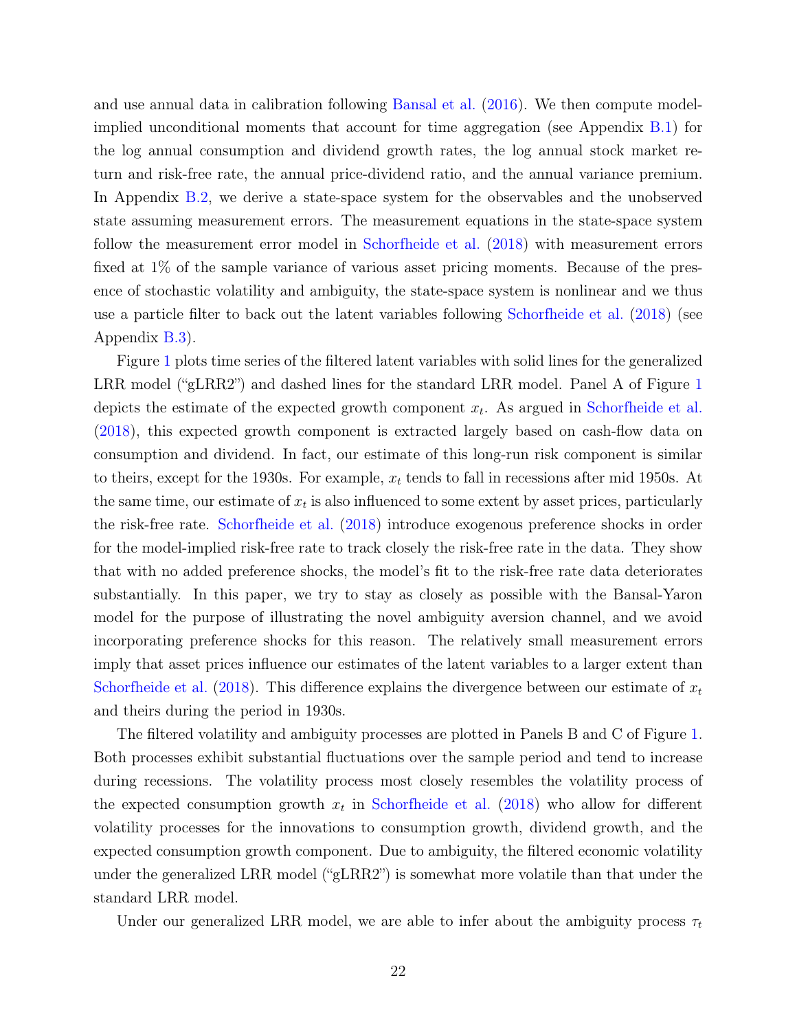and use annual data in calibration following Bansal et al. (2016). We then compute model-implied unconditional moments that account for time aggregation (see Appendix B.1) for the log annual consumption and dividend growth rates, the log annual stock market return and risk-free rate, the annual price-dividend ratio, and the annual variance premium. In Appendix B.2, we derive a state-space system for the observables and the unobserved state assuming measurement errors. The measurement equations in the state-space system follow the measurement error model in Schorfheide et al. (2018) with measurement errors fixed at 1% of the sample variance of various asset pricing moments. Because of the presence of stochastic volatility and ambiguity, the state-space system is nonlinear and we thus use a particle filter to back out the latent variables following Schorfheide et al. (2018) (see Appendix B.3).

Figure 1 plots time series of the filtered latent variables with solid lines for the generalized LRR model ("gLRR2") and dashed lines for the standard LRR model. Panel A of Figure 1 depicts the estimate of the expected growth component $x_t$. As argued in Schorfheide et al. (2018), this expected growth component is extracted largely based on cash-flow data on consumption and dividend. In fact, our estimate of this long-run risk component is similar to theirs, except for the 1930s. For example, $x_t$ tends to fall in recessions after mid 1950s. At the same time, our estimate of $x_t$ is also influenced to some extent by asset prices, particularly the risk-free rate. Schorfheide et al. (2018) introduce exogenous preference shocks in order for the model-implied risk-free rate to track closely the risk-free rate in the data. They show that with no added preference shocks, the model's fit to the risk-free rate data deteriorates substantially. In this paper, we try to stay as closely as possible with the Bansal-Yaron model for the purpose of illustrating the novel ambiguity aversion channel, and we avoid incorporating preference shocks for this reason. The relatively small measurement errors imply that asset prices influence our estimates of the latent variables to a larger extent than Schorfheide et al. (2018). This difference explains the divergence between our estimate of $x_t$ and theirs during the period in 1930s.

The filtered volatility and ambiguity processes are plotted in Panels B and C of Figure 1. Both processes exhibit substantial fluctuations over the sample period and tend to increase during recessions. The volatility process most closely resembles the volatility process of the expected consumption growth $x_t$ in Schorfheide et al. (2018) who allow for different volatility processes for the innovations to consumption growth, dividend growth, and the expected consumption growth component. Due to ambiguity, the filtered economic volatility under the generalized LRR model ("gLRR2") is somewhat more volatile than that under the standard LRR model.

Under our generalized LRR model, we are able to infer about the ambiguity process $\tau_t$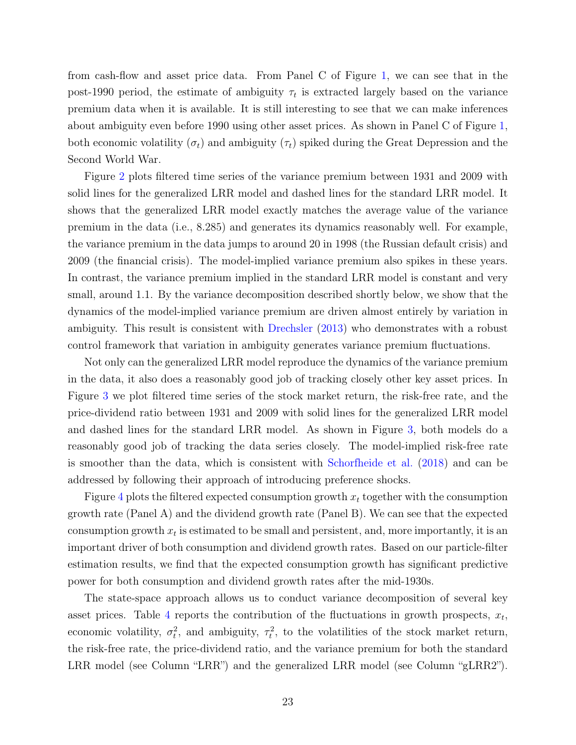from cash-flow and asset price data. From Panel C of Figure 1, we can see that in the post-1990 period, the estimate of ambiguity $\tau_t$ is extracted largely based on the variance premium data when it is available. It is still interesting to see that we can make inferences about ambiguity even before 1990 using other asset prices. As shown in Panel C of Figure 1, both economic volatility ($\sigma_t$) and ambiguity ($\tau_t$) spiked during the Great Depression and the Second World War.

Figure 2 plots filtered time series of the variance premium between 1931 and 2009 with solid lines for the generalized LRR model and dashed lines for the standard LRR model. It shows that the generalized LRR model exactly matches the average value of the variance premium in the data (i.e., 8.285) and generates its dynamics reasonably well. For example, the variance premium in the data jumps to around 20 in 1998 (the Russian default crisis) and 2009 (the financial crisis). The model-implied variance premium also spikes in these years. In contrast, the variance premium implied in the standard LRR model is constant and very small, around 1.1. By the variance decomposition described shortly below, we show that the dynamics of the model-implied variance premium are driven almost entirely by variation in ambiguity. This result is consistent with Drechsler (2013) who demonstrates with a robust control framework that variation in ambiguity generates variance premium fluctuations.

Not only can the generalized LRR model reproduce the dynamics of the variance premium in the data, it also does a reasonably good job of tracking closely other key asset prices. In Figure 3 we plot filtered time series of the stock market return, the risk-free rate, and the price-dividend ratio between 1931 and 2009 with solid lines for the generalized LRR model and dashed lines for the standard LRR model. As shown in Figure 3, both models do a reasonably good job of tracking the data series closely. The model-implied risk-free rate is smoother than the data, which is consistent with Schorfheide et al. (2018) and can be addressed by following their approach of introducing preference shocks.

Figure 4 plots the filtered expected consumption growth $x_t$ together with the consumption growth rate (Panel A) and the dividend growth rate (Panel B). We can see that the expected consumption growth $x_t$ is estimated to be small and persistent, and, more importantly, it is an important driver of both consumption and dividend growth rates. Based on our particle-filter estimation results, we find that the expected consumption growth has significant predictive power for both consumption and dividend growth rates after the mid-1930s.

The state-space approach allows us to conduct variance decomposition of several key asset prices. Table 4 reports the contribution of the fluctuations in growth prospects, $x_t$, economic volatility, $\sigma_t^2$, and ambiguity, $\tau_t^2$, to the volatilities of the stock market return, the risk-free rate, the price-dividend ratio, and the variance premium for both the standard LRR model (see Column "LRR") and the generalized LRR model (see Column "gLRR2").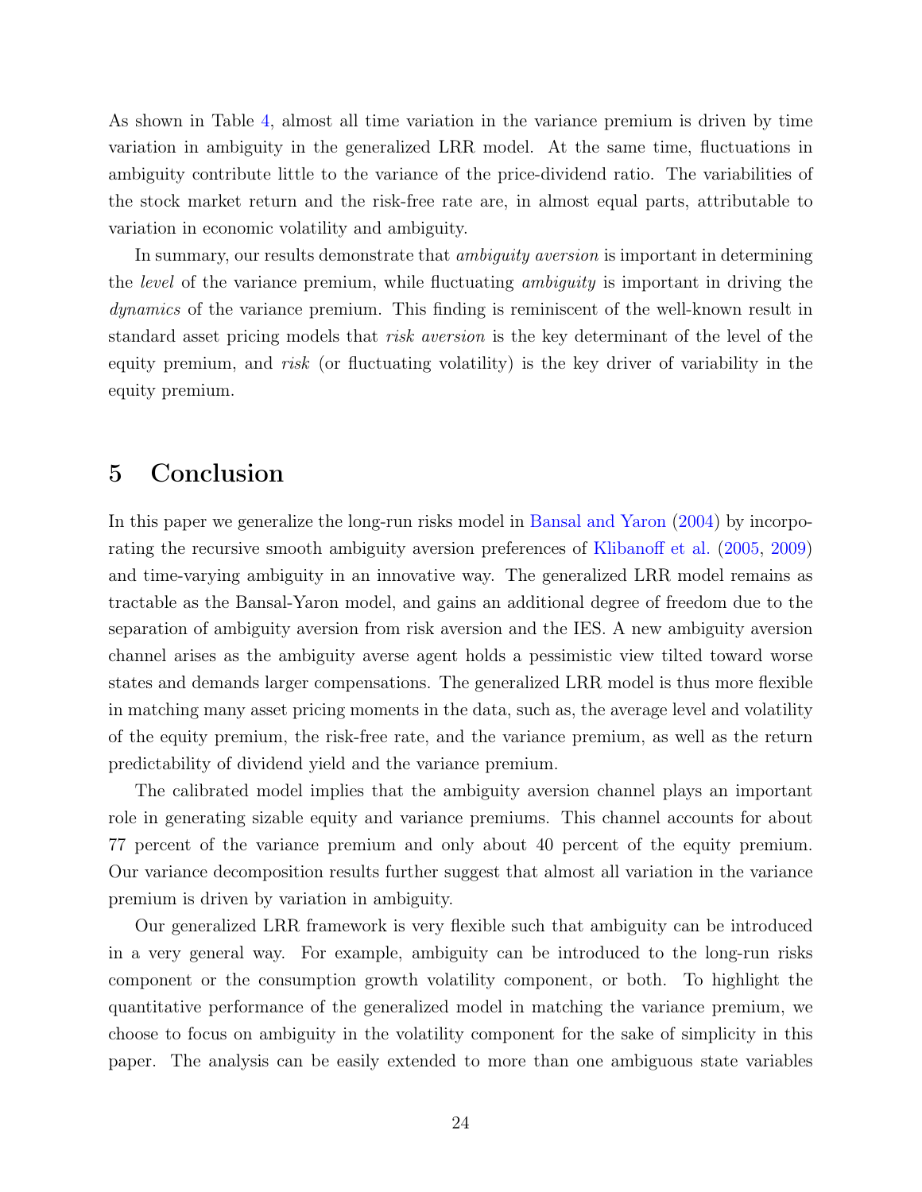As shown in Table 4, almost all time variation in the variance premium is driven by time variation in ambiguity in the generalized LRR model. At the same time, fluctuations in ambiguity contribute little to the variance of the price-dividend ratio. The variabilities of the stock market return and the risk-free rate are, in almost equal parts, attributable to variation in economic volatility and ambiguity.

In summary, our results demonstrate that *ambiguity aversion* is important in determining the *level* of the variance premium, while fluctuating *ambiguity* is important in driving the *dynamics* of the variance premium. This finding is reminiscent of the well-known result in standard asset pricing models that *risk aversion* is the key determinant of the level of the equity premium, and *risk* (or fluctuating volatility) is the key driver of variability in the equity premium.

# 5 Conclusion

In this paper we generalize the long-run risks model in Bansal and Yaron (2004) by incorporating the recursive smooth ambiguity aversion preferences of Klibanoff et al. (2005, 2009) and time-varying ambiguity in an innovative way. The generalized LRR model remains as tractable as the Bansal-Yaron model, and gains an additional degree of freedom due to the separation of ambiguity aversion from risk aversion and the IES. A new ambiguity aversion channel arises as the ambiguity averse agent holds a pessimistic view tilted toward worse states and demands larger compensations. The generalized LRR model is thus more flexible in matching many asset pricing moments in the data, such as, the average level and volatility of the equity premium, the risk-free rate, and the variance premium, as well as the return predictability of dividend yield and the variance premium.

The calibrated model implies that the ambiguity aversion channel plays an important role in generating sizable equity and variance premiums. This channel accounts for about 77 percent of the variance premium and only about 40 percent of the equity premium. Our variance decomposition results further suggest that almost all variation in the variance premium is driven by variation in ambiguity.

Our generalized LRR framework is very flexible such that ambiguity can be introduced in a very general way. For example, ambiguity can be introduced to the long-run risks component or the consumption growth volatility component, or both. To highlight the quantitative performance of the generalized model in matching the variance premium, we choose to focus on ambiguity in the volatility component for the sake of simplicity in this paper. The analysis can be easily extended to more than one ambiguous state variables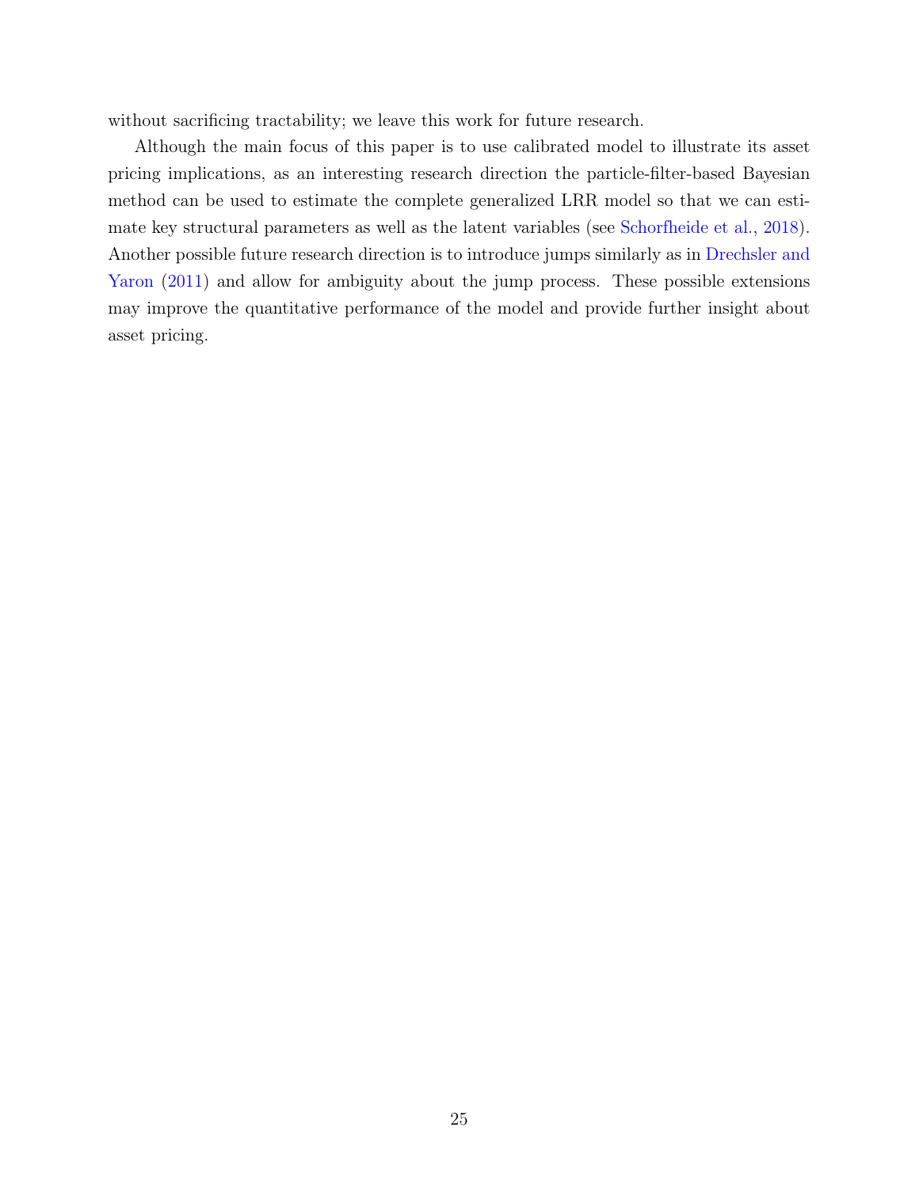without sacrificing tractability; we leave this work for future research.

Although the main focus of this paper is to use calibrated model to illustrate its asset pricing implications, as an interesting research direction the particle-filter-based Bayesian method can be used to estimate the complete generalized LRR model so that we can estimate key structural parameters as well as the latent variables (see Schorfheide et al., 2018). Another possible future research direction is to introduce jumps similarly as in Drechsler and Yaron (2011) and allow for ambiguity about the jump process. These possible extensions may improve the quantitative performance of the model and provide further insight about asset pricing.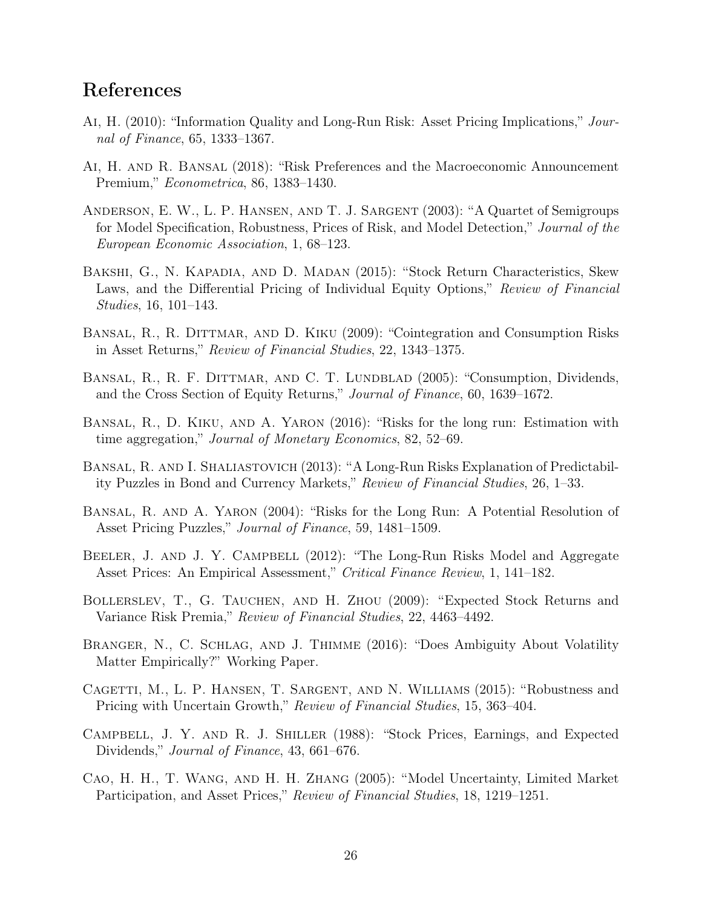## References

Ai, H. (2010): "Information Quality and Long-Run Risk: Asset Pricing Implications," *Journal of Finance*, 65, 1333–1367.

Ai, H. and R. Bansal (2018): "Risk Preferences and the Macroeconomic Announcement Premium," *Econometrica*, 86, 1383–1430.

Anderson, E. W., L. P. Hansen, and T. J. Sargent (2003): "A Quartet of Semigroups for Model Specification, Robustness, Prices of Risk, and Model Detection," *Journal of the European Economic Association*, 1, 68–123.

Bakshi, G., N. Kapadia, and D. Madan (2015): "Stock Return Characteristics, Skew Laws, and the Differential Pricing of Individual Equity Options," *Review of Financial Studies*, 16, 101–143.

Bansal, R., R. Dittmar, and D. Kiku (2009): "Cointegration and Consumption Risks in Asset Returns," *Review of Financial Studies*, 22, 1343–1375.

Bansal, R., R. F. Dittmar, and C. T. Lundblad (2005): "Consumption, Dividends, and the Cross Section of Equity Returns," *Journal of Finance*, 60, 1639–1672.

Bansal, R., D. Kiku, and A. Yaron (2016): "Risks for the long run: Estimation with time aggregation," *Journal of Monetary Economics*, 82, 52–69.

Bansal, R. and I. Shaliastovich (2013): "A Long-Run Risks Explanation of Predictability Puzzles in Bond and Currency Markets," *Review of Financial Studies*, 26, 1–33.

Bansal, R. and A. Yaron (2004): "Risks for the Long Run: A Potential Resolution of Asset Pricing Puzzles," *Journal of Finance*, 59, 1481–1509.

Beeler, J. and J. Y. Campbell (2012): "The Long-Run Risks Model and Aggregate Asset Prices: An Empirical Assessment," *Critical Finance Review*, 1, 141–182.

Bollerslev, T., G. Tauchen, and H. Zhou (2009): "Expected Stock Returns and Variance Risk Premia," *Review of Financial Studies*, 22, 4463–4492.

Branger, N., C. Schlag, and J. Thimme (2016): "Does Ambiguity About Volatility Matter Empirically?" Working Paper.

Cagetti, M., L. P. Hansen, T. Sargent, and N. Williams (2015): "Robustness and Pricing with Uncertain Growth," *Review of Financial Studies*, 15, 363–404.

Campbell, J. Y. and R. J. Shiller (1988): "Stock Prices, Earnings, and Expected Dividends," *Journal of Finance*, 43, 661–676.

Cao, H. H., T. Wang, and H. H. Zhang (2005): "Model Uncertainty, Limited Market Participation, and Asset Prices," *Review of Financial Studies*, 18, 1219–1251.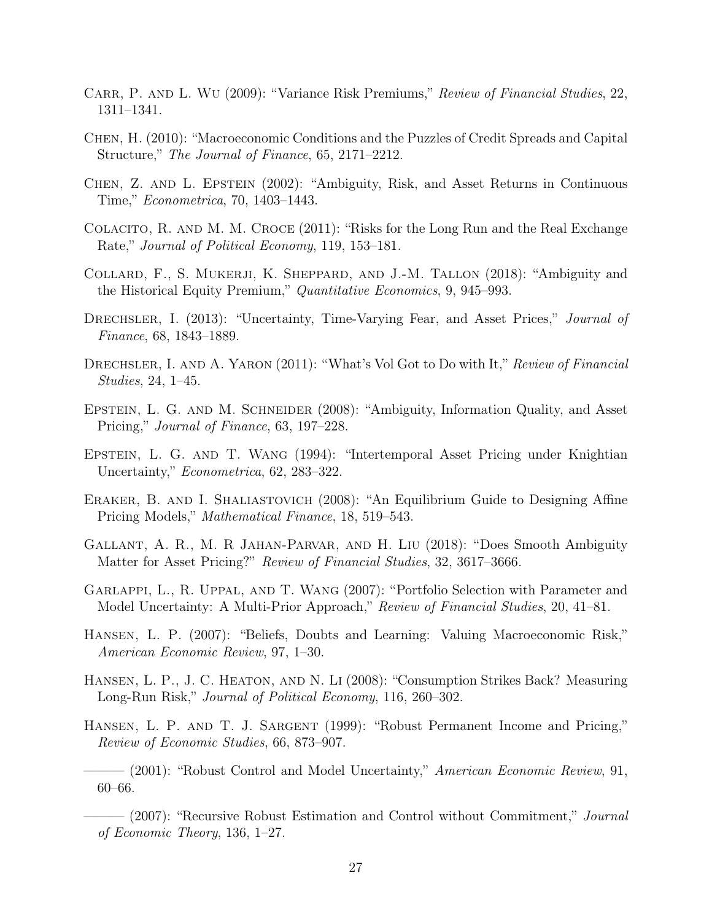Carr, P. and L. Wu (2009): "Variance Risk Premiums," *Review of Financial Studies*, 22, 1311–1341.

Chen, H. (2010): "Macroeconomic Conditions and the Puzzles of Credit Spreads and Capital Structure," *The Journal of Finance*, 65, 2171–2212.

Chen, Z. and L. Epstein (2002): "Ambiguity, Risk, and Asset Returns in Continuous Time," *Econometrica*, 70, 1403–1443.

Colacito, R. and M. M. Croce (2011): "Risks for the Long Run and the Real Exchange Rate," *Journal of Political Economy*, 119, 153–181.

Collard, F., S. Mukerji, K. Sheppard, and J.-M. Tallon (2018): "Ambiguity and the Historical Equity Premium," *Quantitative Economics*, 9, 945–993.

Drechsler, I. (2013): "Uncertainty, Time-Varying Fear, and Asset Prices," *Journal of Finance*, 68, 1843–1889.

Drechsler, I. and A. Yaron (2011): "What's Vol Got to Do with It," *Review of Financial Studies*, 24, 1–45.

Epstein, L. G. and M. Schneider (2008): "Ambiguity, Information Quality, and Asset Pricing," *Journal of Finance*, 63, 197–228.

Epstein, L. G. and T. Wang (1994): "Intertemporal Asset Pricing under Knightian Uncertainty," *Econometrica*, 62, 283–322.

Eraker, B. and I. Shaliastovich (2008): "An Equilibrium Guide to Designing Affine Pricing Models," *Mathematical Finance*, 18, 519–543.

Gallant, A. R., M. R Jahan-Parvar, and H. Liu (2018): "Does Smooth Ambiguity Matter for Asset Pricing?" *Review of Financial Studies*, 32, 3617–3666.

Garlappi, L., R. Uppal, and T. Wang (2007): "Portfolio Selection with Parameter and Model Uncertainty: A Multi-Prior Approach," *Review of Financial Studies*, 20, 41–81.

Hansen, L. P. (2007): "Beliefs, Doubts and Learning: Valuing Macroeconomic Risk," *American Economic Review*, 97, 1–30.

Hansen, L. P., J. C. Heaton, and N. Li (2008): "Consumption Strikes Back? Measuring Long-Run Risk," *Journal of Political Economy*, 116, 260–302.

Hansen, L. P. and T. J. Sargent (1999): "Robust Permanent Income and Pricing," *Review of Economic Studies*, 66, 873–907.

——— (2001): "Robust Control and Model Uncertainty," *American Economic Review*, 91, 60–66.

——— (2007): "Recursive Robust Estimation and Control without Commitment," *Journal of Economic Theory*, 136, 1–27.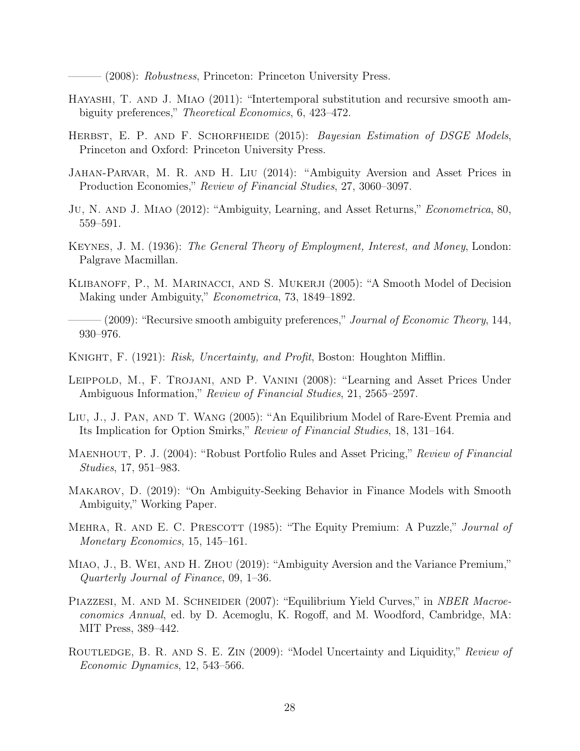——— (2008): *Robustness*, Princeton: Princeton University Press.

Hayashi, T. and J. Miao (2011): "Intertemporal substitution and recursive smooth ambiguity preferences," *Theoretical Economics*, 6, 423–472.

Herbst, E. P. and F. Schorfheide (2015): *Bayesian Estimation of DSGE Models*, Princeton and Oxford: Princeton University Press.

Jahan-Parvar, M. R. and H. Liu (2014): "Ambiguity Aversion and Asset Prices in Production Economies," *Review of Financial Studies*, 27, 3060–3097.

Ju, N. and J. Miao (2012): "Ambiguity, Learning, and Asset Returns," *Econometrica*, 80, 559–591.

Keynes, J. M. (1936): *The General Theory of Employment, Interest, and Money*, London: Palgrave Macmillan.

Klibanoff, P., M. Marinacci, and S. Mukerji (2005): "A Smooth Model of Decision Making under Ambiguity," *Econometrica*, 73, 1849–1892.

——— (2009): "Recursive smooth ambiguity preferences," *Journal of Economic Theory*, 144, 930–976.

Knight, F. (1921): *Risk, Uncertainty, and Profit*, Boston: Houghton Mifflin.

Leippold, M., F. Trojani, and P. Vanini (2008): "Learning and Asset Prices Under Ambiguous Information," *Review of Financial Studies*, 21, 2565–2597.

Liu, J., J. Pan, and T. Wang (2005): "An Equilibrium Model of Rare-Event Premia and Its Implication for Option Smirks," *Review of Financial Studies*, 18, 131–164.

Maenhout, P. J. (2004): "Robust Portfolio Rules and Asset Pricing," *Review of Financial Studies*, 17, 951–983.

Makarov, D. (2019): "On Ambiguity-Seeking Behavior in Finance Models with Smooth Ambiguity," Working Paper.

Mehra, R. and E. C. Prescott (1985): "The Equity Premium: A Puzzle," *Journal of Monetary Economics*, 15, 145–161.

Miao, J., B. Wei, and H. Zhou (2019): "Ambiguity Aversion and the Variance Premium," *Quarterly Journal of Finance*, 09, 1–36.

Piazzesi, M. and M. Schneider (2007): "Equilibrium Yield Curves," in *NBER Macroeconomics Annual*, ed. by D. Acemoglu, K. Rogoff, and M. Woodford, Cambridge, MA: MIT Press, 389–442.

Routledge, B. R. and S. E. Zin (2009): "Model Uncertainty and Liquidity," *Review of Economic Dynamics*, 12, 543–566.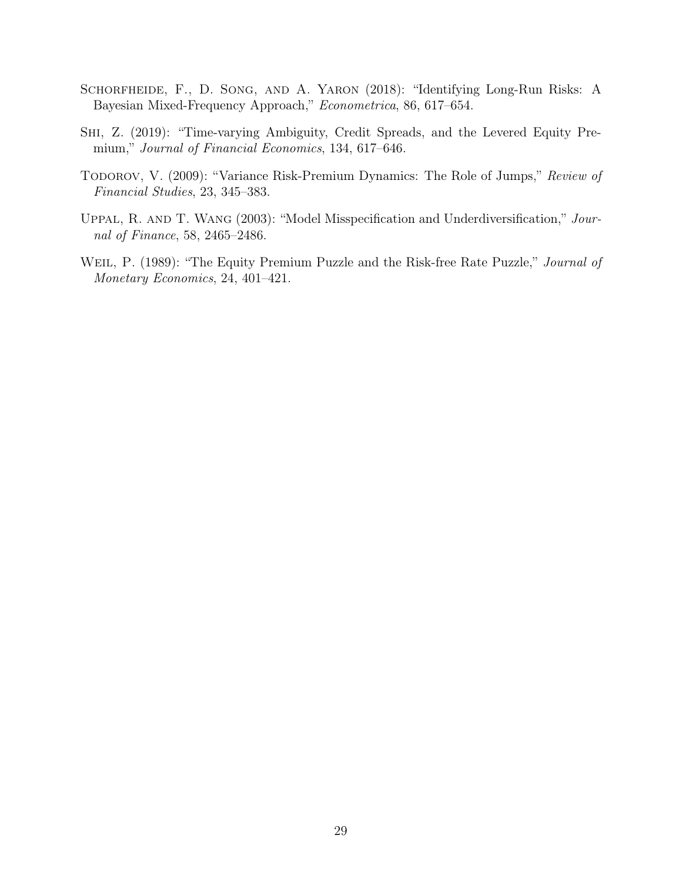Schorfheide, F., D. Song, and A. Yaron (2018): "Identifying Long-Run Risks: A Bayesian Mixed-Frequency Approach," *Econometrica*, 86, 617–654.

Shi, Z. (2019): "Time-varying Ambiguity, Credit Spreads, and the Levered Equity Premium," *Journal of Financial Economics*, 134, 617–646.

Todorov, V. (2009): "Variance Risk-Premium Dynamics: The Role of Jumps," *Review of Financial Studies*, 23, 345–383.

Uppal, R. and T. Wang (2003): "Model Misspecification and Underdiversification," *Journal of Finance*, 58, 2465–2486.

Weil, P. (1989): "The Equity Premium Puzzle and the Risk-free Rate Puzzle," *Journal of Monetary Economics*, 24, 401–421.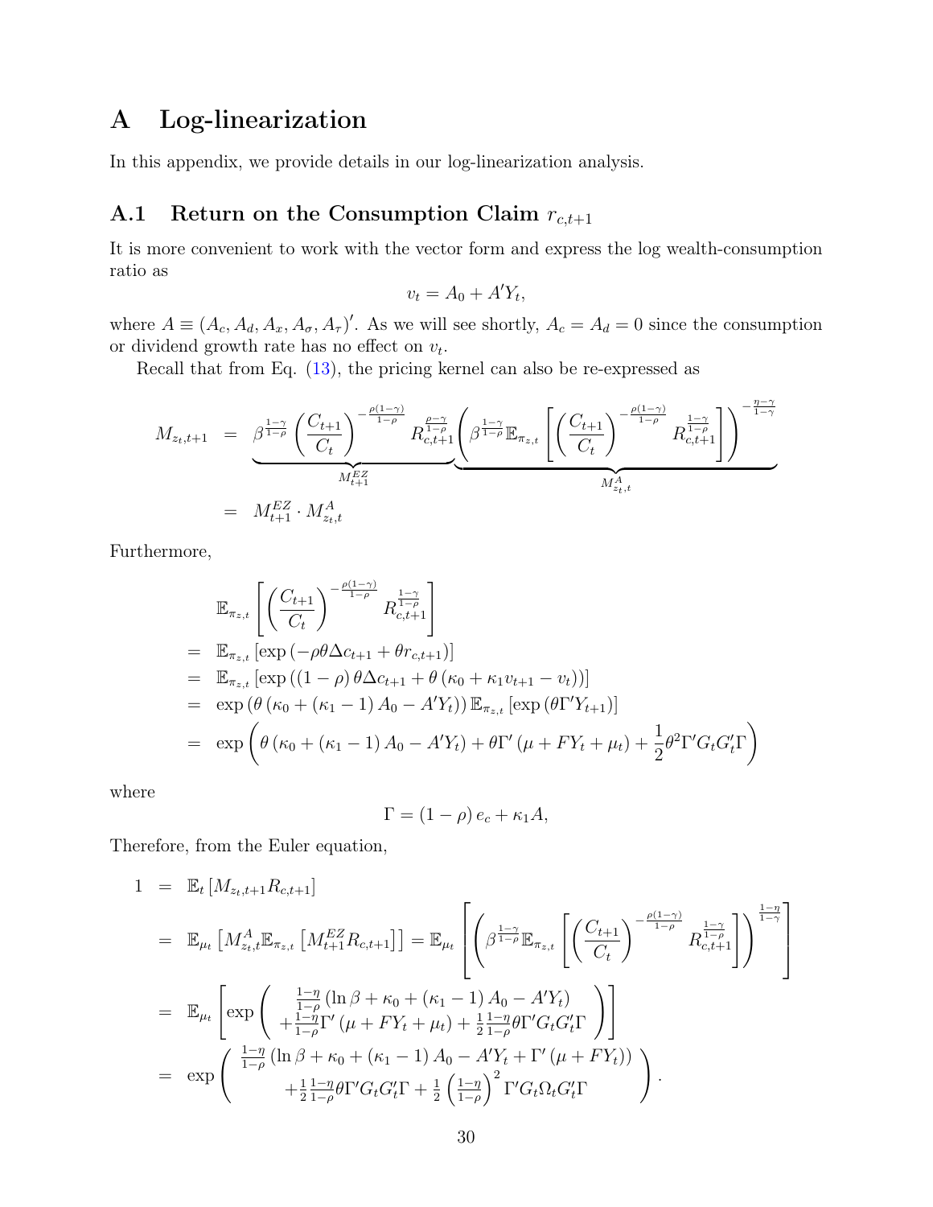# A Log-linearization

In this appendix, we provide details in our log-linearization analysis.

## A.1 Return on the Consumption Claim $r_{c,t+1}$

It is more convenient to work with the vector form and express the log wealth-consumption ratio as

$$v_t = A_0 + A'Y_t,$$

where $A \equiv (A_c, A_d, A_x, A_\sigma, A_\tau)'$. As we will see shortly, $A_c = A_d = 0$ since the consumption or dividend growth rate has no effect on $v_t$.

Recall that from Eq. (13), the pricing kernel can also be re-expressed as

$$\begin{aligned}
M_{z_t,t+1} &= \underbrace{\beta^{\frac{1-\gamma}{1-\rho}} \left(\frac{C_{t+1}}{C_t}\right)^{-\frac{\rho(1-\gamma)}{1-\rho}} R_{c,t+1}^{\frac{\rho-\gamma}{1-\rho}}}_{M_{t+1}^{EZ}} \underbrace{\left(\beta^{\frac{1-\gamma}{1-\rho}} \mathbb{E}_{\pi_{z,t}}\left[\left(\frac{C_{t+1}}{C_t}\right)^{-\frac{\rho(1-\gamma)}{1-\rho}} R_{c,t+1}^{\frac{1-\gamma}{1-\rho}}\right]\right)^{-\frac{\eta-\gamma}{1-\gamma}}}_{M_{z_t,t}^{A}} \\
&= M_{t+1}^{EZ} \cdot M_{z_t,t}^{A}
\end{aligned}$$

Furthermore,

$$\begin{aligned}
& \mathbb{E}_{\pi_{z,t}}\left[\left(\frac{C_{t+1}}{C_t}\right)^{-\frac{\rho(1-\gamma)}{1-\rho}} R_{c,t+1}^{\frac{1-\gamma}{1-\rho}}\right] \\
=& \ \mathbb{E}_{\pi_{z,t}}\left[\exp\left(-\rho\theta\Delta c_{t+1} + \theta r_{c,t+1}\right)\right] \\
=& \ \mathbb{E}_{\pi_{z,t}}\left[\exp\left(\left(1-\rho\right)\theta\Delta c_{t+1} + \theta\left(\kappa_0 + \kappa_1 v_{t+1} - v_t\right)\right)\right] \\
=& \ \exp\left(\theta\left(\kappa_0 + \left(\kappa_1 - 1\right)A_0 - A'Y_t\right)\right)\mathbb{E}_{\pi_{z,t}}\left[\exp\left(\theta\Gamma'Y_{t+1}\right)\right] \\
=& \ \exp\left(\theta\left(\kappa_0 + \left(\kappa_1 - 1\right)A_0 - A'Y_t\right) + \theta\Gamma'\left(\mu + FY_t + \mu_t\right) + \frac{1}{2}\theta^2\Gamma'G_tG_t'\Gamma\right)
\end{aligned}$$

where

$$\Gamma = \left(1-\rho\right)e_c + \kappa_1 A,$$

Therefore, from the Euler equation,

$$\begin{aligned}
1 &= \mathbb{E}_t\left[M_{z_t,t+1}R_{c,t+1}\right] \\
&= \mathbb{E}_{\mu_t}\left[M_{z_t,t}^{A}\mathbb{E}_{\pi_{z,t}}\left[M_{t+1}^{EZ}R_{c,t+1}\right]\right] = \mathbb{E}_{\mu_t}\left[\left(\beta^{\frac{1-\gamma}{1-\rho}}\mathbb{E}_{\pi_{z,t}}\left[\left(\frac{C_{t+1}}{C_t}\right)^{-\frac{\rho(1-\gamma)}{1-\rho}} R_{c,t+1}^{\frac{1-\gamma}{1-\rho}}\right]\right)^{\frac{1-\eta}{1-\gamma}}\right] \\
&= \mathbb{E}_{\mu_t}\left[\exp\left(\begin{array}{c} \frac{1-\eta}{1-\rho}\left(\ln\beta + \kappa_0 + \left(\kappa_1 - 1\right)A_0 - A'Y_t\right) \\ +\frac{1-\eta}{1-\rho}\Gamma'\left(\mu + FY_t + \mu_t\right) + \frac{1}{2}\frac{1-\eta}{1-\rho}\theta\Gamma'G_tG_t'\Gamma \end{array}\right)\right] \\
&= \exp\left(\begin{array}{c} \frac{1-\eta}{1-\rho}\left(\ln\beta + \kappa_0 + \left(\kappa_1 - 1\right)A_0 - A'Y_t + \Gamma'\left(\mu + FY_t\right)\right) \\ +\frac{1}{2}\frac{1-\eta}{1-\rho}\theta\Gamma'G_tG_t'\Gamma + \frac{1}{2}\left(\frac{1-\eta}{1-\rho}\right)^2\Gamma'G_t\Omega_tG_t'\Gamma \end{array}\right).
\end{aligned}$$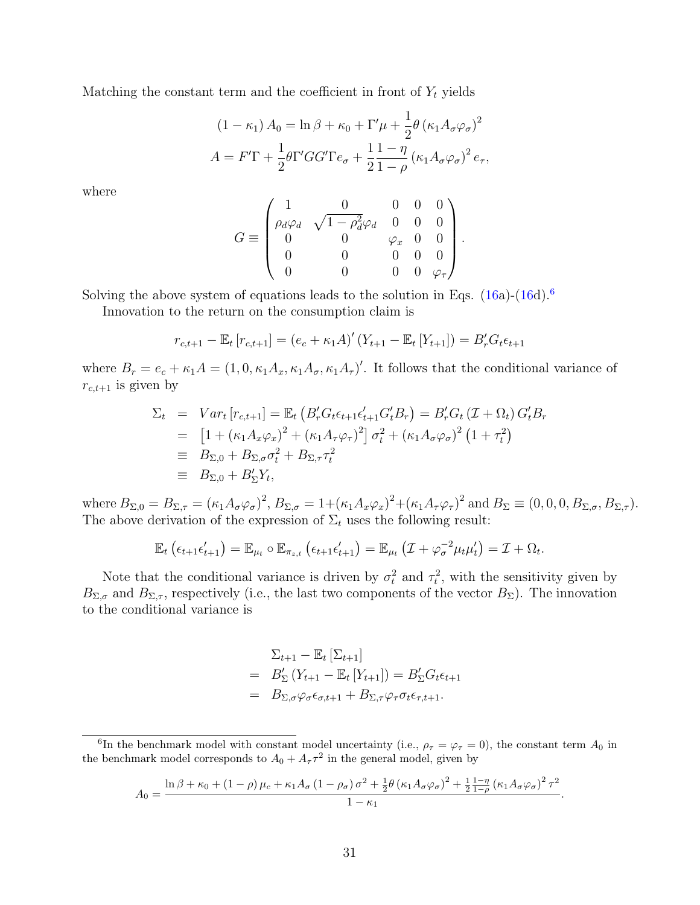Matching the constant term and the coefficient in front of $Y_t$ yields

$$
\begin{aligned}
(1-\kappa_1) A_0 &= \ln\beta + \kappa_0 + \Gamma'\mu + \frac{1}{2}\theta\left(\kappa_1 A_\sigma \varphi_\sigma\right)^2 \\
A &= F'\Gamma + \frac{1}{2}\theta\Gamma' G G'\Gamma e_\sigma + \frac{1}{2}\frac{1-\eta}{1-\rho}\left(\kappa_1 A_\sigma \varphi_\sigma\right)^2 e_\tau,
\end{aligned}
$$

where

$$
G \equiv \begin{pmatrix} 1 & 0 & 0 & 0 & 0 \\ \rho_d\varphi_d & \sqrt{1-\rho_d^2}\varphi_d & 0 & 0 & 0 \\ 0 & 0 & \varphi_x & 0 & 0 \\ 0 & 0 & 0 & 0 & 0 \\ 0 & 0 & 0 & 0 & \varphi_\tau \end{pmatrix}.
$$

Solving the above system of equations leads to the solution in Eqs. (16a)-(16d).[6]

Innovation to the return on the consumption claim is

$$
r_{c,t+1} - \mathbb{E}_t\left[r_{c,t+1}\right] = \left(e_c + \kappa_1 A\right)'\left(Y_{t+1} - \mathbb{E}_t\left[Y_{t+1}\right]\right) = B_r' G_t \epsilon_{t+1}
$$

where $B_r = e_c + \kappa_1 A = (1, 0, \kappa_1 A_x, \kappa_1 A_\sigma, \kappa_1 A_\tau)'$. It follows that the conditional variance of $r_{c,t+1}$ is given by

$$
\begin{aligned}
\Sigma_t &= Var_t\left[r_{c,t+1}\right] = \mathbb{E}_t\left(B_r' G_t \epsilon_{t+1}\epsilon_{t+1}' G_t' B_r\right) = B_r' G_t\left(\mathcal{I} + \Omega_t\right) G_t' B_r \\
&= \left[1 + \left(\kappa_1 A_x \varphi_x\right)^2 + \left(\kappa_1 A_\tau \varphi_\tau\right)^2\right]\sigma_t^2 + \left(\kappa_1 A_\sigma \varphi_\sigma\right)^2\left(1 + \tau_t^2\right) \\
&\equiv B_{\Sigma,0} + B_{\Sigma,\sigma}\sigma_t^2 + B_{\Sigma,\tau}\tau_t^2 \\
&\equiv B_{\Sigma,0} + B_\Sigma' Y_t,
\end{aligned}
$$

where $B_{\Sigma,0} = B_{\Sigma,\tau} = \left(\kappa_1 A_\sigma \varphi_\sigma\right)^2$, $B_{\Sigma,\sigma} = 1 + \left(\kappa_1 A_x \varphi_x\right)^2 + \left(\kappa_1 A_\tau \varphi_\tau\right)^2$ and $B_\Sigma \equiv (0, 0, 0, B_{\Sigma,\sigma}, B_{\Sigma,\tau})$. The above derivation of the expression of $\Sigma_t$ uses the following result:

$$
\mathbb{E}_t\left(\epsilon_{t+1}\epsilon_{t+1}'\right) = \mathbb{E}_{\mu_t} \circ \mathbb{E}_{\pi_{z,t}}\left(\epsilon_{t+1}\epsilon_{t+1}'\right) = \mathbb{E}_{\mu_t}\left(\mathcal{I} + \varphi_\sigma^{-2}\mu_t\mu_t'\right) = \mathcal{I} + \Omega_t.
$$

Note that the conditional variance is driven by $\sigma_t^2$ and $\tau_t^2$, with the sensitivity given by $B_{\Sigma,\sigma}$ and $B_{\Sigma,\tau}$, respectively (i.e., the last two components of the vector $B_\Sigma$). The innovation to the conditional variance is

$$
\begin{aligned}
& \Sigma_{t+1} - \mathbb{E}_t\left[\Sigma_{t+1}\right] \\
=\ & B_\Sigma'\left(Y_{t+1} - \mathbb{E}_t\left[Y_{t+1}\right]\right) = B_\Sigma' G_t \epsilon_{t+1} \\
=\ & B_{\Sigma,\sigma}\varphi_\sigma \epsilon_{\sigma,t+1} + B_{\Sigma,\tau}\varphi_\tau \sigma_t \epsilon_{\tau,t+1}.
\end{aligned}
$$

---

[6] In the benchmark model with constant model uncertainty (i.e., $\rho_\tau = \varphi_\tau = 0$), the constant term $A_0$ in the benchmark model corresponds to $A_0 + A_\tau \tau^2$ in the general model, given by

$$
A_0 = \frac{\ln\beta + \kappa_0 + (1-\rho)\mu_c + \kappa_1 A_\sigma\left(1-\rho_\sigma\right)\sigma^2 + \frac{1}{2}\theta\left(\kappa_1 A_\sigma\varphi_\sigma\right)^2 + \frac{1}{2}\frac{1-\eta}{1-\rho}\left(\kappa_1 A_\sigma\varphi_\sigma\right)^2\tau^2}{1-\kappa_1}.
$$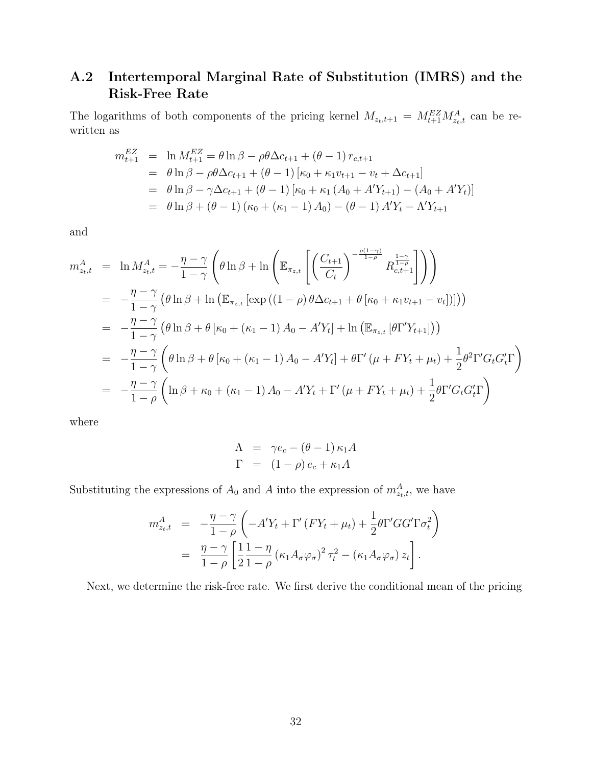## A.2 Intertemporal Marginal Rate of Substitution (IMRS) and the Risk-Free Rate

The logarithms of both components of the pricing kernel $M_{z_t,t+1} = M^{EZ}_{t+1} M^{A}_{z_t,t}$ can be rewritten as

$$
\begin{aligned}
m^{EZ}_{t+1} &= \ln M^{EZ}_{t+1} = \theta \ln \beta - \rho\theta \Delta c_{t+1} + (\theta - 1) r_{c,t+1} \\
&= \theta \ln \beta - \rho\theta \Delta c_{t+1} + (\theta - 1) \left[ \kappa_0 + \kappa_1 v_{t+1} - v_t + \Delta c_{t+1} \right] \\
&= \theta \ln \beta - \gamma \Delta c_{t+1} + (\theta - 1) \left[ \kappa_0 + \kappa_1 \left( A_0 + A' Y_{t+1} \right) - \left( A_0 + A' Y_t \right) \right] \\
&= \theta \ln \beta + (\theta - 1) \left( \kappa_0 + (\kappa_1 - 1) A_0 \right) - (\theta - 1) A' Y_t - \Lambda' Y_{t+1}
\end{aligned}
$$

and

$$
\begin{aligned}
m^{A}_{z_t,t} &= \ln M^{A}_{z_t,t} = -\frac{\eta - \gamma}{1 - \gamma} \left( \theta \ln \beta + \ln \left( \mathbb{E}_{\pi_{z,t}} \left[ \left( \frac{C_{t+1}}{C_t} \right)^{-\frac{\rho(1-\gamma)}{1-\rho}} R_{c,t+1}^{\frac{1-\gamma}{1-\rho}} \right] \right) \right) \\
&= -\frac{\eta - \gamma}{1 - \gamma} \left( \theta \ln \beta + \ln \left( \mathbb{E}_{\pi_{z,t}} \left[ \exp \left( (1 - \rho) \theta \Delta c_{t+1} + \theta \left[ \kappa_0 + \kappa_1 v_{t+1} - v_t \right] \right) \right] \right) \right) \\
&= -\frac{\eta - \gamma}{1 - \gamma} \left( \theta \ln \beta + \theta \left[ \kappa_0 + (\kappa_1 - 1) A_0 - A' Y_t \right] + \ln \left( \mathbb{E}_{\pi_{z,t}} \left[ \theta \Gamma' Y_{t+1} \right] \right) \right) \\
&= -\frac{\eta - \gamma}{1 - \gamma} \left( \theta \ln \beta + \theta \left[ \kappa_0 + (\kappa_1 - 1) A_0 - A' Y_t \right] + \theta \Gamma' \left( \mu + F Y_t + \mu_t \right) + \frac{1}{2} \theta^2 \Gamma' G_t G_t' \Gamma \right) \\
&= -\frac{\eta - \gamma}{1 - \rho} \left( \ln \beta + \kappa_0 + (\kappa_1 - 1) A_0 - A' Y_t + \Gamma' \left( \mu + F Y_t + \mu_t \right) + \frac{1}{2} \theta \Gamma' G_t G_t' \Gamma \right)
\end{aligned}
$$

where

$$
\begin{aligned}
\Lambda &= \gamma e_c - (\theta - 1) \kappa_1 A \\
\Gamma &= (1 - \rho) e_c + \kappa_1 A
\end{aligned}
$$

Substituting the expressions of $A_0$ and $A$ into the expression of $m^{A}_{z_t,t}$, we have

$$
\begin{aligned}
m^{A}_{z_t,t} &= -\frac{\eta - \gamma}{1 - \rho} \left( -A' Y_t + \Gamma' \left( F Y_t + \mu_t \right) + \frac{1}{2} \theta \Gamma' G G' \Gamma \sigma_t^2 \right) \\
&= \frac{\eta - \gamma}{1 - \rho} \left[ \frac{1}{2} \frac{1 - \eta}{1 - \rho} \left( \kappa_1 A_\sigma \varphi_\sigma \right)^2 \tau_t^2 - \left( \kappa_1 A_\sigma \varphi_\sigma \right) z_t \right].
\end{aligned}
$$

Next, we determine the risk-free rate. We first derive the conditional mean of the pricing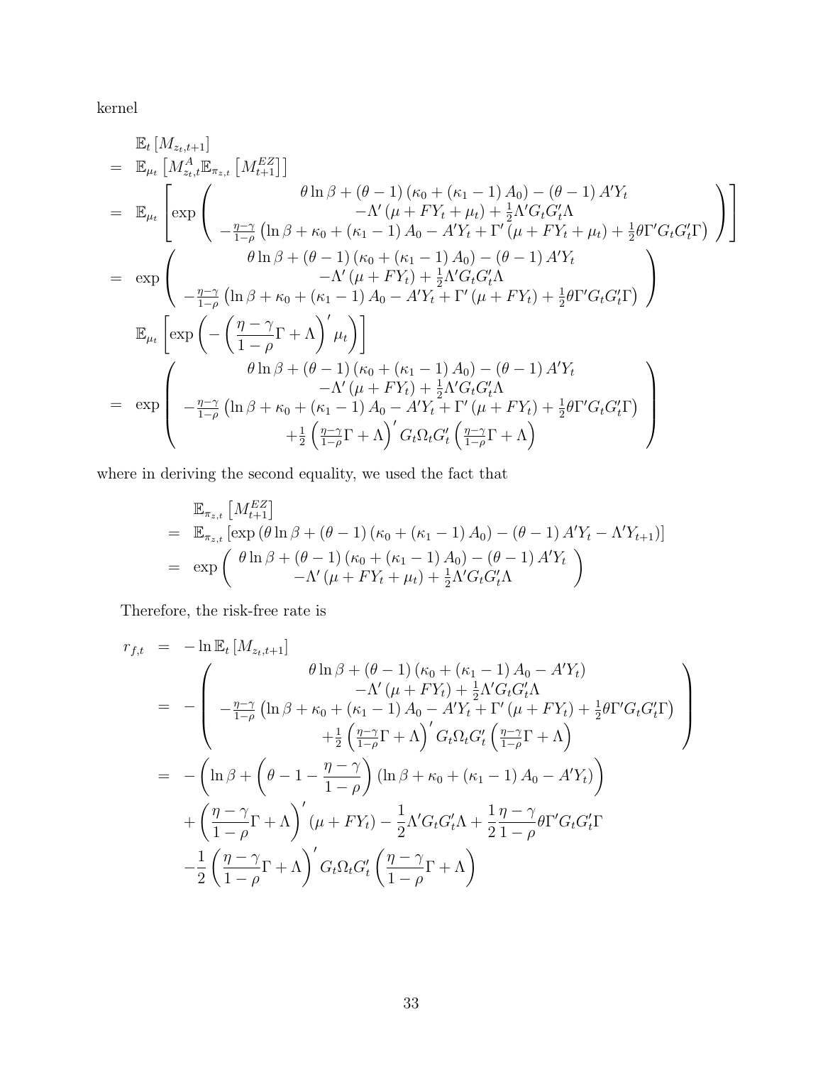kernel

$$
\begin{aligned}
& \mathbb{E}_t\left[M_{z_t,t+1}\right] \\
= \;& \mathbb{E}_{\mu_t}\left[M^A_{z_t,t}\mathbb{E}_{\pi_{z,t}}\left[M^{EZ}_{t+1}\right]\right] \\
= \;& \mathbb{E}_{\mu_t}\left[\exp\left(\begin{array}{c}\theta\ln\beta+(\theta-1)\left(\kappa_0+(\kappa_1-1)A_0\right)-(\theta-1)A'Y_t \\ -\Lambda'\left(\mu+FY_t+\mu_t\right)+\frac{1}{2}\Lambda'G_tG_t'\Lambda \\ -\frac{\eta-\gamma}{1-\rho}\left(\ln\beta+\kappa_0+(\kappa_1-1)A_0-A'Y_t+\Gamma'\left(\mu+FY_t+\mu_t\right)+\frac{1}{2}\theta\Gamma'G_tG_t'\Gamma\right)\end{array}\right)\right] \\
= \;& \exp\left(\begin{array}{c}\theta\ln\beta+(\theta-1)\left(\kappa_0+(\kappa_1-1)A_0\right)-(\theta-1)A'Y_t \\ -\Lambda'\left(\mu+FY_t\right)+\frac{1}{2}\Lambda'G_tG_t'\Lambda \\ -\frac{\eta-\gamma}{1-\rho}\left(\ln\beta+\kappa_0+(\kappa_1-1)A_0-A'Y_t+\Gamma'\left(\mu+FY_t\right)+\frac{1}{2}\theta\Gamma'G_tG_t'\Gamma\right)\end{array}\right) \\
& \mathbb{E}_{\mu_t}\left[\exp\left(-\left(\frac{\eta-\gamma}{1-\rho}\Gamma+\Lambda\right)'\mu_t\right)\right] \\
= \;& \exp\left(\begin{array}{c}\theta\ln\beta+(\theta-1)\left(\kappa_0+(\kappa_1-1)A_0\right)-(\theta-1)A'Y_t \\ -\Lambda'\left(\mu+FY_t\right)+\frac{1}{2}\Lambda'G_tG_t'\Lambda \\ -\frac{\eta-\gamma}{1-\rho}\left(\ln\beta+\kappa_0+(\kappa_1-1)A_0-A'Y_t+\Gamma'\left(\mu+FY_t\right)+\frac{1}{2}\theta\Gamma'G_tG_t'\Gamma\right) \\ +\frac{1}{2}\left(\frac{\eta-\gamma}{1-\rho}\Gamma+\Lambda\right)'G_t\Omega_tG_t'\left(\frac{\eta-\gamma}{1-\rho}\Gamma+\Lambda\right)\end{array}\right)
\end{aligned}
$$

where in deriving the second equality, we used the fact that

$$
\begin{aligned}
& \mathbb{E}_{\pi_{z,t}}\left[M^{EZ}_{t+1}\right] \\
= \;& \mathbb{E}_{\pi_{z,t}}\left[\exp\left(\theta\ln\beta+(\theta-1)\left(\kappa_0+(\kappa_1-1)A_0\right)-(\theta-1)A'Y_t-\Lambda'Y_{t+1}\right)\right] \\
= \;& \exp\left(\begin{array}{c}\theta\ln\beta+(\theta-1)\left(\kappa_0+(\kappa_1-1)A_0\right)-(\theta-1)A'Y_t \\ -\Lambda'\left(\mu+FY_t+\mu_t\right)+\frac{1}{2}\Lambda'G_tG_t'\Lambda\end{array}\right)
\end{aligned}
$$

Therefore, the risk-free rate is

$$
\begin{aligned}
r_{f,t} \;=\;& -\ln\mathbb{E}_t\left[M_{z_t,t+1}\right] \\
=\;& -\left(\begin{array}{c}\theta\ln\beta+(\theta-1)\left(\kappa_0+(\kappa_1-1)A_0-A'Y_t\right) \\ -\Lambda'\left(\mu+FY_t\right)+\frac{1}{2}\Lambda'G_tG_t'\Lambda \\ -\frac{\eta-\gamma}{1-\rho}\left(\ln\beta+\kappa_0+(\kappa_1-1)A_0-A'Y_t+\Gamma'\left(\mu+FY_t\right)+\frac{1}{2}\theta\Gamma'G_tG_t'\Gamma\right) \\ +\frac{1}{2}\left(\frac{\eta-\gamma}{1-\rho}\Gamma+\Lambda\right)'G_t\Omega_tG_t'\left(\frac{\eta-\gamma}{1-\rho}\Gamma+\Lambda\right)\end{array}\right) \\
=\;& -\left(\ln\beta+\left(\theta-1-\frac{\eta-\gamma}{1-\rho}\right)\left(\ln\beta+\kappa_0+(\kappa_1-1)A_0-A'Y_t\right)\right) \\
& +\left(\frac{\eta-\gamma}{1-\rho}\Gamma+\Lambda\right)'\left(\mu+FY_t\right)-\frac{1}{2}\Lambda'G_tG_t'\Lambda+\frac{1}{2}\frac{\eta-\gamma}{1-\rho}\theta\Gamma'G_tG_t'\Gamma \\
& -\frac{1}{2}\left(\frac{\eta-\gamma}{1-\rho}\Gamma+\Lambda\right)'G_t\Omega_tG_t'\left(\frac{\eta-\gamma}{1-\rho}\Gamma+\Lambda\right)
\end{aligned}
$$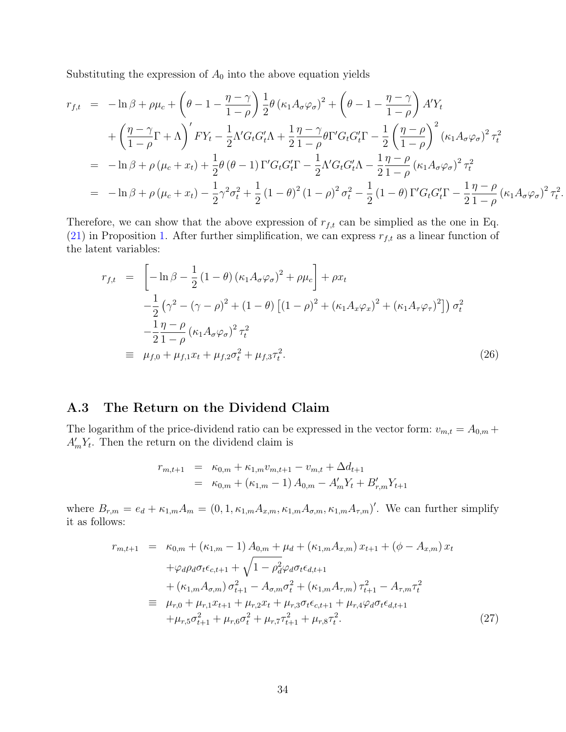Substituting the expression of $A_0$ into the above equation yields

$$
\begin{aligned}
r_{f,t} &= -\ln\beta + \rho\mu_c + \left(\theta - 1 - \frac{\eta-\gamma}{1-\rho}\right)\frac{1}{2}\theta\left(\kappa_1 A_\sigma \varphi_\sigma\right)^2 + \left(\theta - 1 - \frac{\eta-\gamma}{1-\rho}\right)A'Y_t \\
&\quad + \left(\frac{\eta-\gamma}{1-\rho}\Gamma + \Lambda\right)' FY_t - \frac{1}{2}\Lambda' G_t G_t' \Lambda + \frac{1}{2}\frac{\eta-\gamma}{1-\rho}\theta\Gamma' G_t G_t' \Gamma - \frac{1}{2}\left(\frac{\eta-\rho}{1-\rho}\right)^2 \left(\kappa_1 A_\sigma \varphi_\sigma\right)^2 \tau_t^2 \\
&= -\ln\beta + \rho\left(\mu_c + x_t\right) + \frac{1}{2}\theta\left(\theta-1\right)\Gamma' G_t G_t' \Gamma - \frac{1}{2}\Lambda' G_t G_t' \Lambda - \frac{1}{2}\frac{\eta-\rho}{1-\rho}\left(\kappa_1 A_\sigma \varphi_\sigma\right)^2 \tau_t^2 \\
&= -\ln\beta + \rho\left(\mu_c + x_t\right) - \frac{1}{2}\gamma^2\sigma_t^2 + \frac{1}{2}\left(1-\theta\right)^2\left(1-\rho\right)^2\sigma_t^2 - \frac{1}{2}\left(1-\theta\right)\Gamma' G_t G_t' \Gamma - \frac{1}{2}\frac{\eta-\rho}{1-\rho}\left(\kappa_1 A_\sigma \varphi_\sigma\right)^2 \tau_t^2.
\end{aligned}
$$

Therefore, we can show that the above expression of $r_{f,t}$ can be simplied as the one in Eq. (21) in Proposition 1. After further simplification, we can express $r_{f,t}$ as a linear function of the latent variables:

$$
\begin{aligned}
r_{f,t} &= \left[-\ln\beta - \frac{1}{2}\left(1-\theta\right)\left(\kappa_1 A_\sigma \varphi_\sigma\right)^2 + \rho\mu_c\right] + \rho x_t \\
&\quad - \frac{1}{2}\left(\gamma^2 - \left(\gamma-\rho\right)^2 + \left(1-\theta\right)\left[\left(1-\rho\right)^2 + \left(\kappa_1 A_x \varphi_x\right)^2 + \left(\kappa_1 A_\tau \varphi_\tau\right)^2\right]\right)\sigma_t^2 \\
&\quad - \frac{1}{2}\frac{\eta-\rho}{1-\rho}\left(\kappa_1 A_\sigma \varphi_\sigma\right)^2 \tau_t^2 \\
&\equiv \mu_{f,0} + \mu_{f,1} x_t + \mu_{f,2}\sigma_t^2 + \mu_{f,3}\tau_t^2.
\end{aligned} \tag{26}
$$

## A.3 The Return on the Dividend Claim

The logarithm of the price-dividend ratio can be expressed in the vector form: $v_{m,t} = A_{0,m} + A_m' Y_t$. Then the return on the dividend claim is

$$
\begin{aligned}
r_{m,t+1} &= \kappa_{0,m} + \kappa_{1,m} v_{m,t+1} - v_{m,t} + \Delta d_{t+1} \\
&= \kappa_{0,m} + \left(\kappa_{1,m} - 1\right) A_{0,m} - A_m' Y_t + B_{r,m}' Y_{t+1}
\end{aligned}
$$

where $B_{r,m} = e_d + \kappa_{1,m} A_m = \left(0, 1, \kappa_{1,m} A_{x,m}, \kappa_{1,m} A_{\sigma,m}, \kappa_{1,m} A_{\tau,m}\right)'$. We can further simplify it as follows:

$$
\begin{aligned}
r_{m,t+1} &= \kappa_{0,m} + \left(\kappa_{1,m} - 1\right) A_{0,m} + \mu_d + \left(\kappa_{1,m} A_{x,m}\right) x_{t+1} + \left(\phi - A_{x,m}\right) x_t \\
&\quad + \varphi_d \rho_d \sigma_t \epsilon_{c,t+1} + \sqrt{1-\rho_d^2}\varphi_d \sigma_t \epsilon_{d,t+1} \\
&\quad + \left(\kappa_{1,m} A_{\sigma,m}\right)\sigma_{t+1}^2 - A_{\sigma,m}\sigma_t^2 + \left(\kappa_{1,m} A_{\tau,m}\right)\tau_{t+1}^2 - A_{\tau,m}\tau_t^2 \\
&\equiv \mu_{r,0} + \mu_{r,1} x_{t+1} + \mu_{r,2} x_t + \mu_{r,3}\sigma_t \epsilon_{c,t+1} + \mu_{r,4}\varphi_d \sigma_t \epsilon_{d,t+1} \\
&\quad + \mu_{r,5}\sigma_{t+1}^2 + \mu_{r,6}\sigma_t^2 + \mu_{r,7}\tau_{t+1}^2 + \mu_{r,8}\tau_t^2.
\end{aligned} \tag{27}
$$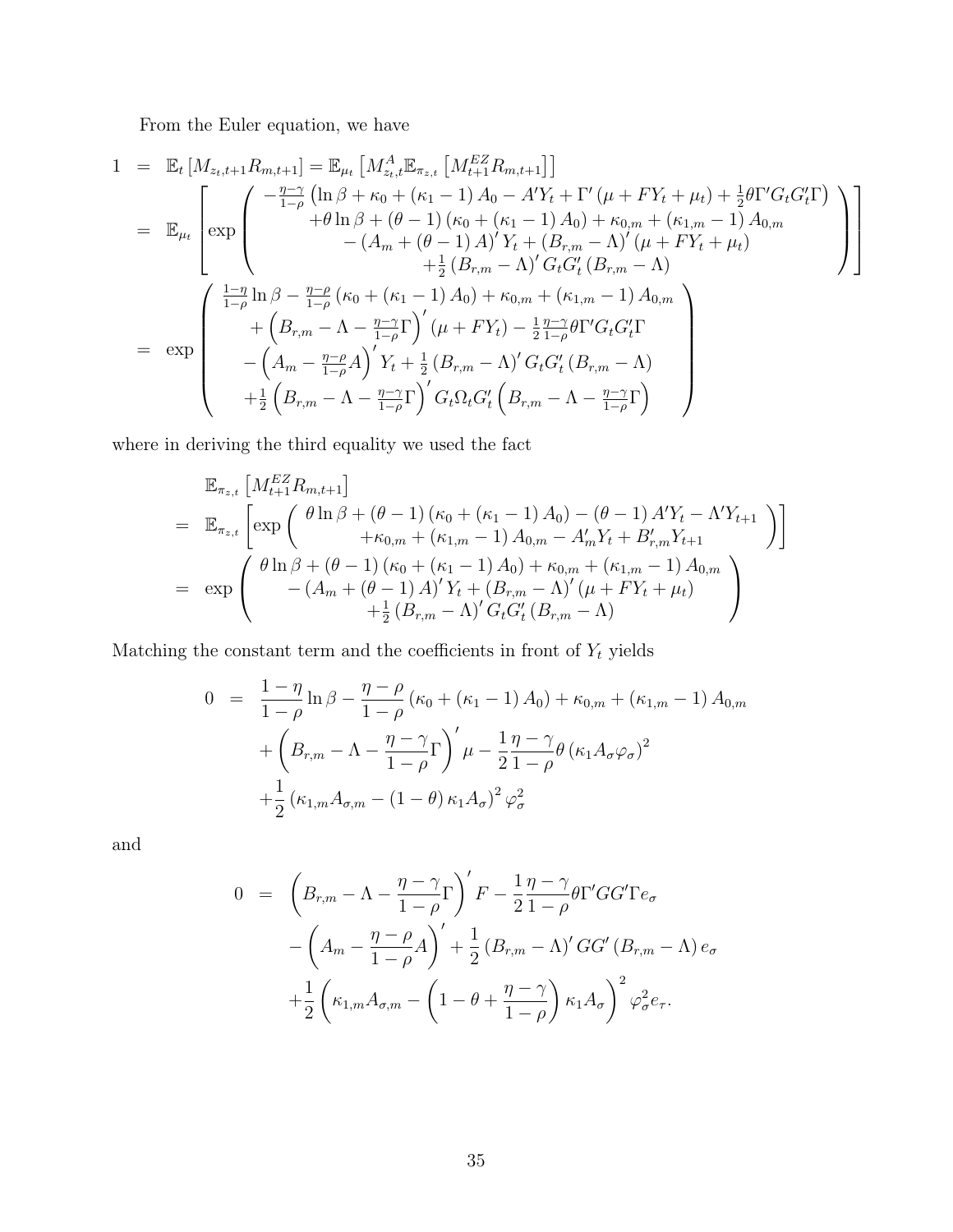From the Euler equation, we have

$$
\begin{aligned}
1 &= \mathbb{E}_t\left[M_{z_t,t+1}R_{m,t+1}\right] = \mathbb{E}_{\mu_t}\left[M^A_{z_t,t}\mathbb{E}_{\pi_{z,t}}\left[M^{EZ}_{t+1}R_{m,t+1}\right]\right] \\
&= \mathbb{E}_{\mu_t}\left[\exp\left(\begin{array}{c} -\frac{\eta-\gamma}{1-\rho}\left(\ln\beta+\kappa_0+(\kappa_1-1)A_0-A'Y_t+\Gamma'(\mu+FY_t+\mu_t)+\frac{1}{2}\theta\Gamma' G_tG_t'\Gamma\right) \\ +\theta\ln\beta+(\theta-1)(\kappa_0+(\kappa_1-1)A_0)+\kappa_{0,m}+(\kappa_{1,m}-1)A_{0,m} \\ -(A_m+(\theta-1)A)'Y_t+(B_{r,m}-\Lambda)'(\mu+FY_t+\mu_t) \\ +\frac{1}{2}(B_{r,m}-\Lambda)'G_tG_t'(B_{r,m}-\Lambda)\end{array}\right)\right] \\
&= \exp\left(\begin{array}{c} \frac{1-\eta}{1-\rho}\ln\beta-\frac{\eta-\rho}{1-\rho}(\kappa_0+(\kappa_1-1)A_0)+\kappa_{0,m}+(\kappa_{1,m}-1)A_{0,m} \\ +\left(B_{r,m}-\Lambda-\frac{\eta-\gamma}{1-\rho}\Gamma\right)'(\mu+FY_t)-\frac{1}{2}\frac{\eta-\gamma}{1-\rho}\theta\Gamma' G_tG_t'\Gamma \\ -\left(A_m-\frac{\eta-\rho}{1-\rho}A\right)'Y_t+\frac{1}{2}(B_{r,m}-\Lambda)'G_tG_t'(B_{r,m}-\Lambda) \\ +\frac{1}{2}\left(B_{r,m}-\Lambda-\frac{\eta-\gamma}{1-\rho}\Gamma\right)'G_t\Omega_tG_t'\left(B_{r,m}-\Lambda-\frac{\eta-\gamma}{1-\rho}\Gamma\right)\end{array}\right)
\end{aligned}
$$

where in deriving the third equality we used the fact

$$
\begin{aligned}
&\mathbb{E}_{\pi_{z,t}}\left[M^{EZ}_{t+1}R_{m,t+1}\right] \\
=\;& \mathbb{E}_{\pi_{z,t}}\left[\exp\left(\begin{array}{c}\theta\ln\beta+(\theta-1)(\kappa_0+(\kappa_1-1)A_0)-(\theta-1)A'Y_t-\Lambda' Y_{t+1} \\ +\kappa_{0,m}+(\kappa_{1,m}-1)A_{0,m}-A_m'Y_t+B_{r,m}'Y_{t+1}\end{array}\right)\right] \\
=\;& \exp\left(\begin{array}{c}\theta\ln\beta+(\theta-1)(\kappa_0+(\kappa_1-1)A_0)+\kappa_{0,m}+(\kappa_{1,m}-1)A_{0,m} \\ -(A_m+(\theta-1)A)'Y_t+(B_{r,m}-\Lambda)'(\mu+FY_t+\mu_t) \\ +\frac{1}{2}(B_{r,m}-\Lambda)'G_tG_t'(B_{r,m}-\Lambda)\end{array}\right)
\end{aligned}
$$

Matching the constant term and the coefficients in front of $Y_t$ yields

$$
\begin{aligned}
0 &= \frac{1-\eta}{1-\rho}\ln\beta-\frac{\eta-\rho}{1-\rho}(\kappa_0+(\kappa_1-1)A_0)+\kappa_{0,m}+(\kappa_{1,m}-1)A_{0,m} \\
&\quad+\left(B_{r,m}-\Lambda-\frac{\eta-\gamma}{1-\rho}\Gamma\right)'\mu-\frac{1}{2}\frac{\eta-\gamma}{1-\rho}\theta(\kappa_1A_\sigma\varphi_\sigma)^2 \\
&\quad+\frac{1}{2}(\kappa_{1,m}A_{\sigma,m}-(1-\theta)\kappa_1A_\sigma)^2\varphi_\sigma^2
\end{aligned}
$$

and

$$
\begin{aligned}
0 &= \left(B_{r,m}-\Lambda-\frac{\eta-\gamma}{1-\rho}\Gamma\right)'F-\frac{1}{2}\frac{\eta-\gamma}{1-\rho}\theta\Gamma' GG'\Gamma e_\sigma \\
&\quad-\left(A_m-\frac{\eta-\rho}{1-\rho}A\right)'+\frac{1}{2}(B_{r,m}-\Lambda)'GG'(B_{r,m}-\Lambda)e_\sigma \\
&\quad+\frac{1}{2}\left(\kappa_{1,m}A_{\sigma,m}-\left(1-\theta+\frac{\eta-\gamma}{1-\rho}\right)\kappa_1A_\sigma\right)^2\varphi_\sigma^2e_\tau.
\end{aligned}
$$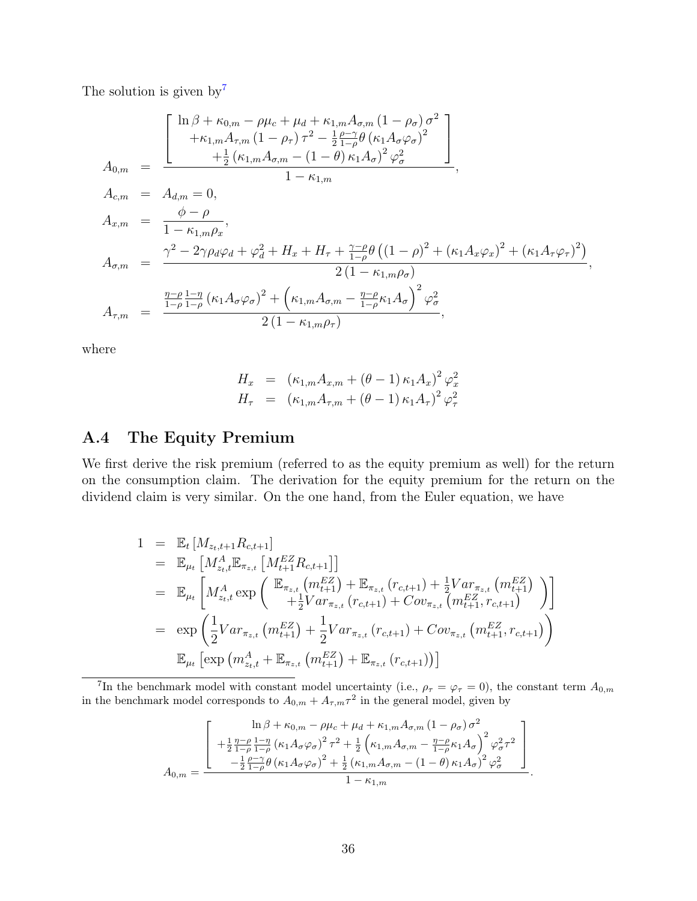The solution is given by[7]

$$
\begin{aligned}
A_{0,m} &= \frac{\left[\begin{array}{c} \ln\beta + \kappa_{0,m} - \rho\mu_c + \mu_d + \kappa_{1,m}A_{\sigma,m}\left(1-\rho_\sigma\right)\sigma^2 \\ +\kappa_{1,m}A_{\tau,m}\left(1-\rho_\tau\right)\tau^2 - \frac{1}{2}\frac{\rho-\gamma}{1-\rho}\theta\left(\kappa_1 A_\sigma \varphi_\sigma\right)^2 \\ +\frac{1}{2}\left(\kappa_{1,m}A_{\sigma,m} - \left(1-\theta\right)\kappa_1 A_\sigma\right)^2\varphi_\sigma^2 \end{array}\right]}{1-\kappa_{1,m}}, \\
A_{c,m} &= A_{d,m} = 0, \\
A_{x,m} &= \frac{\phi - \rho}{1-\kappa_{1,m}\rho_x}, \\
A_{\sigma,m} &= \frac{\gamma^2 - 2\gamma\rho_d\varphi_d + \varphi_d^2 + H_x + H_\tau + \frac{\gamma-\rho}{1-\rho}\theta\left(\left(1-\rho\right)^2 + \left(\kappa_1 A_x\varphi_x\right)^2 + \left(\kappa_1 A_\tau\varphi_\tau\right)^2\right)}{2\left(1-\kappa_{1,m}\rho_\sigma\right)}, \\
A_{\tau,m} &= \frac{\frac{\eta-\rho}{1-\rho}\frac{1-\eta}{1-\rho}\left(\kappa_1 A_\sigma\varphi_\sigma\right)^2 + \left(\kappa_{1,m}A_{\sigma,m} - \frac{\eta-\rho}{1-\rho}\kappa_1 A_\sigma\right)^2\varphi_\sigma^2}{2\left(1-\kappa_{1,m}\rho_\tau\right)},
\end{aligned}
$$

where

$$
\begin{aligned}
H_x &= \left(\kappa_{1,m}A_{x,m} + \left(\theta-1\right)\kappa_1 A_x\right)^2\varphi_x^2 \\
H_\tau &= \left(\kappa_{1,m}A_{\tau,m} + \left(\theta-1\right)\kappa_1 A_\tau\right)^2\varphi_\tau^2
\end{aligned}
$$

## A.4 The Equity Premium

We first derive the risk premium (referred to as the equity premium as well) for the return on the consumption claim. The derivation for the equity premium for the return on the dividend claim is very similar. On the one hand, from the Euler equation, we have

$$
\begin{aligned}
1 &= \mathbb{E}_t\left[M_{z_t,t+1}R_{c,t+1}\right] \\
&= \mathbb{E}_{\mu_t}\left[M^A_{z_t,t}\mathbb{E}_{\pi_{z,t}}\left[M^{EZ}_{t+1}R_{c,t+1}\right]\right] \\
&= \mathbb{E}_{\mu_t}\left[M^A_{z_t,t}\exp\left(\begin{array}{c} \mathbb{E}_{\pi_{z,t}}\left(m^{EZ}_{t+1}\right) + \mathbb{E}_{\pi_{z,t}}\left(r_{c,t+1}\right) + \frac{1}{2}Var_{\pi_{z,t}}\left(m^{EZ}_{t+1}\right) \\ +\frac{1}{2}Var_{\pi_{z,t}}\left(r_{c,t+1}\right) + Cov_{\pi_{z,t}}\left(m^{EZ}_{t+1}, r_{c,t+1}\right) \end{array}\right)\right] \\
&= \exp\left(\frac{1}{2}Var_{\pi_{z,t}}\left(m^{EZ}_{t+1}\right) + \frac{1}{2}Var_{\pi_{z,t}}\left(r_{c,t+1}\right) + Cov_{\pi_{z,t}}\left(m^{EZ}_{t+1}, r_{c,t+1}\right)\right) \\
&\quad \mathbb{E}_{\mu_t}\left[\exp\left(m^A_{z_t,t} + \mathbb{E}_{\pi_{z,t}}\left(m^{EZ}_{t+1}\right) + \mathbb{E}_{\pi_{z,t}}\left(r_{c,t+1}\right)\right)\right]
\end{aligned}
$$

---

[7] In the benchmark model with constant model uncertainty (i.e., $\rho_\tau = \varphi_\tau = 0$), the constant term $A_{0,m}$ in the benchmark model corresponds to $A_{0,m} + A_{\tau,m}\tau^2$ in the general model, given by

$$
A_{0,m} = \frac{\left[\begin{array}{c} \ln\beta + \kappa_{0,m} - \rho\mu_c + \mu_d + \kappa_{1,m}A_{\sigma,m}\left(1-\rho_\sigma\right)\sigma^2 \\ +\frac{1}{2}\frac{\eta-\rho}{1-\rho}\frac{1-\eta}{1-\rho}\left(\kappa_1 A_\sigma\varphi_\sigma\right)^2\tau^2 + \frac{1}{2}\left(\kappa_{1,m}A_{\sigma,m} - \frac{\eta-\rho}{1-\rho}\kappa_1 A_\sigma\right)^2\varphi_\sigma^2\tau^2 \\ -\frac{1}{2}\frac{\rho-\gamma}{1-\rho}\theta\left(\kappa_1 A_\sigma\varphi_\sigma\right)^2 + \frac{1}{2}\left(\kappa_{1,m}A_{\sigma,m} - \left(1-\theta\right)\kappa_1 A_\sigma\right)^2\varphi_\sigma^2 \end{array}\right]}{1-\kappa_{1,m}}.
$$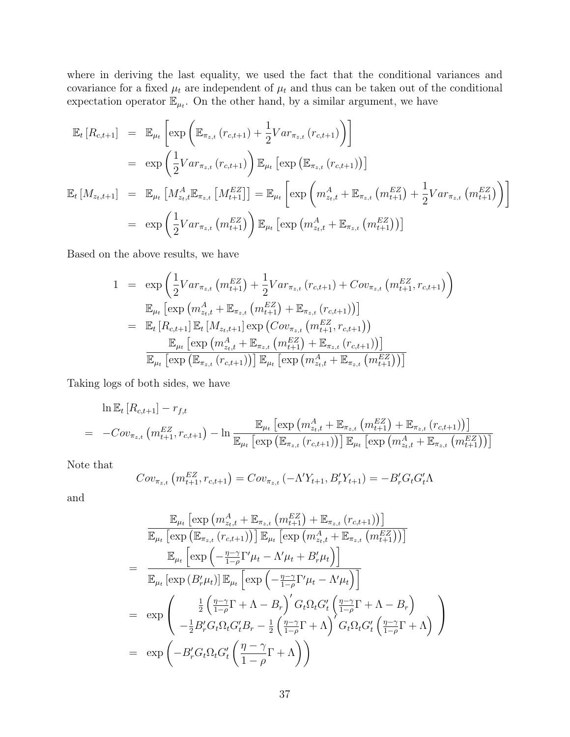where in deriving the last equality, we used the fact that the conditional variances and covariance for a fixed $\mu_t$ are independent of $\mu_t$ and thus can be taken out of the conditional expectation operator $\mathbb{E}_{\mu_t}$. On the other hand, by a similar argument, we have

$$
\begin{aligned}
\mathbb{E}_t\left[R_{c,t+1}\right] &= \mathbb{E}_{\mu_t}\left[\exp\left(\mathbb{E}_{\pi_{z,t}}\left(r_{c,t+1}\right) + \frac{1}{2}Var_{\pi_{z,t}}\left(r_{c,t+1}\right)\right)\right] \\
&= \exp\left(\frac{1}{2}Var_{\pi_{z,t}}\left(r_{c,t+1}\right)\right)\mathbb{E}_{\mu_t}\left[\exp\left(\mathbb{E}_{\pi_{z,t}}\left(r_{c,t+1}\right)\right)\right] \\
\mathbb{E}_t\left[M_{z_t,t+1}\right] &= \mathbb{E}_{\mu_t}\left[M^A_{z_t,t}\mathbb{E}_{\pi_{z,t}}\left[M^{EZ}_{t+1}\right]\right] = \mathbb{E}_{\mu_t}\left[\exp\left(m^A_{z_t,t} + \mathbb{E}_{\pi_{z,t}}\left(m^{EZ}_{t+1}\right) + \frac{1}{2}Var_{\pi_{z,t}}\left(m^{EZ}_{t+1}\right)\right)\right] \\
&= \exp\left(\frac{1}{2}Var_{\pi_{z,t}}\left(m^{EZ}_{t+1}\right)\right)\mathbb{E}_{\mu_t}\left[\exp\left(m^A_{z_t,t} + \mathbb{E}_{\pi_{z,t}}\left(m^{EZ}_{t+1}\right)\right)\right]
\end{aligned}
$$

Based on the above results, we have

$$
\begin{aligned}
1 &= \exp\left(\frac{1}{2}Var_{\pi_{z,t}}\left(m^{EZ}_{t+1}\right) + \frac{1}{2}Var_{\pi_{z,t}}\left(r_{c,t+1}\right) + Cov_{\pi_{z,t}}\left(m^{EZ}_{t+1}, r_{c,t+1}\right)\right) \\
&\quad \mathbb{E}_{\mu_t}\left[\exp\left(m^A_{z_t,t} + \mathbb{E}_{\pi_{z,t}}\left(m^{EZ}_{t+1}\right) + \mathbb{E}_{\pi_{z,t}}\left(r_{c,t+1}\right)\right)\right] \\
&= \mathbb{E}_t\left[R_{c,t+1}\right]\mathbb{E}_t\left[M_{z_t,t+1}\right]\exp\left(Cov_{\pi_{z,t}}\left(m^{EZ}_{t+1}, r_{c,t+1}\right)\right) \\
&\quad \frac{\mathbb{E}_{\mu_t}\left[\exp\left(m^A_{z_t,t} + \mathbb{E}_{\pi_{z,t}}\left(m^{EZ}_{t+1}\right) + \mathbb{E}_{\pi_{z,t}}\left(r_{c,t+1}\right)\right)\right]}{\mathbb{E}_{\mu_t}\left[\exp\left(\mathbb{E}_{\pi_{z,t}}\left(r_{c,t+1}\right)\right)\right]\mathbb{E}_{\mu_t}\left[\exp\left(m^A_{z_t,t} + \mathbb{E}_{\pi_{z,t}}\left(m^{EZ}_{t+1}\right)\right)\right]}
\end{aligned}
$$

Taking logs of both sides, we have

$$
\begin{aligned}
&\ln \mathbb{E}_t\left[R_{c,t+1}\right] - r_{f,t} \\
&= -Cov_{\pi_{z,t}}\left(m^{EZ}_{t+1}, r_{c,t+1}\right) - \ln\frac{\mathbb{E}_{\mu_t}\left[\exp\left(m^A_{z_t,t} + \mathbb{E}_{\pi_{z,t}}\left(m^{EZ}_{t+1}\right) + \mathbb{E}_{\pi_{z,t}}\left(r_{c,t+1}\right)\right)\right]}{\mathbb{E}_{\mu_t}\left[\exp\left(\mathbb{E}_{\pi_{z,t}}\left(r_{c,t+1}\right)\right)\right]\mathbb{E}_{\mu_t}\left[\exp\left(m^A_{z_t,t} + \mathbb{E}_{\pi_{z,t}}\left(m^{EZ}_{t+1}\right)\right)\right]}
\end{aligned}
$$

Note that

$$
Cov_{\pi_{z,t}}\left(m^{EZ}_{t+1}, r_{c,t+1}\right) = Cov_{\pi_{z,t}}\left(-\Lambda' Y_{t+1}, B_r' Y_{t+1}\right) = -B_r' G_t G_t' \Lambda
$$

and

$$
\begin{aligned}
&\frac{\mathbb{E}_{\mu_t}\left[\exp\left(m^A_{z_t,t} + \mathbb{E}_{\pi_{z,t}}\left(m^{EZ}_{t+1}\right) + \mathbb{E}_{\pi_{z,t}}\left(r_{c,t+1}\right)\right)\right]}{\mathbb{E}_{\mu_t}\left[\exp\left(\mathbb{E}_{\pi_{z,t}}\left(r_{c,t+1}\right)\right)\right]\mathbb{E}_{\mu_t}\left[\exp\left(m^A_{z_t,t} + \mathbb{E}_{\pi_{z,t}}\left(m^{EZ}_{t+1}\right)\right)\right]} \\
&= \frac{\mathbb{E}_{\mu_t}\left[\exp\left(-\frac{\eta-\gamma}{1-\rho}\Gamma'\mu_t - \Lambda'\mu_t + B_r'\mu_t\right)\right]}{\mathbb{E}_{\mu_t}\left[\exp\left(B_r'\mu_t\right)\right]\mathbb{E}_{\mu_t}\left[\exp\left(-\frac{\eta-\gamma}{1-\rho}\Gamma'\mu_t - \Lambda'\mu_t\right)\right]} \\
&= \exp\begin{pmatrix} \frac{1}{2}\left(\frac{\eta-\gamma}{1-\rho}\Gamma + \Lambda - B_r\right)' G_t\Omega_t G_t'\left(\frac{\eta-\gamma}{1-\rho}\Gamma + \Lambda - B_r\right) \\ -\frac{1}{2}B_r' G_t\Omega_t G_t' B_r - \frac{1}{2}\left(\frac{\eta-\gamma}{1-\rho}\Gamma + \Lambda\right)' G_t\Omega_t G_t'\left(\frac{\eta-\gamma}{1-\rho}\Gamma + \Lambda\right) \end{pmatrix} \\
&= \exp\left(-B_r' G_t\Omega_t G_t'\left(\frac{\eta-\gamma}{1-\rho}\Gamma + \Lambda\right)\right)
\end{aligned}
$$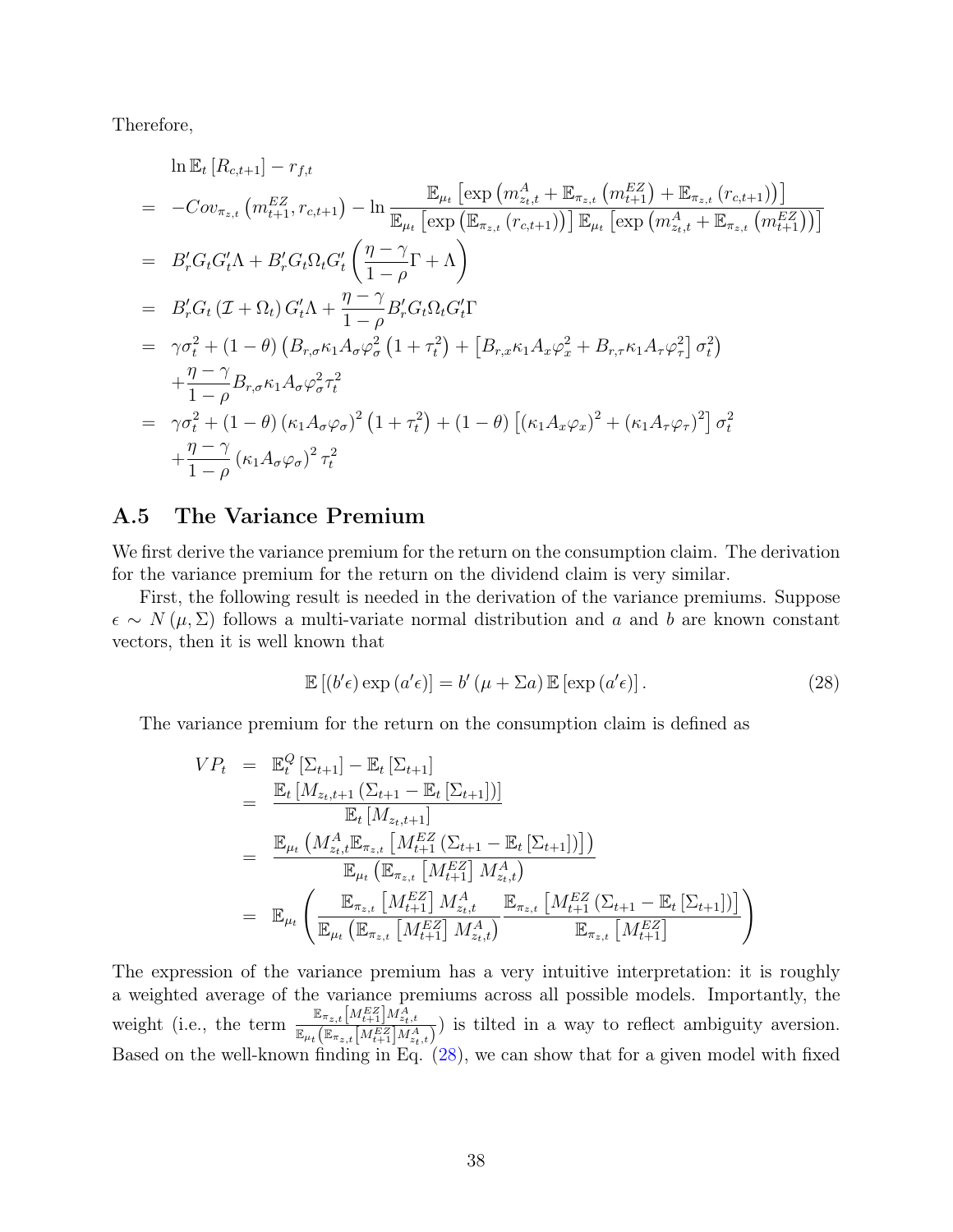Therefore,

$$
\begin{aligned}
& \ln \mathbb{E}_t\left[R_{c,t+1}\right] - r_{f,t} \\
= \;& -Cov_{\pi_{z,t}}\left(m_{t+1}^{EZ}, r_{c,t+1}\right) - \ln \frac{\mathbb{E}_{\mu_t}\left[\exp\left(m_{z_t,t}^{A} + \mathbb{E}_{\pi_{z,t}}\left(m_{t+1}^{EZ}\right) + \mathbb{E}_{\pi_{z,t}}\left(r_{c,t+1}\right)\right)\right]}{\mathbb{E}_{\mu_t}\left[\exp\left(\mathbb{E}_{\pi_{z,t}}\left(r_{c,t+1}\right)\right)\right]\mathbb{E}_{\mu_t}\left[\exp\left(m_{z_t,t}^{A} + \mathbb{E}_{\pi_{z,t}}\left(m_{t+1}^{EZ}\right)\right)\right]} \\
= \;& B_r' G_t G_t' \Lambda + B_r' G_t \Omega_t G_t' \left(\frac{\eta - \gamma}{1-\rho}\Gamma + \Lambda\right) \\
= \;& B_r' G_t \left(\mathcal{I} + \Omega_t\right) G_t' \Lambda + \frac{\eta-\gamma}{1-\rho} B_r' G_t \Omega_t G_t' \Gamma \\
= \;& \gamma \sigma_t^2 + (1-\theta)\left(B_{r,\sigma}\kappa_1 A_\sigma \varphi_\sigma^2\left(1+\tau_t^2\right) + \left[B_{r,x}\kappa_1 A_x \varphi_x^2 + B_{r,\tau}\kappa_1 A_\tau \varphi_\tau^2\right]\sigma_t^2\right) \\
& + \frac{\eta-\gamma}{1-\rho} B_{r,\sigma}\kappa_1 A_\sigma \varphi_\sigma^2 \tau_t^2 \\
= \;& \gamma \sigma_t^2 + (1-\theta)\left(\kappa_1 A_\sigma \varphi_\sigma\right)^2\left(1+\tau_t^2\right) + (1-\theta)\left[\left(\kappa_1 A_x \varphi_x\right)^2 + \left(\kappa_1 A_\tau \varphi_\tau\right)^2\right]\sigma_t^2 \\
& + \frac{\eta-\gamma}{1-\rho}\left(\kappa_1 A_\sigma \varphi_\sigma\right)^2 \tau_t^2
\end{aligned}
$$

## A.5 The Variance Premium

We first derive the variance premium for the return on the consumption claim. The derivation for the variance premium for the return on the dividend claim is very similar.

First, the following result is needed in the derivation of the variance premiums. Suppose $\epsilon \sim N(\mu, \Sigma)$ follows a multi-variate normal distribution and $a$ and $b$ are known constant vectors, then it is well known that

$$
\mathbb{E}\left[\left(b'\epsilon\right)\exp\left(a'\epsilon\right)\right] = b'\left(\mu + \Sigma a\right)\mathbb{E}\left[\exp\left(a'\epsilon\right)\right]. \tag{28}
$$

The variance premium for the return on the consumption claim is defined as

$$
\begin{aligned}
VP_t &= \mathbb{E}_t^Q\left[\Sigma_{t+1}\right] - \mathbb{E}_t\left[\Sigma_{t+1}\right] \\
&= \frac{\mathbb{E}_t\left[M_{z_t,t+1}\left(\Sigma_{t+1} - \mathbb{E}_t\left[\Sigma_{t+1}\right]\right)\right]}{\mathbb{E}_t\left[M_{z_t,t+1}\right]} \\
&= \frac{\mathbb{E}_{\mu_t}\left(M_{z_t,t}^{A}\mathbb{E}_{\pi_{z,t}}\left[M_{t+1}^{EZ}\left(\Sigma_{t+1} - \mathbb{E}_t\left[\Sigma_{t+1}\right]\right)\right]\right)}{\mathbb{E}_{\mu_t}\left(\mathbb{E}_{\pi_{z,t}}\left[M_{t+1}^{EZ}\right]M_{z_t,t}^{A}\right)} \\
&= \mathbb{E}_{\mu_t}\left(\frac{\mathbb{E}_{\pi_{z,t}}\left[M_{t+1}^{EZ}\right]M_{z_t,t}^{A}}{\mathbb{E}_{\mu_t}\left(\mathbb{E}_{\pi_{z,t}}\left[M_{t+1}^{EZ}\right]M_{z_t,t}^{A}\right)}\frac{\mathbb{E}_{\pi_{z,t}}\left[M_{t+1}^{EZ}\left(\Sigma_{t+1} - \mathbb{E}_t\left[\Sigma_{t+1}\right]\right)\right]}{\mathbb{E}_{\pi_{z,t}}\left[M_{t+1}^{EZ}\right]}\right)
\end{aligned}
$$

The expression of the variance premium has a very intuitive interpretation: it is roughly a weighted average of the variance premiums across all possible models. Importantly, the weight (i.e., the term $\frac{\mathbb{E}_{\pi_{z,t}}\left[M_{t+1}^{EZ}\right]M_{z_t,t}^{A}}{\mathbb{E}_{\mu_t}\left(\mathbb{E}_{\pi_{z,t}}\left[M_{t+1}^{EZ}\right]M_{z_t,t}^{A}\right)}$) is tilted in a way to reflect ambiguity aversion. Based on the well-known finding in Eq. (28), we can show that for a given model with fixed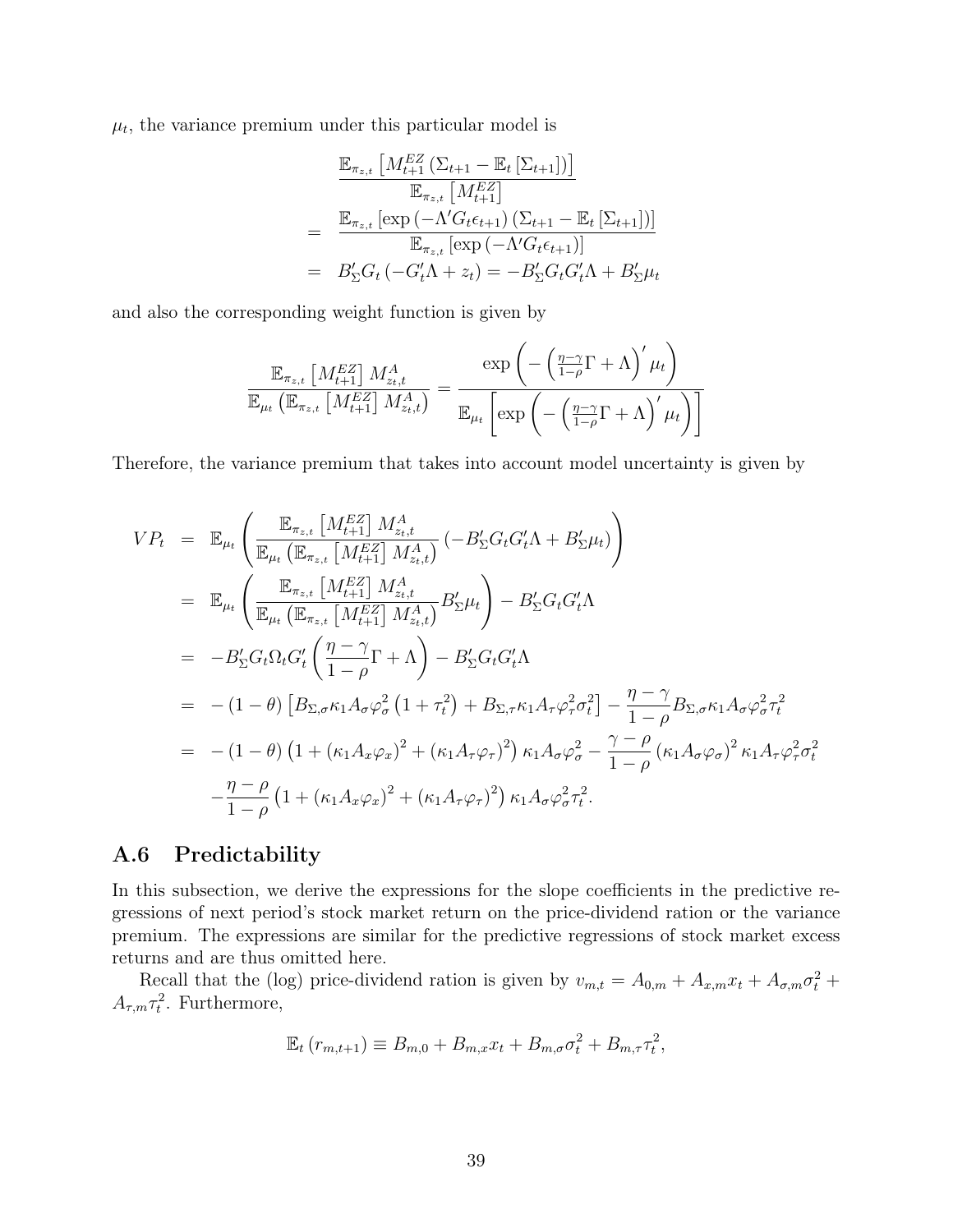$\mu_t$, the variance premium under this particular model is

$$
\begin{aligned}
& \frac{\mathbb{E}_{\pi_{z,t}}\left[M_{t+1}^{EZ}\left(\Sigma_{t+1}-\mathbb{E}_t\left[\Sigma_{t+1}\right]\right)\right]}{\mathbb{E}_{\pi_{z,t}}\left[M_{t+1}^{EZ}\right]} \\
= & \frac{\mathbb{E}_{\pi_{z,t}}\left[\exp\left(-\Lambda' G_t \epsilon_{t+1}\right)\left(\Sigma_{t+1}-\mathbb{E}_t\left[\Sigma_{t+1}\right]\right)\right]}{\mathbb{E}_{\pi_{z,t}}\left[\exp\left(-\Lambda' G_t \epsilon_{t+1}\right)\right]} \\
= & B_\Sigma' G_t\left(-G_t'\Lambda + z_t\right) = -B_\Sigma' G_t G_t' \Lambda + B_\Sigma' \mu_t
\end{aligned}
$$

and also the corresponding weight function is given by

$$
\frac{\mathbb{E}_{\pi_{z,t}}\left[M_{t+1}^{EZ}\right] M_{z_t,t}^{A}}{\mathbb{E}_{\mu_t}\left(\mathbb{E}_{\pi_{z,t}}\left[M_{t+1}^{EZ}\right] M_{z_t,t}^{A}\right)} = \frac{\exp\left(-\left(\frac{\eta-\gamma}{1-\rho}\Gamma+\Lambda\right)'\mu_t\right)}{\mathbb{E}_{\mu_t}\left[\exp\left(-\left(\frac{\eta-\gamma}{1-\rho}\Gamma+\Lambda\right)'\mu_t\right)\right]}
$$

Therefore, the variance premium that takes into account model uncertainty is given by

$$
\begin{aligned}
VP_t &= \mathbb{E}_{\mu_t}\left(\frac{\mathbb{E}_{\pi_{z,t}}\left[M_{t+1}^{EZ}\right] M_{z_t,t}^{A}}{\mathbb{E}_{\mu_t}\left(\mathbb{E}_{\pi_{z,t}}\left[M_{t+1}^{EZ}\right] M_{z_t,t}^{A}\right)}\left(-B_\Sigma' G_t G_t'\Lambda + B_\Sigma'\mu_t\right)\right) \\
&= \mathbb{E}_{\mu_t}\left(\frac{\mathbb{E}_{\pi_{z,t}}\left[M_{t+1}^{EZ}\right] M_{z_t,t}^{A}}{\mathbb{E}_{\mu_t}\left(\mathbb{E}_{\pi_{z,t}}\left[M_{t+1}^{EZ}\right] M_{z_t,t}^{A}\right)} B_\Sigma'\mu_t\right) - B_\Sigma' G_t G_t'\Lambda \\
&= -B_\Sigma' G_t \Omega_t G_t'\left(\frac{\eta-\gamma}{1-\rho}\Gamma+\Lambda\right) - B_\Sigma' G_t G_t'\Lambda \\
&= -(1-\theta)\left[B_{\Sigma,\sigma}\kappa_1 A_\sigma \varphi_\sigma^2\left(1+\tau_t^2\right) + B_{\Sigma,\tau}\kappa_1 A_\tau \varphi_\tau^2 \sigma_t^2\right] - \frac{\eta-\gamma}{1-\rho} B_{\Sigma,\sigma}\kappa_1 A_\sigma \varphi_\sigma^2 \tau_t^2 \\
&= -(1-\theta)\left(1+\left(\kappa_1 A_x \varphi_x\right)^2+\left(\kappa_1 A_\tau \varphi_\tau\right)^2\right)\kappa_1 A_\sigma \varphi_\sigma^2 - \frac{\gamma-\rho}{1-\rho}\left(\kappa_1 A_\sigma \varphi_\sigma\right)^2 \kappa_1 A_\tau \varphi_\tau^2 \sigma_t^2 \\
&\quad -\frac{\eta-\rho}{1-\rho}\left(1+\left(\kappa_1 A_x \varphi_x\right)^2+\left(\kappa_1 A_\tau \varphi_\tau\right)^2\right)\kappa_1 A_\sigma \varphi_\sigma^2 \tau_t^2.
\end{aligned}
$$

## A.6 Predictability

In this subsection, we derive the expressions for the slope coefficients in the predictive regressions of next period's stock market return on the price-dividend ration or the variance premium. The expressions are similar for the predictive regressions of stock market excess returns and are thus omitted here.

Recall that the (log) price-dividend ration is given by $v_{m,t} = A_{0,m} + A_{x,m}x_t + A_{\sigma,m}\sigma_t^2 + A_{\tau,m}\tau_t^2$. Furthermore,

$$
\mathbb{E}_t\left(r_{m,t+1}\right) \equiv B_{m,0} + B_{m,x}x_t + B_{m,\sigma}\sigma_t^2 + B_{m,\tau}\tau_t^2,
$$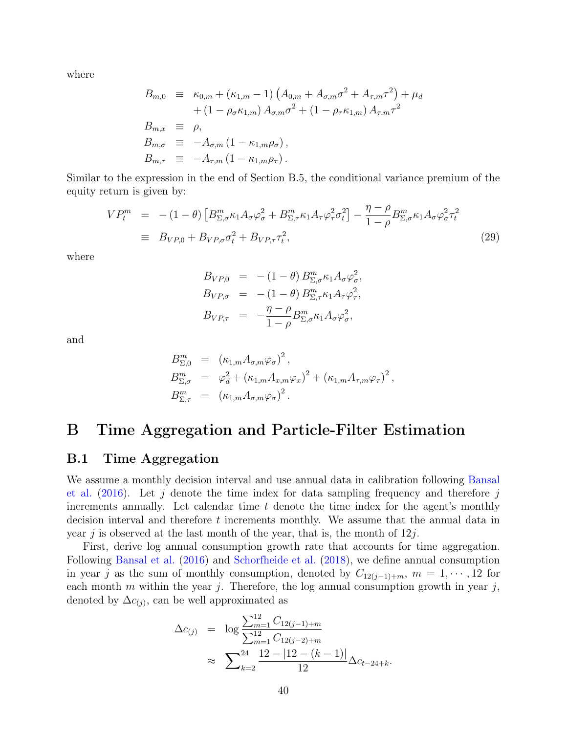where

$$
\begin{aligned}
B_{m,0} &\equiv \kappa_{0,m} + (\kappa_{1,m} - 1)\left(A_{0,m} + A_{\sigma,m}\sigma^2 + A_{\tau,m}\tau^2\right) + \mu_d \\
&\quad + (1 - \rho_\sigma \kappa_{1,m}) A_{\sigma,m}\sigma^2 + (1 - \rho_\tau \kappa_{1,m}) A_{\tau,m}\tau^2 \\
B_{m,x} &\equiv \rho, \\
B_{m,\sigma} &\equiv -A_{\sigma,m}(1 - \kappa_{1,m}\rho_\sigma), \\
B_{m,\tau} &\equiv -A_{\tau,m}(1 - \kappa_{1,m}\rho_\tau).
\end{aligned}
$$

Similar to the expression in the end of Section B.5, the conditional variance premium of the equity return is given by:

$$
\begin{aligned}
VP_t^m &= -(1-\theta)\left[B_{\Sigma,\sigma}^m \kappa_1 A_\sigma \varphi_\sigma^2 + B_{\Sigma,\tau}^m \kappa_1 A_\tau \varphi_\tau^2 \sigma_t^2\right] - \frac{\eta - \rho}{1-\rho} B_{\Sigma,\sigma}^m \kappa_1 A_\sigma \varphi_\sigma^2 \tau_t^2 \\
&\equiv B_{VP,0} + B_{VP,\sigma}\sigma_t^2 + B_{VP,\tau}\tau_t^2, \qquad (29)
\end{aligned}
$$

where

$$
\begin{aligned}
B_{VP,0} &= -(1-\theta) B_{\Sigma,\sigma}^m \kappa_1 A_\sigma \varphi_\sigma^2, \\
B_{VP,\sigma} &= -(1-\theta) B_{\Sigma,\tau}^m \kappa_1 A_\tau \varphi_\tau^2, \\
B_{VP,\tau} &= -\frac{\eta-\rho}{1-\rho} B_{\Sigma,\sigma}^m \kappa_1 A_\sigma \varphi_\sigma^2,
\end{aligned}
$$

and

$$
\begin{aligned}
B_{\Sigma,0}^m &= (\kappa_{1,m} A_{\sigma,m} \varphi_\sigma)^2, \\
B_{\Sigma,\sigma}^m &= \varphi_d^2 + (\kappa_{1,m} A_{x,m} \varphi_x)^2 + (\kappa_{1,m} A_{\tau,m} \varphi_\tau)^2, \\
B_{\Sigma,\tau}^m &= (\kappa_{1,m} A_{\sigma,m} \varphi_\sigma)^2.
\end{aligned}
$$

# B Time Aggregation and Particle-Filter Estimation

## B.1 Time Aggregation

We assume a monthly decision interval and use annual data in calibration following Bansal et al. (2016). Let $j$ denote the time index for data sampling frequency and therefore $j$ increments annually. Let calendar time $t$ denote the time index for the agent's monthly decision interval and therefore $t$ increments monthly. We assume that the annual data in year $j$ is observed at the last month of the year, that is, the month of $12j$.

First, derive log annual consumption growth rate that accounts for time aggregation. Following Bansal et al. (2016) and Schorfheide et al. (2018), we define annual consumption in year $j$ as the sum of monthly consumption, denoted by $C_{12(j-1)+m}$, $m = 1, \cdots, 12$ for each month $m$ within the year $j$. Therefore, the log annual consumption growth in year $j$, denoted by $\Delta c_{(j)}$, can be well approximated as

$$
\begin{aligned}
\Delta c_{(j)} &= \log \frac{\sum_{m=1}^{12} C_{12(j-1)+m}}{\sum_{m=1}^{12} C_{12(j-2)+m}} \\
&\approx \sum_{k=2}^{24} \frac{12 - |12 - (k-1)|}{12} \Delta c_{t-24+k}.
\end{aligned}
$$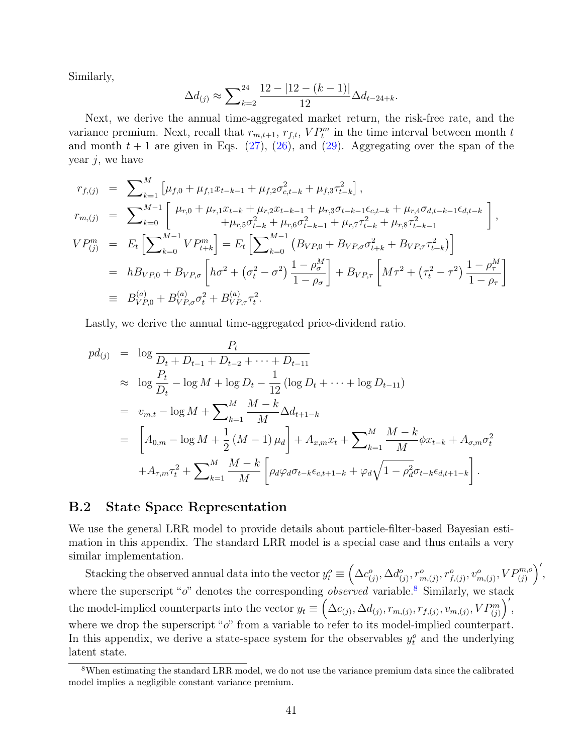Similarly,

$$\Delta d_{(j)} \approx \sum\nolimits_{k=2}^{24} \frac{12 - |12 - (k-1)|}{12} \Delta d_{t-24+k}.$$

Next, we derive the annual time-aggregated market return, the risk-free rate, and the variance premium. Next, recall that $r_{m,t+1}$, $r_{f,t}$, $VP_t^m$ in the time interval between month $t$ and month $t+1$ are given in Eqs. (27), (26), and (29). Aggregating over the span of the year $j$, we have

$$
\begin{aligned}
r_{f,(j)} &= \sum\nolimits_{k=1}^{M} \left[ \mu_{f,0} + \mu_{f,1} x_{t-k-1} + \mu_{f,2} \sigma_{c,t-k}^2 + \mu_{f,3} \tau_{t-k}^2 \right], \\
r_{m,(j)} &= \sum\nolimits_{k=0}^{M-1} \left[ \begin{array}{c} \mu_{r,0} + \mu_{r,1} x_{t-k} + \mu_{r,2} x_{t-k-1} + \mu_{r,3} \sigma_{t-k-1} \epsilon_{c,t-k} + \mu_{r,4} \sigma_{d,t-k-1} \epsilon_{d,t-k} \\ + \mu_{r,5} \sigma_{t-k}^2 + \mu_{r,6} \sigma_{t-k-1}^2 + \mu_{r,7} \tau_{t-k}^2 + \mu_{r,8} \tau_{t-k-1}^2 \end{array} \right], \\
VP_{(j)}^m &= E_t \left[ \sum\nolimits_{k=0}^{M-1} VP_{t+k}^m \right] = E_t \left[ \sum\nolimits_{k=0}^{M-1} \left( B_{VP,0} + B_{VP,\sigma} \sigma_{t+k}^2 + B_{VP,\tau} \tau_{t+k}^2 \right) \right] \\
&= h B_{VP,0} + B_{VP,\sigma} \left[ h\sigma^2 + \left( \sigma_t^2 - \sigma^2 \right) \frac{1 - \rho_\sigma^M}{1 - \rho_\sigma} \right] + B_{VP,\tau} \left[ M\tau^2 + \left( \tau_t^2 - \tau^2 \right) \frac{1 - \rho_\tau^M}{1 - \rho_\tau} \right] \\
&\equiv B_{VP,0}^{(a)} + B_{VP,\sigma}^{(a)} \sigma_t^2 + B_{VP,\tau}^{(a)} \tau_t^2.
\end{aligned}
$$

Lastly, we derive the annual time-aggregated price-dividend ratio.

$$
\begin{aligned}
pd_{(j)} &= \log \frac{P_t}{D_t + D_{t-1} + D_{t-2} + \cdots + D_{t-11}} \\
&\approx \log \frac{P_t}{D_t} - \log M + \log D_t - \frac{1}{12} \left( \log D_t + \cdots + \log D_{t-11} \right) \\
&= v_{m,t} - \log M + \sum\nolimits_{k=1}^{M} \frac{M-k}{M} \Delta d_{t+1-k} \\
&= \left[ A_{0,m} - \log M + \frac{1}{2} (M-1) \mu_d \right] + A_{x,m} x_t + \sum\nolimits_{k=1}^{M} \frac{M-k}{M} \phi x_{t-k} + A_{\sigma,m} \sigma_t^2 \\
&\quad + A_{\tau,m} \tau_t^2 + \sum\nolimits_{k=1}^{M} \frac{M-k}{M} \left[ \rho_d \varphi_d \sigma_{t-k} \epsilon_{c,t+1-k} + \varphi_d \sqrt{1 - \rho_d^2} \sigma_{t-k} \epsilon_{d,t+1-k} \right].
\end{aligned}
$$

## B.2 State Space Representation

We use the general LRR model to provide details about particle-filter-based Bayesian estimation in this appendix. The standard LRR model is a special case and thus entails a very similar implementation.

Stacking the observed annual data into the vector $y_t^o \equiv \left( \Delta c_{(j)}^o, \Delta d_{(j)}^o, r_{m,(j)}^o, r_{f,(j)}^o, v_{m,(j)}^o, VP_{(j)}^{m,o} \right)'$, where the superscript "$o$" denotes the corresponding *observed* variable.[8] Similarly, we stack the model-implied counterparts into the vector $y_t \equiv \left( \Delta c_{(j)}, \Delta d_{(j)}, r_{m,(j)}, r_{f,(j)}, v_{m,(j)}, VP_{(j)}^m \right)'$, where we drop the superscript "$o$" from a variable to refer to its model-implied counterpart. In this appendix, we derive a state-space system for the observables $y_t^o$ and the underlying latent state.

[8] When estimating the standard LRR model, we do not use the variance premium data since the calibrated model implies a negligible constant variance premium.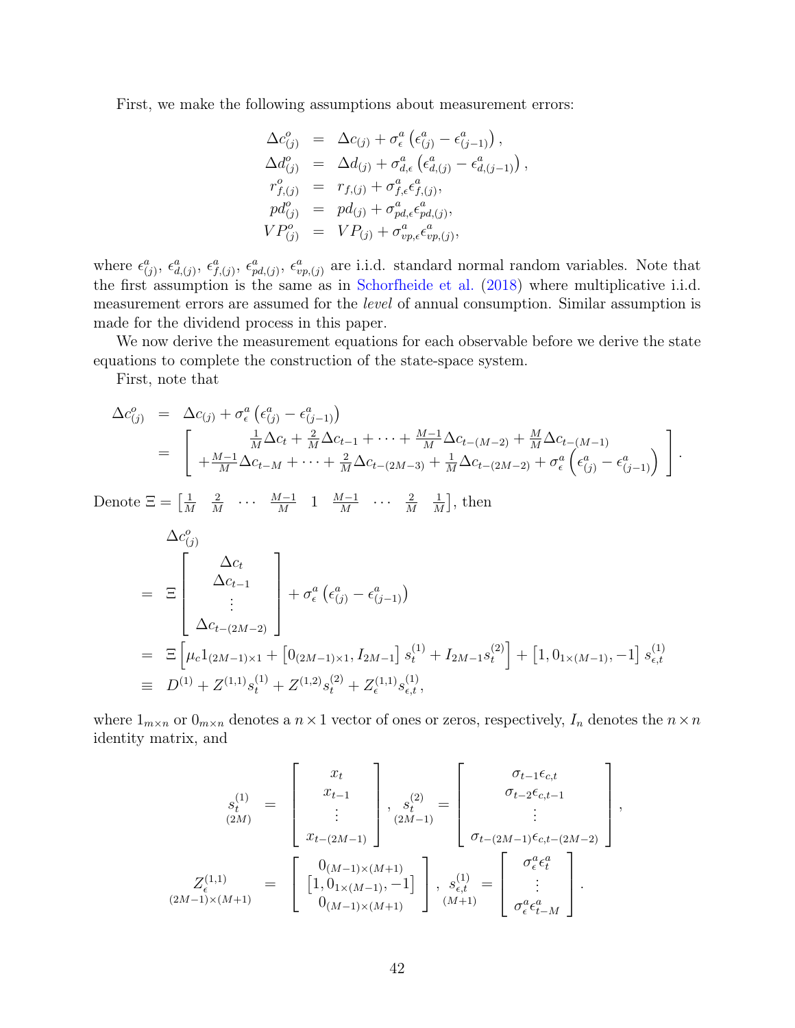First, we make the following assumptions about measurement errors:

$$
\begin{aligned}
\Delta c^o_{(j)} &= \Delta c_{(j)} + \sigma^a_\epsilon \left(\epsilon^a_{(j)} - \epsilon^a_{(j-1)}\right), \\
\Delta d^o_{(j)} &= \Delta d_{(j)} + \sigma^a_{d,\epsilon} \left(\epsilon^a_{d,(j)} - \epsilon^a_{d,(j-1)}\right), \\
r^o_{f,(j)} &= r_{f,(j)} + \sigma^a_{f,\epsilon}\epsilon^a_{f,(j)}, \\
pd^o_{(j)} &= pd_{(j)} + \sigma^a_{pd,\epsilon}\epsilon^a_{pd,(j)}, \\
VP^o_{(j)} &= VP_{(j)} + \sigma^a_{vp,\epsilon}\epsilon^a_{vp,(j)},
\end{aligned}
$$

where $\epsilon^a_{(j)}$, $\epsilon^a_{d,(j)}$, $\epsilon^a_{f,(j)}$, $\epsilon^a_{pd,(j)}$, $\epsilon^a_{vp,(j)}$ are i.i.d. standard normal random variables. Note that the first assumption is the same as in Schorfheide et al. (2018) where multiplicative i.i.d. measurement errors are assumed for the *level* of annual consumption. Similar assumption is made for the dividend process in this paper.

We now derive the measurement equations for each observable before we derive the state equations to complete the construction of the state-space system.

First, note that

$$
\begin{aligned}
\Delta c^o_{(j)} &= \Delta c_{(j)} + \sigma^a_\epsilon \left(\epsilon^a_{(j)} - \epsilon^a_{(j-1)}\right) \\
&= \left[ \begin{array}{c} \frac{1}{M}\Delta c_t + \frac{2}{M}\Delta c_{t-1} + \cdots + \frac{M-1}{M}\Delta c_{t-(M-2)} + \frac{M}{M}\Delta c_{t-(M-1)} \\ + \frac{M-1}{M}\Delta c_{t-M} + \cdots + \frac{2}{M}\Delta c_{t-(2M-3)} + \frac{1}{M}\Delta c_{t-(2M-2)} + \sigma^a_\epsilon \left(\epsilon^a_{(j)} - \epsilon^a_{(j-1)}\right) \end{array} \right].
\end{aligned}
$$

Denote $\Xi = \begin{bmatrix} \frac{1}{M} & \frac{2}{M} & \cdots & \frac{M-1}{M} & 1 & \frac{M-1}{M} & \cdots & \frac{2}{M} & \frac{1}{M} \end{bmatrix}$, then

$$
\begin{aligned}
&\Delta c^o_{(j)} \\
&= \Xi \begin{bmatrix} \Delta c_t \\ \Delta c_{t-1} \\ \vdots \\ \Delta c_{t-(2M-2)} \end{bmatrix} + \sigma^a_\epsilon \left(\epsilon^a_{(j)} - \epsilon^a_{(j-1)}\right) \\
&= \Xi \left[ \mu_c 1_{(2M-1)\times 1} + \left[0_{(2M-1)\times 1}, I_{2M-1}\right] s^{(1)}_t + I_{2M-1} s^{(2)}_t \right] + \left[1, 0_{1\times(M-1)}, -1\right] s^{(1)}_{\epsilon,t} \\
&\equiv D^{(1)} + Z^{(1,1)} s^{(1)}_t + Z^{(1,2)} s^{(2)}_t + Z^{(1,1)}_\epsilon s^{(1)}_{\epsilon,t},
\end{aligned}
$$

where $1_{m\times n}$ or $0_{m\times n}$ denotes a $n \times 1$ vector of ones or zeros, respectively, $I_n$ denotes the $n \times n$ identity matrix, and

$$
\underset{(2M)}{s^{(1)}_t} = \begin{bmatrix} x_t \\ x_{t-1} \\ \vdots \\ x_{t-(2M-1)} \end{bmatrix}, \quad \underset{(2M-1)}{s^{(2)}_t} = \begin{bmatrix} \sigma_{t-1}\epsilon_{c,t} \\ \sigma_{t-2}\epsilon_{c,t-1} \\ \vdots \\ \sigma_{t-(2M-1)}\epsilon_{c,t-(2M-2)} \end{bmatrix},
$$

$$
\underset{(2M-1)\times(M+1)}{Z^{(1,1)}_\epsilon} = \begin{bmatrix} 0_{(M-1)\times(M+1)} \\ \left[1, 0_{1\times(M-1)}, -1\right] \\ 0_{(M-1)\times(M+1)} \end{bmatrix}, \quad \underset{(M+1)}{s^{(1)}_{\epsilon,t}} = \begin{bmatrix} \sigma^a_\epsilon \epsilon^a_t \\ \vdots \\ \sigma^a_\epsilon \epsilon^a_{t-M} \end{bmatrix}.
$$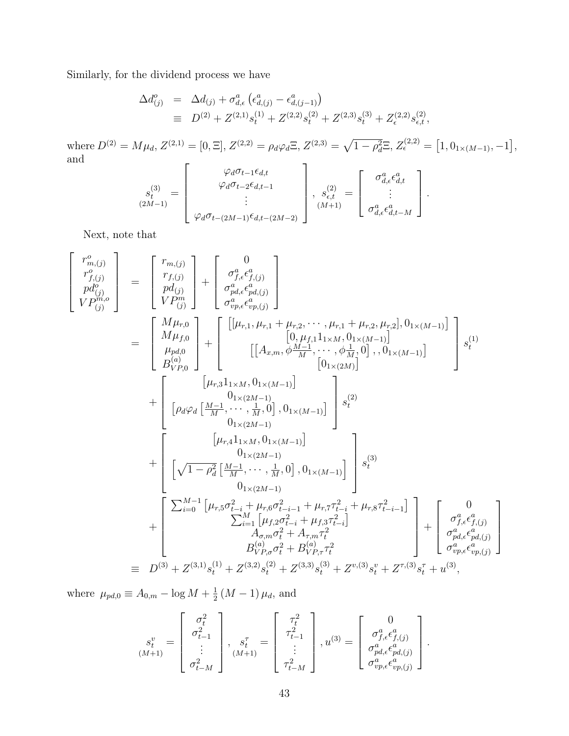Similarly, for the dividend process we have

$$
\begin{aligned}
\Delta d^o_{(j)} &= \Delta d_{(j)} + \sigma^a_{d,\epsilon}\left(\epsilon^a_{d,(j)} - \epsilon^a_{d,(j-1)}\right) \\
&\equiv D^{(2)} + Z^{(2,1)} s^{(1)}_t + Z^{(2,2)} s^{(2)}_t + Z^{(2,3)} s^{(3)}_t + Z^{(2,2)}_{\epsilon} s^{(2)}_{\epsilon,t},
\end{aligned}
$$

where $D^{(2)} = M\mu_d$, $Z^{(2,1)} = [0, \Xi]$, $Z^{(2,2)} = \rho_d \varphi_d \Xi$, $Z^{(2,3)} = \sqrt{1-\rho_d^2}\Xi$, $Z^{(2,2)}_{\epsilon} = \left[1, 0_{1\times(M-1)}, -1\right]$, and

$$
\underset{(2M-1)}{s^{(3)}_t} = \begin{bmatrix} \varphi_d \sigma_{t-1}\epsilon_{d,t} \\ \varphi_d \sigma_{t-2}\epsilon_{d,t-1} \\ \vdots \\ \varphi_d \sigma_{t-(2M-1)}\epsilon_{d,t-(2M-2)} \end{bmatrix}, \quad \underset{(M+1)}{s^{(2)}_{\epsilon,t}} = \begin{bmatrix} \sigma^a_{d,\epsilon}\epsilon^a_{d,t} \\ \vdots \\ \sigma^a_{d,\epsilon}\epsilon^a_{d,t-M} \end{bmatrix}.
$$

Next, note that

$$
\begin{aligned}
\begin{bmatrix} r^o_{m,(j)} \\ r^o_{f,(j)} \\ pd^o_{(j)} \\ VP^{m,o}_{(j)} \end{bmatrix} &= \begin{bmatrix} r_{m,(j)} \\ r_{f,(j)} \\ pd_{(j)} \\ VP^m_{(j)} \end{bmatrix} + \begin{bmatrix} 0 \\ \sigma^a_{f,\epsilon}\epsilon^a_{f,(j)} \\ \sigma^a_{pd,\epsilon}\epsilon^a_{pd,(j)} \\ \sigma^a_{vp,\epsilon}\epsilon^a_{vp,(j)} \end{bmatrix} \\
&= \begin{bmatrix} M\mu_{r,0} \\ M\mu_{f,0} \\ \mu_{pd,0} \\ B^{(a)}_{VP,0} \end{bmatrix} + \begin{bmatrix} \left[[\mu_{r,1}, \mu_{r,1}+\mu_{r,2}, \cdots, \mu_{r,1}+\mu_{r,2}, \mu_{r,2}], 0_{1\times(M-1)}\right] \\ \left[0, \mu_{f,1} 1_{1\times M}, 0_{1\times(M-1)}\right] \\ \left[\left[A_{x,m}, \phi\frac{M-1}{M}, \cdots, \phi\frac{1}{M}, 0\right], , 0_{1\times(M-1)}\right] \\ \left[0_{1\times(2M)}\right] \end{bmatrix} s^{(1)}_t \\
&\quad + \begin{bmatrix} \left[\mu_{r,3} 1_{1\times M}, 0_{1\times(M-1)}\right] \\ 0_{1\times(2M-1)} \\ \left[\rho_d\varphi_d\left[\frac{M-1}{M}, \cdots, \frac{1}{M}, 0\right], 0_{1\times(M-1)}\right] \\ 0_{1\times(2M-1)} \end{bmatrix} s^{(2)}_t \\
&\quad + \begin{bmatrix} \left[\mu_{r,4} 1_{1\times M}, 0_{1\times(M-1)}\right] \\ 0_{1\times(2M-1)} \\ \left[\sqrt{1-\rho_d^2}\left[\frac{M-1}{M}, \cdots, \frac{1}{M}, 0\right], 0_{1\times(M-1)}\right] \\ 0_{1\times(2M-1)} \end{bmatrix} s^{(3)}_t \\
&\quad + \begin{bmatrix} \sum_{i=0}^{M-1}\left[\mu_{r,5}\sigma^2_{t-i} + \mu_{r,6}\sigma^2_{t-i-1} + \mu_{r,7}\tau^2_{t-i} + \mu_{r,8}\tau^2_{t-i-1}\right] \\ \sum_{i=1}^{M}\left[\mu_{f,2}\sigma^2_{t-i} + \mu_{f,3}\tau^2_{t-i}\right] \\ A_{\sigma,m}\sigma^2_t + A_{\tau,m}\tau^2_t \\ B^{(a)}_{VP,\sigma}\sigma^2_t + B^{(a)}_{VP,\tau}\tau^2_t \end{bmatrix} + \begin{bmatrix} 0 \\ \sigma^a_{f,\epsilon}\epsilon^a_{f,(j)} \\ \sigma^a_{pd,\epsilon}\epsilon^a_{pd,(j)} \\ \sigma^a_{vp,\epsilon}\epsilon^a_{vp,(j)} \end{bmatrix} \\
&\equiv D^{(3)} + Z^{(3,1)} s^{(1)}_t + Z^{(3,2)} s^{(2)}_t + Z^{(3,3)} s^{(3)}_t + Z^{v,(3)} s^v_t + Z^{\tau,(3)} s^{\tau}_t + u^{(3)},
\end{aligned}
$$

where $\mu_{pd,0} \equiv A_{0,m} - \log M + \frac{1}{2}(M-1)\mu_d$, and

$$
\underset{(M+1)}{s^v_t} = \begin{bmatrix} \sigma^2_t \\ \sigma^2_{t-1} \\ \vdots \\ \sigma^2_{t-M} \end{bmatrix}, \quad \underset{(M+1)}{s^{\tau}_t} = \begin{bmatrix} \tau^2_t \\ \tau^2_{t-1} \\ \vdots \\ \tau^2_{t-M} \end{bmatrix}, \quad u^{(3)} = \begin{bmatrix} 0 \\ \sigma^a_{f,\epsilon}\epsilon^a_{f,(j)} \\ \sigma^a_{pd,\epsilon}\epsilon^a_{pd,(j)} \\ \sigma^a_{vp,\epsilon}\epsilon^a_{vp,(j)} \end{bmatrix}.
$$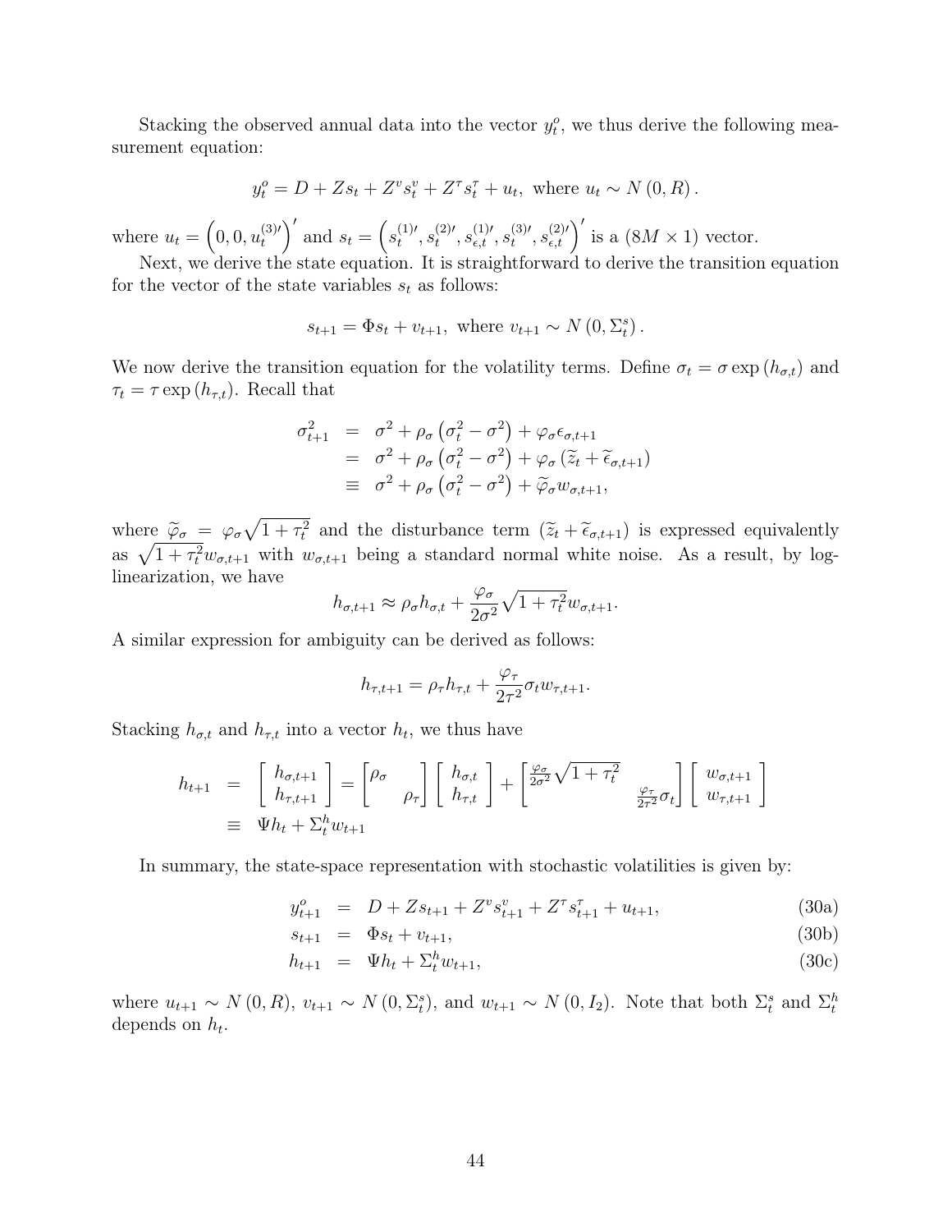Stacking the observed annual data into the vector $y_t^o$, we thus derive the following measurement equation:

$$y_t^o = D + Zs_t + Z^v s_t^v + Z^\tau s_t^\tau + u_t, \text{ where } u_t \sim N(0, R).$$

where $u_t = \left(0, 0, u_t^{(3)\prime}\right)'$ and $s_t = \left(s_t^{(1)\prime}, s_t^{(2)\prime}, s_{\epsilon,t}^{(1)\prime}, s_t^{(3)\prime}, s_{\epsilon,t}^{(2)\prime}\right)'$ is a $(8M \times 1)$ vector.

Next, we derive the state equation. It is straightforward to derive the transition equation for the vector of the state variables $s_t$ as follows:

$$s_{t+1} = \Phi s_t + v_{t+1}, \text{ where } v_{t+1} \sim N(0, \Sigma_t^s).$$

We now derive the transition equation for the volatility terms. Define $\sigma_t = \sigma \exp(h_{\sigma,t})$ and $\tau_t = \tau \exp(h_{\tau,t})$. Recall that

$$\begin{aligned}
\sigma_{t+1}^2 &= \sigma^2 + \rho_\sigma \left(\sigma_t^2 - \sigma^2\right) + \varphi_\sigma \epsilon_{\sigma,t+1} \\
&= \sigma^2 + \rho_\sigma \left(\sigma_t^2 - \sigma^2\right) + \varphi_\sigma \left(\widetilde{z}_t + \widetilde{\epsilon}_{\sigma,t+1}\right) \\
&\equiv \sigma^2 + \rho_\sigma \left(\sigma_t^2 - \sigma^2\right) + \widetilde{\varphi}_\sigma w_{\sigma,t+1},
\end{aligned}$$

where $\widetilde{\varphi}_\sigma = \varphi_\sigma \sqrt{1 + \tau_t^2}$ and the disturbance term $\left(\widetilde{z}_t + \widetilde{\epsilon}_{\sigma,t+1}\right)$ is expressed equivalently as $\sqrt{1 + \tau_t^2} w_{\sigma,t+1}$ with $w_{\sigma,t+1}$ being a standard normal white noise. As a result, by log-linearization, we have

$$h_{\sigma,t+1} \approx \rho_\sigma h_{\sigma,t} + \frac{\varphi_\sigma}{2\sigma^2} \sqrt{1 + \tau_t^2} w_{\sigma,t+1}.$$

A similar expression for ambiguity can be derived as follows:

$$h_{\tau,t+1} = \rho_\tau h_{\tau,t} + \frac{\varphi_\tau}{2\tau^2} \sigma_t w_{\tau,t+1}.$$

Stacking $h_{\sigma,t}$ and $h_{\tau,t}$ into a vector $h_t$, we thus have

$$\begin{aligned}
h_{t+1} &= \begin{bmatrix} h_{\sigma,t+1} \\ h_{\tau,t+1} \end{bmatrix} = \begin{bmatrix} \rho_\sigma & \\ & \rho_\tau \end{bmatrix} \begin{bmatrix} h_{\sigma,t} \\ h_{\tau,t} \end{bmatrix} + \begin{bmatrix} \frac{\varphi_\sigma}{2\sigma^2} \sqrt{1 + \tau_t^2} & \\ & \frac{\varphi_\tau}{2\tau^2} \sigma_t \end{bmatrix} \begin{bmatrix} w_{\sigma,t+1} \\ w_{\tau,t+1} \end{bmatrix} \\
&\equiv \Psi h_t + \Sigma_t^h w_{t+1}
\end{aligned}$$

In summary, the state-space representation with stochastic volatilities is given by:

$$\begin{aligned}
y_{t+1}^o &= D + Zs_{t+1} + Z^v s_{t+1}^v + Z^\tau s_{t+1}^\tau + u_{t+1}, & \text{(30a)} \\
s_{t+1} &= \Phi s_t + v_{t+1}, & \text{(30b)} \\
h_{t+1} &= \Psi h_t + \Sigma_t^h w_{t+1}, & \text{(30c)}
\end{aligned}$$

where $u_{t+1} \sim N(0, R)$, $v_{t+1} \sim N(0, \Sigma_t^s)$, and $w_{t+1} \sim N(0, I_2)$. Note that both $\Sigma_t^s$ and $\Sigma_t^h$ depends on $h_t$.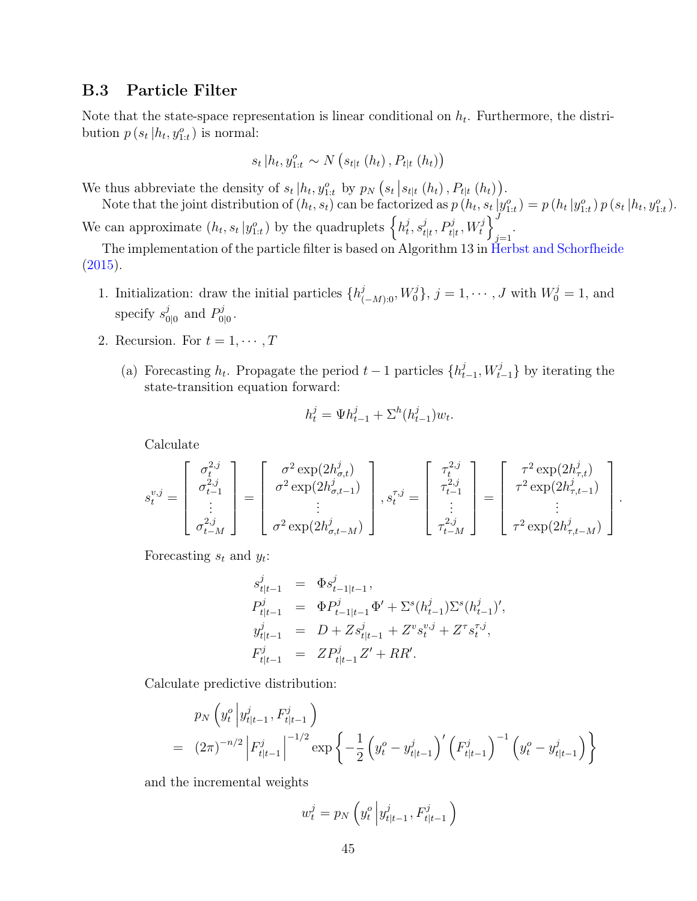## B.3 Particle Filter

Note that the state-space representation is linear conditional on $h_t$. Furthermore, the distribution $p\left(s_t \left| h_t, y^o_{1:t}\right.\right)$ is normal:

$$s_t \left| h_t, y^o_{1:t} \right. \sim N\left(s_{t|t}\left(h_t\right), P_{t|t}\left(h_t\right)\right)$$

We thus abbreviate the density of $s_t \left| h_t, y^o_{1:t}\right.$ by $p_N\left(s_t \left| s_{t|t}\left(h_t\right), P_{t|t}\left(h_t\right)\right.\right)$.

Note that the joint distribution of $(h_t, s_t)$ can be factorized as $p\left(h_t, s_t \left| y^o_{1:t}\right.\right) = p\left(h_t \left| y^o_{1:t}\right.\right) p\left(s_t \left| h_t, y^o_{1:t}\right.\right)$. We can approximate $\left(h_t, s_t \left| y^o_{1:t}\right.\right)$ by the quadruplets $\left\{h^j_t, s^j_{t|t}, P^j_{t|t}, W^j_t\right\}_{j=1}^{J}$.

The implementation of the particle filter is based on Algorithm 13 in Herbst and Schorfheide (2015).

1. Initialization: draw the initial particles $\{h^j_{(-M):0}, W^j_0\}$, $j = 1, \cdots, J$ with $W^j_0 = 1$, and specify $s^j_{0|0}$ and $P^j_{0|0}$.

2. Recursion. For $t = 1, \cdots, T$

   (a) Forecasting $h_t$. Propagate the period $t-1$ particles $\{h^j_{t-1}, W^j_{t-1}\}$ by iterating the state-transition equation forward:

   $$h^j_t = \Psi h^j_{t-1} + \Sigma^h(h^j_{t-1})w_t.$$

   Calculate

   $$s^{v,j}_t = \begin{bmatrix} \sigma^{2,j}_t \\ \sigma^{2,j}_{t-1} \\ \vdots \\ \sigma^{2,j}_{t-M} \end{bmatrix} = \begin{bmatrix} \sigma^2 \exp(2h^j_{\sigma,t}) \\ \sigma^2 \exp(2h^j_{\sigma,t-1}) \\ \vdots \\ \sigma^2 \exp(2h^j_{\sigma,t-M}) \end{bmatrix}, s^{\tau,j}_t = \begin{bmatrix} \tau^{2,j}_t \\ \tau^{2,j}_{t-1} \\ \vdots \\ \tau^{2,j}_{t-M} \end{bmatrix} = \begin{bmatrix} \tau^2 \exp(2h^j_{\tau,t}) \\ \tau^2 \exp(2h^j_{\tau,t-1}) \\ \vdots \\ \tau^2 \exp(2h^j_{\tau,t-M}) \end{bmatrix}.$$

   Forecasting $s_t$ and $y_t$:

   $$\begin{aligned} s^j_{t|t-1} &= \Phi s^j_{t-1|t-1}, \\ P^j_{t|t-1} &= \Phi P^j_{t-1|t-1}\Phi' + \Sigma^s(h^j_{t-1})\Sigma^s(h^j_{t-1})', \\ y^j_{t|t-1} &= D + Z s^j_{t|t-1} + Z^v s^{v,j}_t + Z^\tau s^{\tau,j}_t, \\ F^j_{t|t-1} &= Z P^j_{t|t-1} Z' + RR'. \end{aligned}$$

   Calculate predictive distribution:

   $$\begin{aligned} & p_N\left(y^o_t \left| y^j_{t|t-1}, F^j_{t|t-1}\right.\right) \\ =\; & (2\pi)^{-n/2} \left|F^j_{t|t-1}\right|^{-1/2} \exp\left\{-\frac{1}{2}\left(y^o_t - y^j_{t|t-1}\right)'\left(F^j_{t|t-1}\right)^{-1}\left(y^o_t - y^j_{t|t-1}\right)\right\} \end{aligned}$$

   and the incremental weights

   $$w^j_t = p_N\left(y^o_t \left| y^j_{t|t-1}, F^j_{t|t-1}\right.\right)$$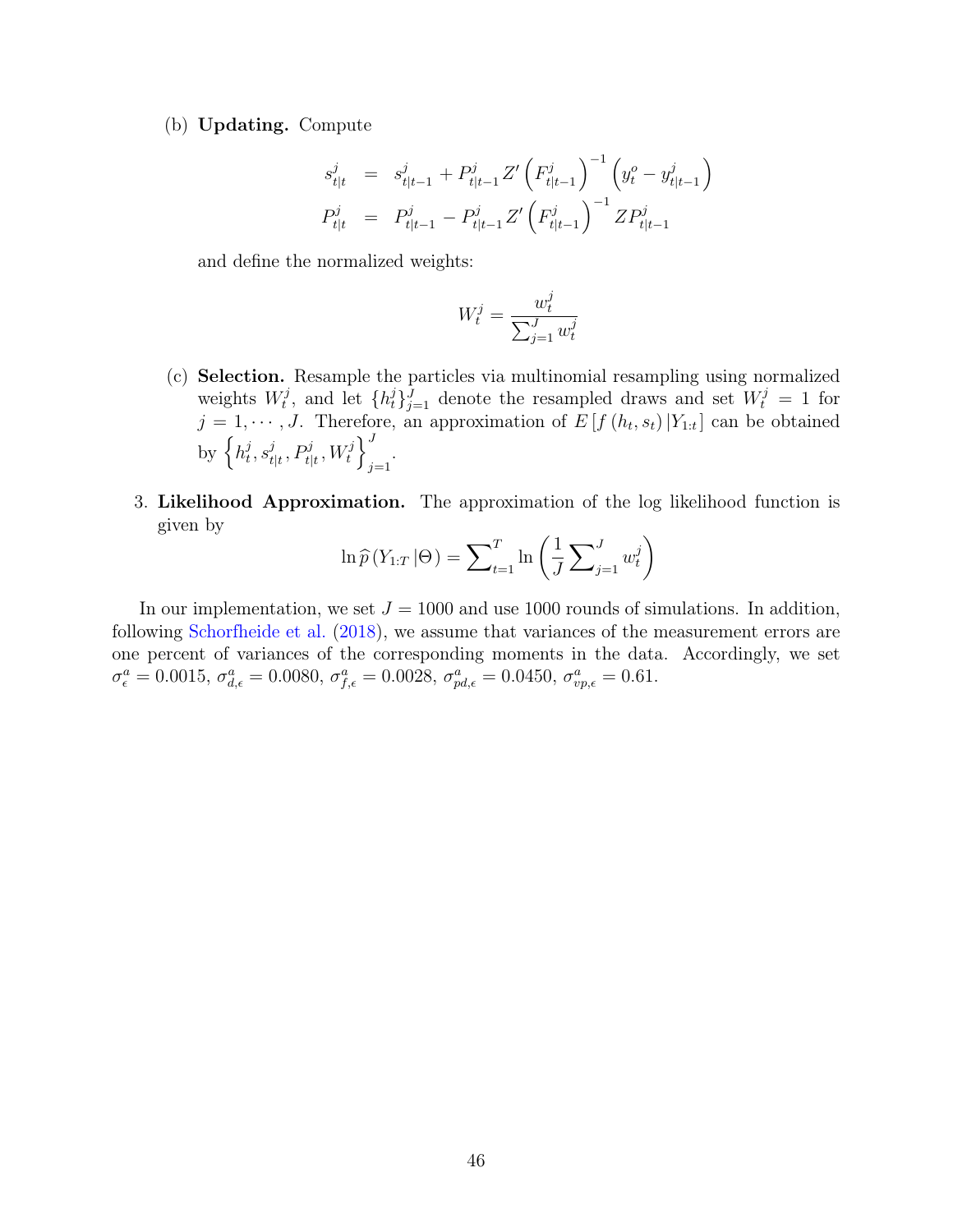(b) **Updating.** Compute

$$
\begin{aligned}
s^j_{t|t} &= s^j_{t|t-1} + P^j_{t|t-1} Z' \left(F^j_{t|t-1}\right)^{-1} \left(y^o_t - y^j_{t|t-1}\right) \\
P^j_{t|t} &= P^j_{t|t-1} - P^j_{t|t-1} Z' \left(F^j_{t|t-1}\right)^{-1} Z P^j_{t|t-1}
\end{aligned}
$$

and define the normalized weights:

$$
W^j_t = \frac{w^j_t}{\sum_{j=1}^J w^j_t}
$$

(c) **Selection.** Resample the particles via multinomial resampling using normalized weights $W^j_t$, and let $\{h^j_t\}_{j=1}^J$ denote the resampled draws and set $W^j_t = 1$ for $j = 1, \cdots, J$. Therefore, an approximation of $E\left[f\left(h_t, s_t\right) |Y_{1:t}\right]$ can be obtained by $\left\{h^j_t, s^j_{t|t}, P^j_{t|t}, W^j_t\right\}_{j=1}^J$.

3. **Likelihood Approximation.** The approximation of the log likelihood function is given by

$$
\ln \widehat{p}\left(Y_{1:T} |\Theta\right) = \sum\nolimits_{t=1}^T \ln \left(\frac{1}{J} \sum\nolimits_{j=1}^J w^j_t\right)
$$

In our implementation, we set $J = 1000$ and use 1000 rounds of simulations. In addition, following Schorfheide et al. (2018), we assume that variances of the measurement errors are one percent of variances of the corresponding moments in the data. Accordingly, we set $\sigma^a_\epsilon = 0.0015$, $\sigma^a_{d,\epsilon} = 0.0080$, $\sigma^a_{f,\epsilon} = 0.0028$, $\sigma^a_{pd,\epsilon} = 0.0450$, $\sigma^a_{vp,\epsilon} = 0.61$.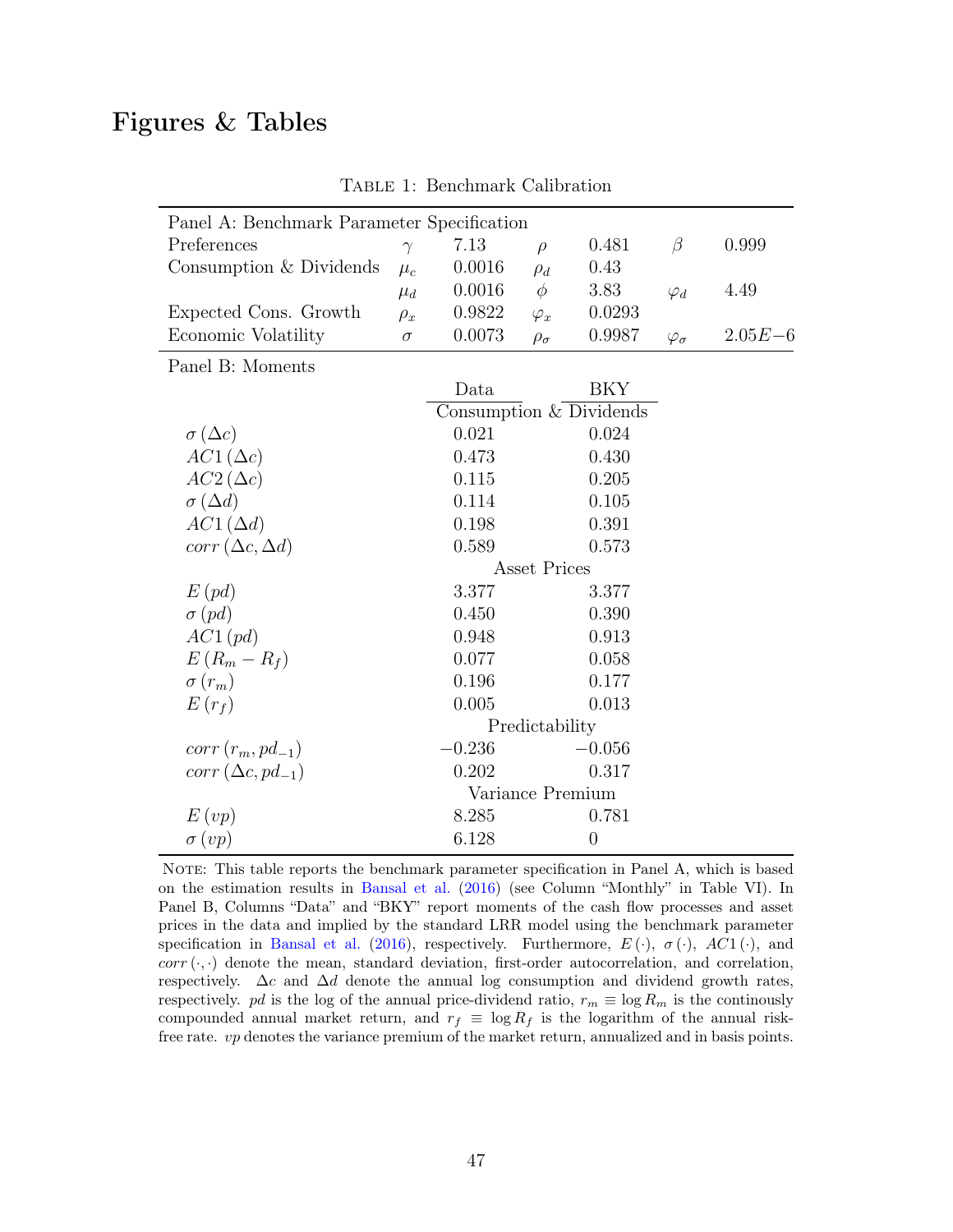# Figures & Tables

Table 1: Benchmark Calibration

| Panel A: Benchmark Parameter Specification | | | | | | |
|---|---|---|---|---|---|---|
| Preferences | $\gamma$ | 7.13 | $\rho$ | 0.481 | $\beta$ | 0.999 |
| Consumption & Dividends | $\mu_c$ | 0.0016 | $\rho_d$ | 0.43 | | |
| | $\mu_d$ | 0.0016 | $\phi$ | 3.83 | $\varphi_d$ | 4.49 |
| Expected Cons. Growth | $\rho_x$ | 0.9822 | $\varphi_x$ | 0.0293 | | |
| Economic Volatility | $\sigma$ | 0.0073 | $\rho_\sigma$ | 0.9987 | $\varphi_\sigma$ | $2.05E{-6}$ |

| Panel B: Moments | Data | BKY |
|---|---|---|
| | Consumption & Dividends | |
| $\sigma(\Delta c)$ | 0.021 | 0.024 |
| $AC1(\Delta c)$ | 0.473 | 0.430 |
| $AC2(\Delta c)$ | 0.115 | 0.205 |
| $\sigma(\Delta d)$ | 0.114 | 0.105 |
| $AC1(\Delta d)$ | 0.198 | 0.391 |
| $corr(\Delta c, \Delta d)$ | 0.589 | 0.573 |
| | Asset Prices | |
| $E(pd)$ | 3.377 | 3.377 |
| $\sigma(pd)$ | 0.450 | 0.390 |
| $AC1(pd)$ | 0.948 | 0.913 |
| $E(R_m - R_f)$ | 0.077 | 0.058 |
| $\sigma(r_m)$ | 0.196 | 0.177 |
| $E(r_f)$ | 0.005 | 0.013 |
| | Predictability | |
| $corr(r_m, pd_{-1})$ | $-0.236$ | $-0.056$ |
| $corr(\Delta c, pd_{-1})$ | 0.202 | 0.317 |
| | Variance Premium | |
| $E(vp)$ | 8.285 | 0.781 |
| $\sigma(vp)$ | 6.128 | 0 |

Note: This table reports the benchmark parameter specification in Panel A, which is based on the estimation results in Bansal et al. (2016) (see Column "Monthly" in Table VI). In Panel B, Columns "Data" and "BKY" report moments of the cash flow processes and asset prices in the data and implied by the standard LRR model using the benchmark parameter specification in Bansal et al. (2016), respectively. Furthermore, $E(\cdot)$, $\sigma(\cdot)$, $AC1(\cdot)$, and $corr(\cdot,\cdot)$ denote the mean, standard deviation, first-order autocorrelation, and correlation, respectively. $\Delta c$ and $\Delta d$ denote the annual log consumption and dividend growth rates, respectively. $pd$ is the log of the annual price-dividend ratio, $r_m \equiv \log R_m$ is the continously compounded annual market return, and $r_f \equiv \log R_f$ is the logarithm of the annual risk-free rate. $vp$ denotes the variance premium of the market return, annualized and in basis points.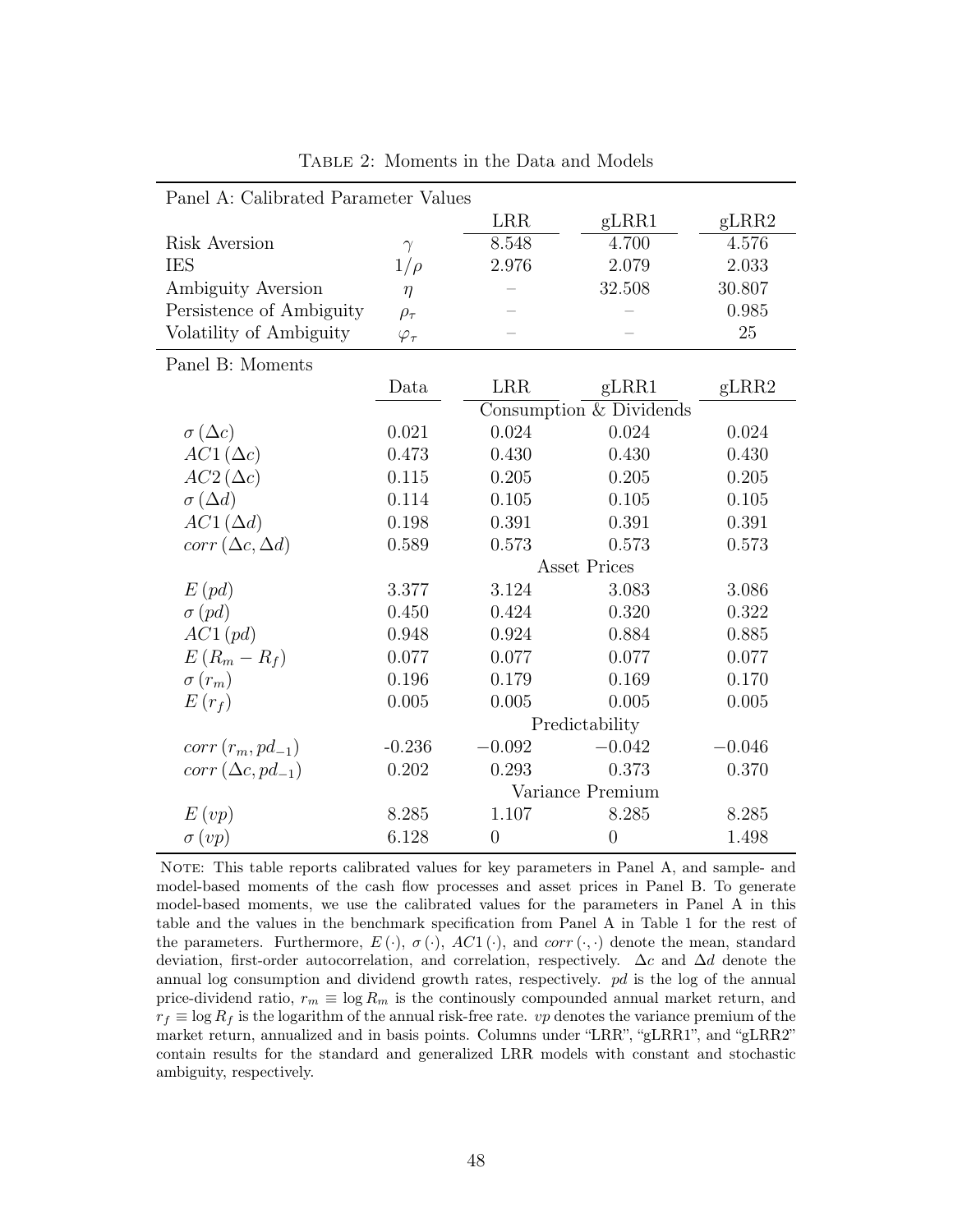Table 2: Moments in the Data and Models

| Panel A: Calibrated Parameter Values | | | | | |
|---|---|---|---|---|---|
| | | | LRR | gLRR1 | gLRR2 |
| Risk Aversion | $\gamma$ | | 8.548 | 4.700 | 4.576 |
| IES | $1/\rho$ | | 2.976 | 2.079 | 2.033 |
| Ambiguity Aversion | $\eta$ | | – | 32.508 | 30.807 |
| Persistence of Ambiguity | $\rho_\tau$ | | – | – | 0.985 |
| Volatility of Ambiguity | $\varphi_\tau$ | | – | – | 25 |

| Panel B: Moments | Data | LRR | gLRR1 | gLRR2 |
|---|---|---|---|---|
| | | Consumption & Dividends | | |
| $\sigma(\Delta c)$ | 0.021 | 0.024 | 0.024 | 0.024 |
| $AC1(\Delta c)$ | 0.473 | 0.430 | 0.430 | 0.430 |
| $AC2(\Delta c)$ | 0.115 | 0.205 | 0.205 | 0.205 |
| $\sigma(\Delta d)$ | 0.114 | 0.105 | 0.105 | 0.105 |
| $AC1(\Delta d)$ | 0.198 | 0.391 | 0.391 | 0.391 |
| $corr(\Delta c, \Delta d)$ | 0.589 | 0.573 | 0.573 | 0.573 |
| | | Asset Prices | | |
| $E(pd)$ | 3.377 | 3.124 | 3.083 | 3.086 |
| $\sigma(pd)$ | 0.450 | 0.424 | 0.320 | 0.322 |
| $AC1(pd)$ | 0.948 | 0.924 | 0.884 | 0.885 |
| $E(R_m - R_f)$ | 0.077 | 0.077 | 0.077 | 0.077 |
| $\sigma(r_m)$ | 0.196 | 0.179 | 0.169 | 0.170 |
| $E(r_f)$ | 0.005 | 0.005 | 0.005 | 0.005 |
| | | Predictability | | |
| $corr(r_m, pd_{-1})$ | -0.236 | $-0.092$ | $-0.042$ | $-0.046$ |
| $corr(\Delta c, pd_{-1})$ | 0.202 | 0.293 | 0.373 | 0.370 |
| | | Variance Premium | | |
| $E(vp)$ | 8.285 | 1.107 | 8.285 | 8.285 |
| $\sigma(vp)$ | 6.128 | 0 | 0 | 1.498 |

Note: This table reports calibrated values for key parameters in Panel A, and sample- and model-based moments of the cash flow processes and asset prices in Panel B. To generate model-based moments, we use the calibrated values for the parameters in Panel A in this table and the values in the benchmark specification from Panel A in Table 1 for the rest of the parameters. Furthermore, $E(\cdot)$, $\sigma(\cdot)$, $AC1(\cdot)$, and $corr(\cdot,\cdot)$ denote the mean, standard deviation, first-order autocorrelation, and correlation, respectively. $\Delta c$ and $\Delta d$ denote the annual log consumption and dividend growth rates, respectively. $pd$ is the log of the annual price-dividend ratio, $r_m \equiv \log R_m$ is the continously compounded annual market return, and $r_f \equiv \log R_f$ is the logarithm of the annual risk-free rate. $vp$ denotes the variance premium of the market return, annualized and in basis points. Columns under "LRR", "gLRR1", and "gLRR2" contain results for the standard and generalized LRR models with constant and stochastic ambiguity, respectively.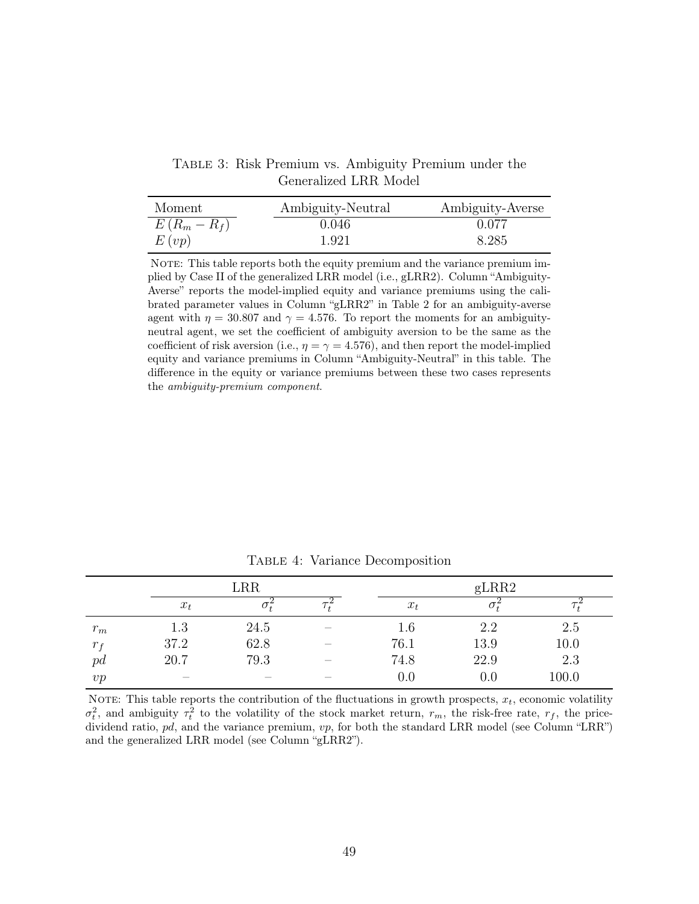Table 3: Risk Premium vs. Ambiguity Premium under the Generalized LRR Model

| Moment | Ambiguity-Neutral | Ambiguity-Averse |
|---|---|---|
| $E(R_m - R_f)$ | 0.046 | 0.077 |
| $E(vp)$ | 1.921 | 8.285 |

Note: This table reports both the equity premium and the variance premium implied by Case II of the generalized LRR model (i.e., gLRR2). Column "Ambiguity-Averse" reports the model-implied equity and variance premiums using the calibrated parameter values in Column "gLRR2" in Table 2 for an ambiguity-averse agent with $\eta = 30.807$ and $\gamma = 4.576$. To report the moments for an ambiguity-neutral agent, we set the coefficient of ambiguity aversion to be the same as the coefficient of risk aversion (i.e., $\eta = \gamma = 4.576$), and then report the model-implied equity and variance premiums in Column "Ambiguity-Neutral" in this table. The difference in the equity or variance premiums between these two cases represents the *ambiguity-premium component*.

Table 4: Variance Decomposition

| | LRR | | | gLRR2 | | |
|---|---|---|---|---|---|---|
| | $x_t$ | $\sigma_t^2$ | $\tau_t^2$ | $x_t$ | $\sigma_t^2$ | $\tau_t^2$ |
| $r_m$ | 1.3 | 24.5 | – | 1.6 | 2.2 | 2.5 |
| $r_f$ | 37.2 | 62.8 | – | 76.1 | 13.9 | 10.0 |
| $pd$ | 20.7 | 79.3 | – | 74.8 | 22.9 | 2.3 |
| $vp$ | – | – | – | 0.0 | 0.0 | 100.0 |

Note: This table reports the contribution of the fluctuations in growth prospects, $x_t$, economic volatility $\sigma_t^2$, and ambiguity $\tau_t^2$ to the volatility of the stock market return, $r_m$, the risk-free rate, $r_f$, the price-dividend ratio, $pd$, and the variance premium, $vp$, for both the standard LRR model (see Column "LRR") and the generalized LRR model (see Column "gLRR2").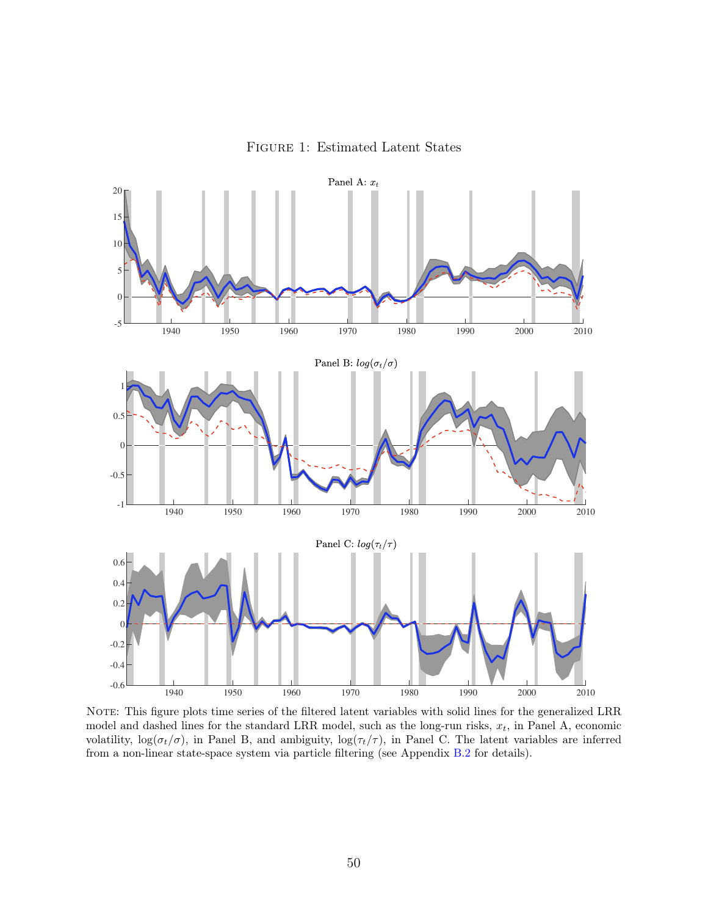Figure 1: Estimated Latent States

Panel A: $x_t$

Panel B: $log(\sigma_t/\sigma)$

Panel C: $log(\tau_t/\tau)$

Note: This figure plots time series of the filtered latent variables with solid lines for the generalized LRR model and dashed lines for the standard LRR model, such as the long-run risks, $x_t$, in Panel A, economic volatility, $\log(\sigma_t/\sigma)$, in Panel B, and ambiguity, $\log(\tau_t/\tau)$, in Panel C. The latent variables are inferred from a non-linear state-space system via particle filtering (see Appendix B.2 for details).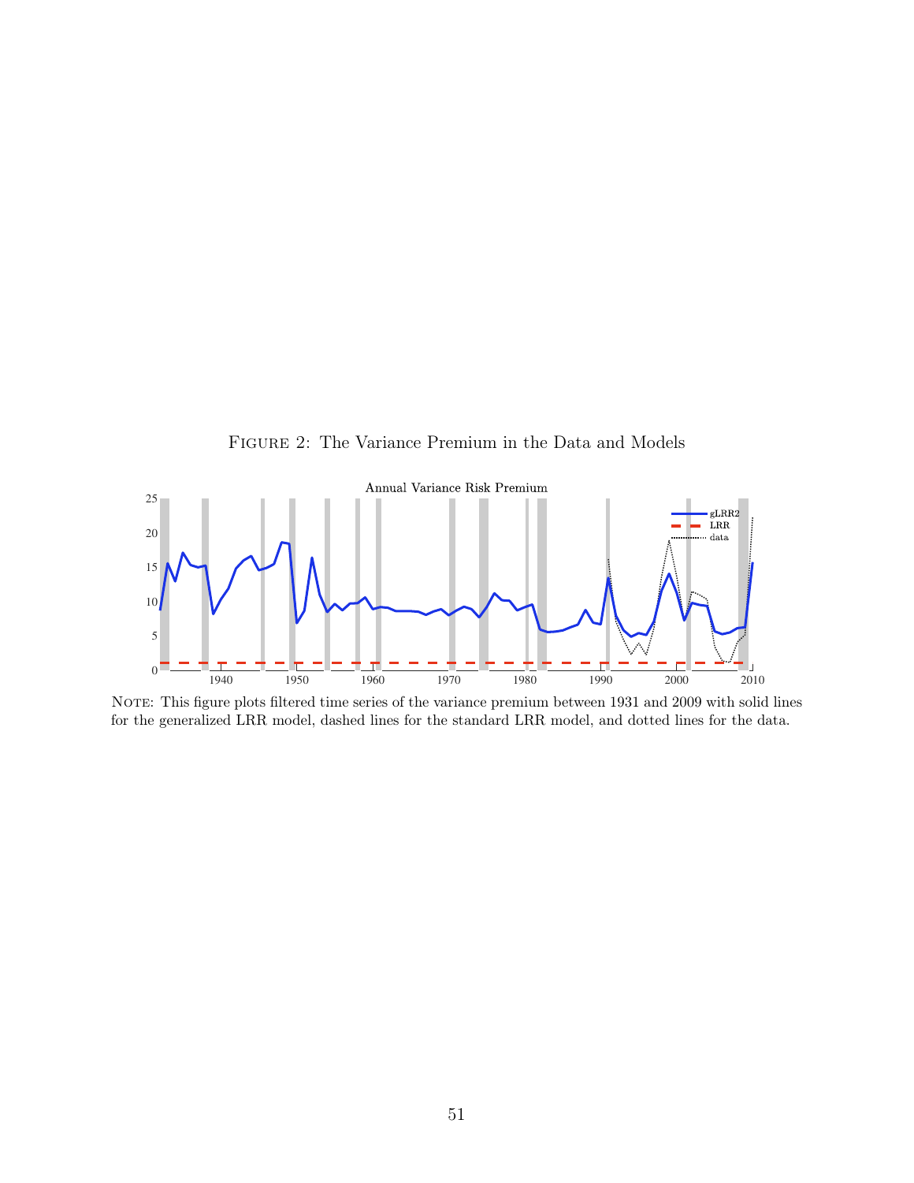Figure 2: The Variance Premium in the Data and Models

Note: This figure plots filtered time series of the variance premium between 1931 and 2009 with solid lines for the generalized LRR model, dashed lines for the standard LRR model, and dotted lines for the data.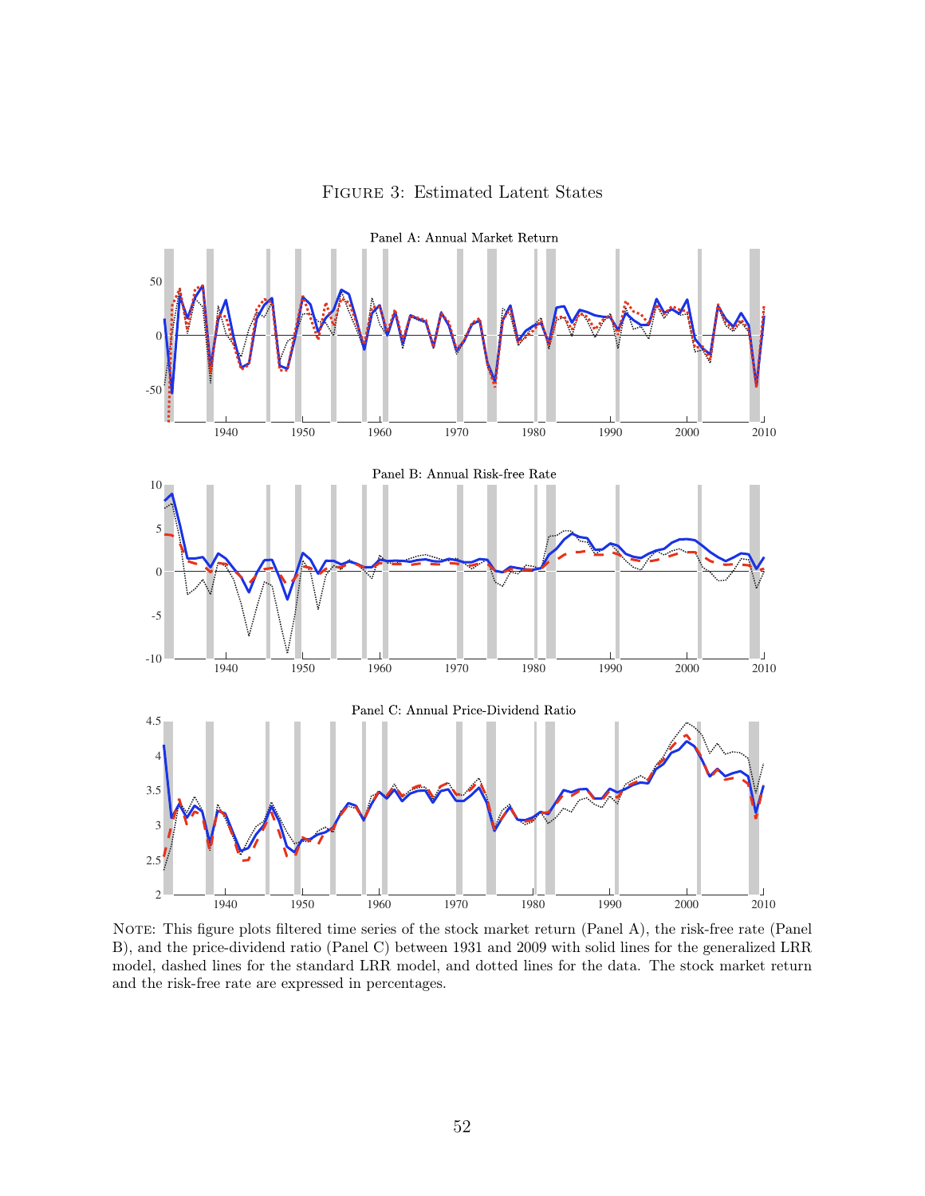# Figure 3: Estimated Latent States

Note: This figure plots filtered time series of the stock market return (Panel A), the risk-free rate (Panel B), and the price-dividend ratio (Panel C) between 1931 and 2009 with solid lines for the generalized LRR model, dashed lines for the standard LRR model, and dotted lines for the data. The stock market return and the risk-free rate are expressed in percentages.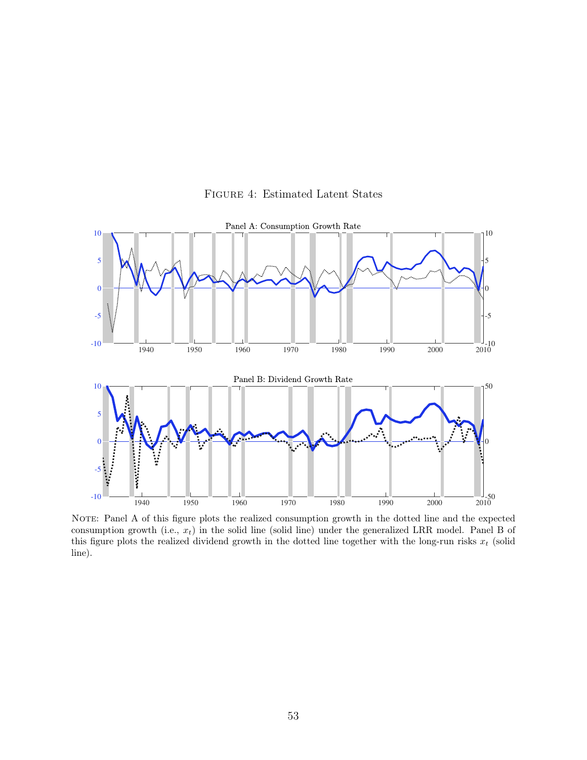FIGURE 4: Estimated Latent States

Panel A: Consumption Growth Rate

10
5
0
-5
-10

1940 1950 1960 1970 1980 1990 2000 2010

Panel B: Dividend Growth Rate

10
5
0
-5
-10

50
0
-50

1940 1950 1960 1970 1980 1990 2000 2010

NOTE: Panel A of this figure plots the realized consumption growth in the dotted line and the expected consumption growth (i.e., $x_t$) in the solid line (solid line) under the generalized LRR model. Panel B of this figure plots the realized dividend growth in the dotted line together with the long-run risks $x_t$ (solid line).